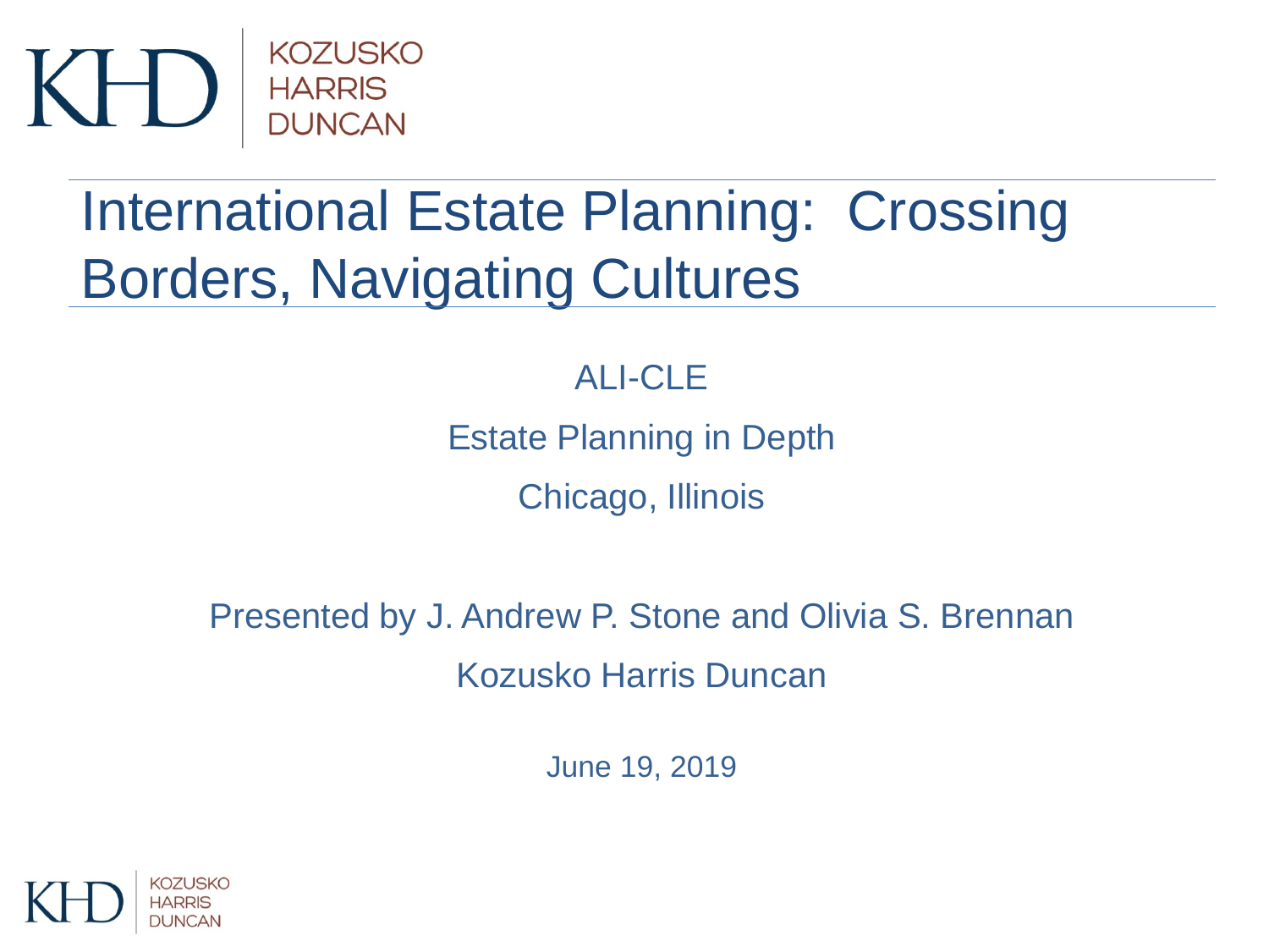KHD | KOZUSKO HARRIS DUNCAN

# International Estate Planning: Crossing Borders, Navigating Cultures

ALI-CLE

Estate Planning in Depth

Chicago, Illinois

Presented by J. Andrew P. Stone and Olivia S. Brennan

Kozusko Harris Duncan

June 19, 2019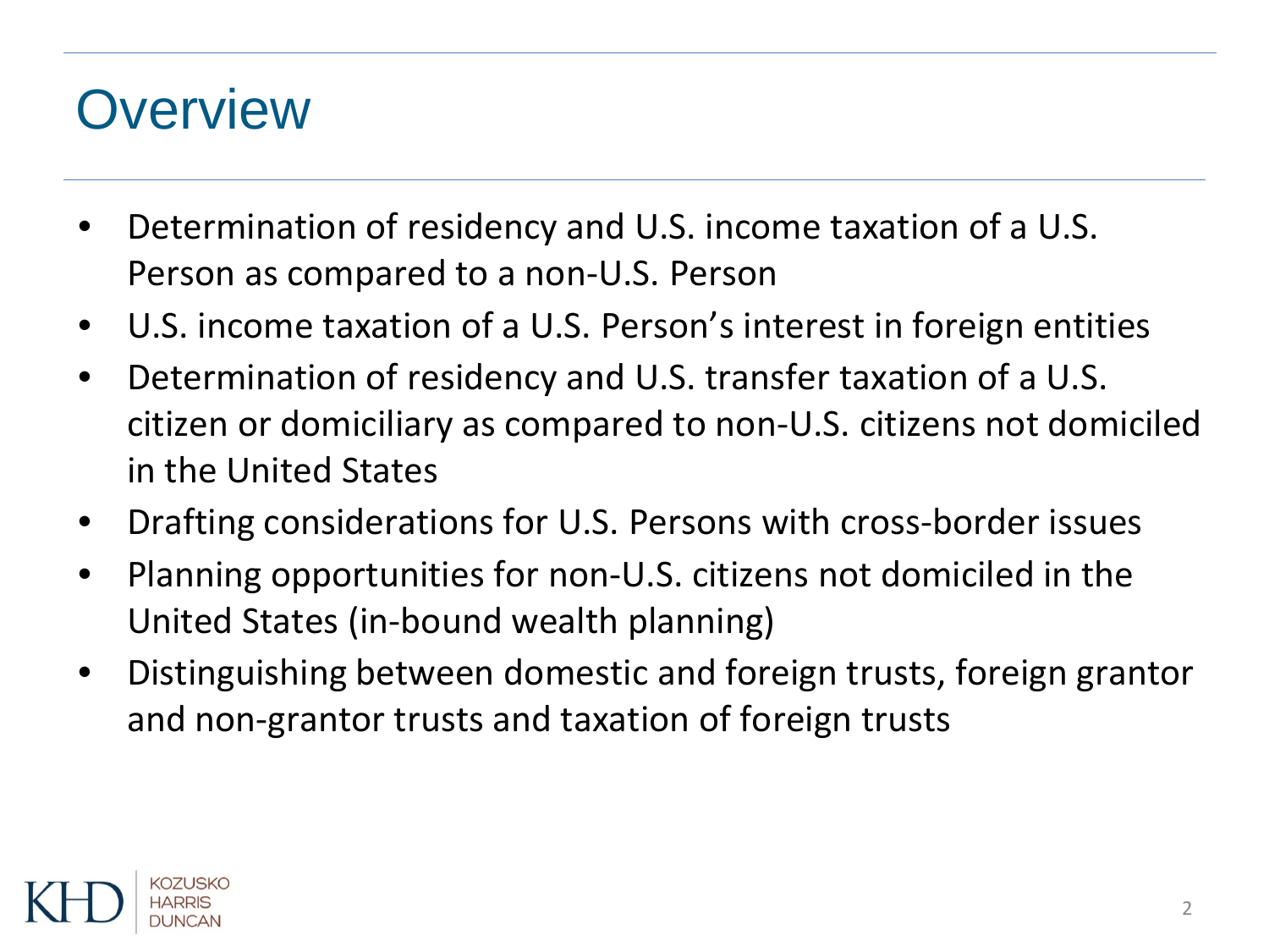# Overview

- Determination of residency and U.S. income taxation of a U.S. Person as compared to a non-U.S. Person
- U.S. income taxation of a U.S. Person's interest in foreign entities
- Determination of residency and U.S. transfer taxation of a U.S. citizen or domiciliary as compared to non-U.S. citizens not domiciled in the United States
- Drafting considerations for U.S. Persons with cross-border issues
- Planning opportunities for non-U.S. citizens not domiciled in the United States (in-bound wealth planning)
- Distinguishing between domestic and foreign trusts, foreign grantor and non-grantor trusts and taxation of foreign trusts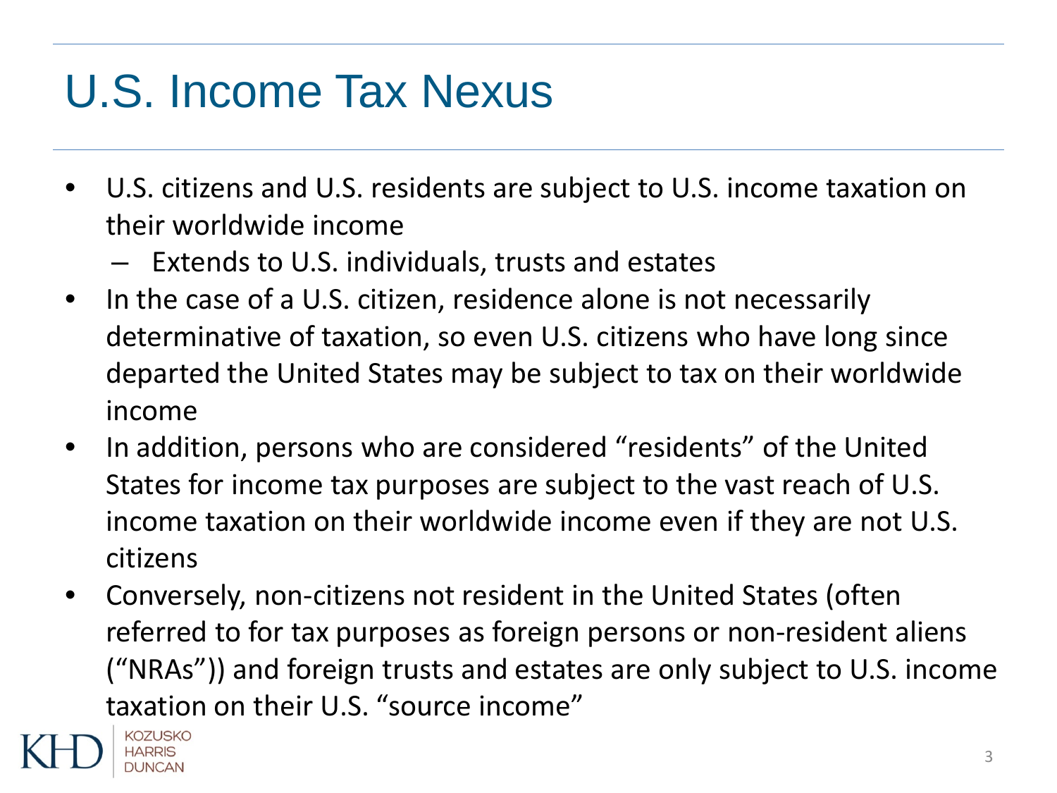# U.S. Income Tax Nexus

- U.S. citizens and U.S. residents are subject to U.S. income taxation on their worldwide income
  - Extends to U.S. individuals, trusts and estates
- In the case of a U.S. citizen, residence alone is not necessarily determinative of taxation, so even U.S. citizens who have long since departed the United States may be subject to tax on their worldwide income
- In addition, persons who are considered "residents" of the United States for income tax purposes are subject to the vast reach of U.S. income taxation on their worldwide income even if they are not U.S. citizens
- Conversely, non-citizens not resident in the United States (often referred to for tax purposes as foreign persons or non-resident aliens ("NRAs")) and foreign trusts and estates are only subject to U.S. income taxation on their U.S. "source income"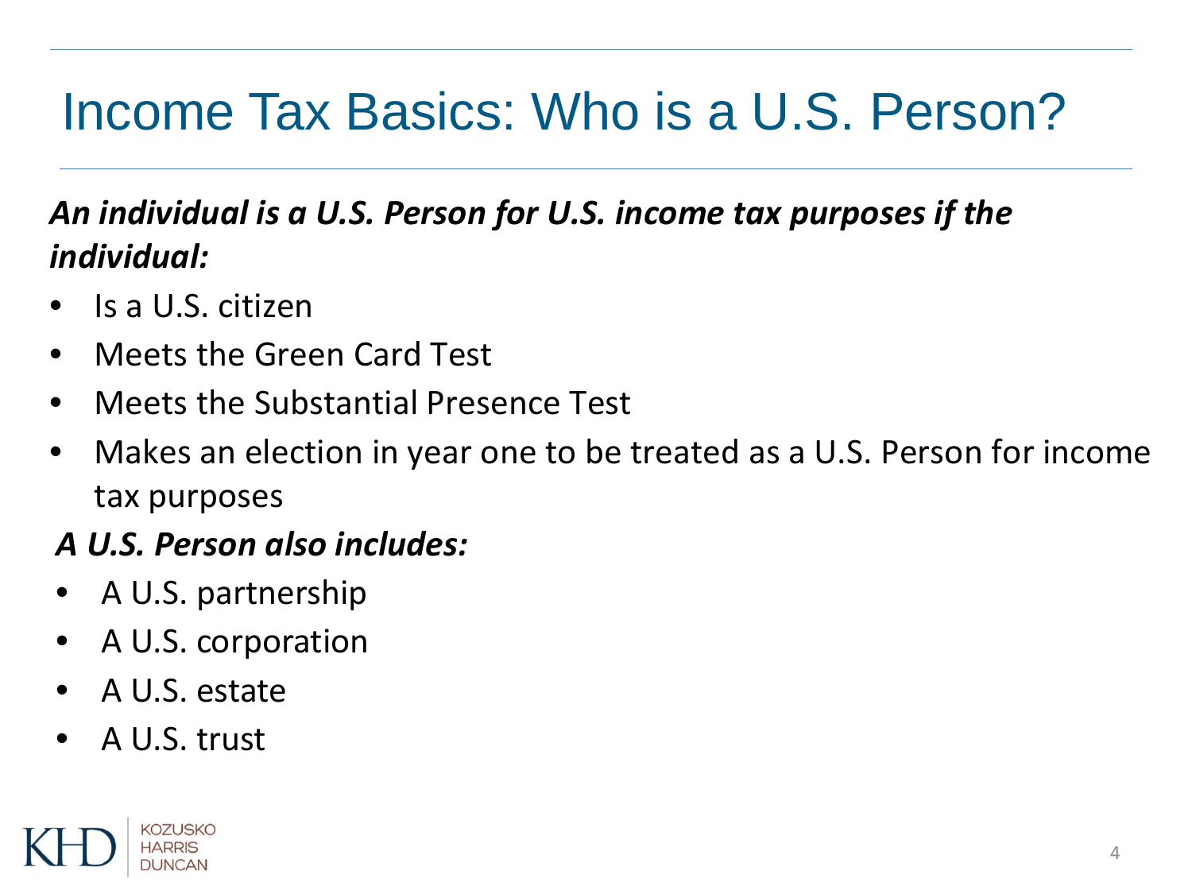# Income Tax Basics: Who is a U.S. Person?

***An individual is a U.S. Person for U.S. income tax purposes if the individual:***

- Is a U.S. citizen
- Meets the Green Card Test
- Meets the Substantial Presence Test
- Makes an election in year one to be treated as a U.S. Person for income tax purposes

***A U.S. Person also includes:***

- A U.S. partnership
- A U.S. corporation
- A U.S. estate
- A U.S. trust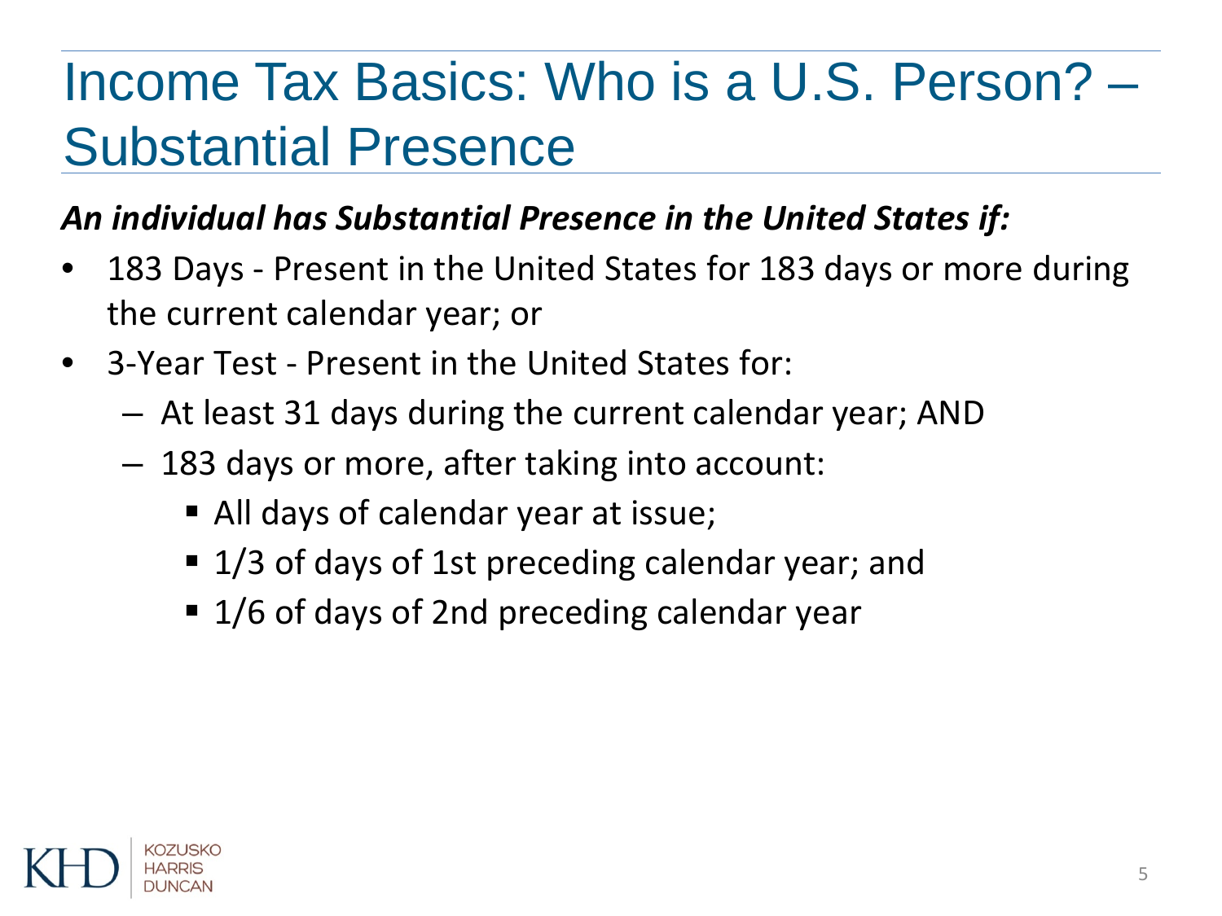# Income Tax Basics: Who is a U.S. Person? – Substantial Presence

***An individual has Substantial Presence in the United States if:***

- 183 Days - Present in the United States for 183 days or more during the current calendar year; or
- 3-Year Test - Present in the United States for:
  - At least 31 days during the current calendar year; AND
  - 183 days or more, after taking into account:
    - All days of calendar year at issue;
    - 1/3 of days of 1st preceding calendar year; and
    - 1/6 of days of 2nd preceding calendar year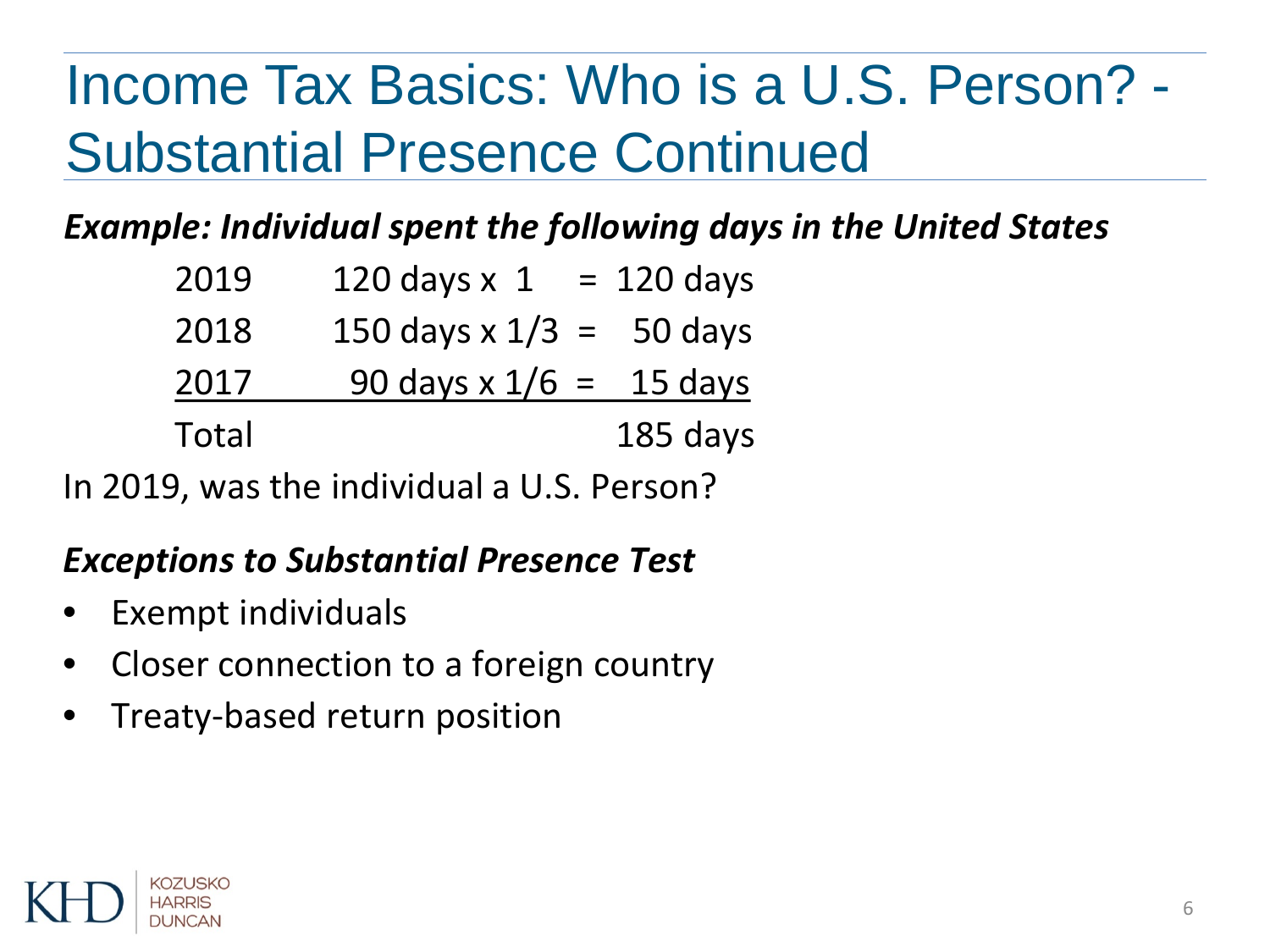# Income Tax Basics: Who is a U.S. Person? - Substantial Presence Continued

***Example: Individual spent the following days in the United States***

| Year | Calculation | Days |
|---|---|---|
| 2019 | 120 days x 1 = | 120 days |
| 2018 | 150 days x 1/3 = | 50 days |
| 2017 | 90 days x 1/6 = | 15 days |
| Total | | 185 days |

In 2019, was the individual a U.S. Person?

***Exceptions to Substantial Presence Test***

- Exempt individuals
- Closer connection to a foreign country
- Treaty-based return position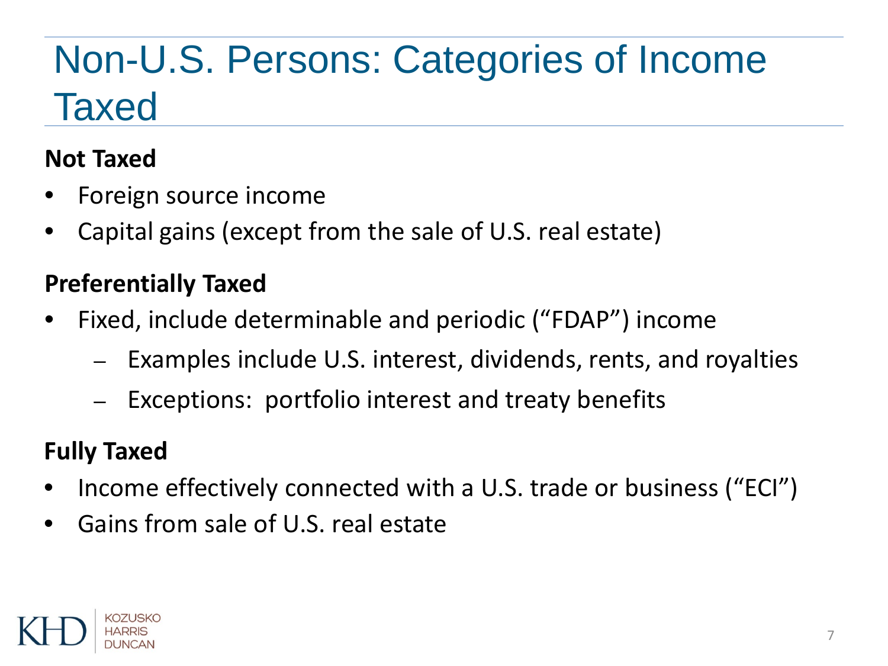# Non-U.S. Persons: Categories of Income Taxed

**Not Taxed**

- Foreign source income
- Capital gains (except from the sale of U.S. real estate)

**Preferentially Taxed**

- Fixed, include determinable and periodic ("FDAP") income
  - Examples include U.S. interest, dividends, rents, and royalties
  - Exceptions: portfolio interest and treaty benefits

**Fully Taxed**

- Income effectively connected with a U.S. trade or business ("ECI")
- Gains from sale of U.S. real estate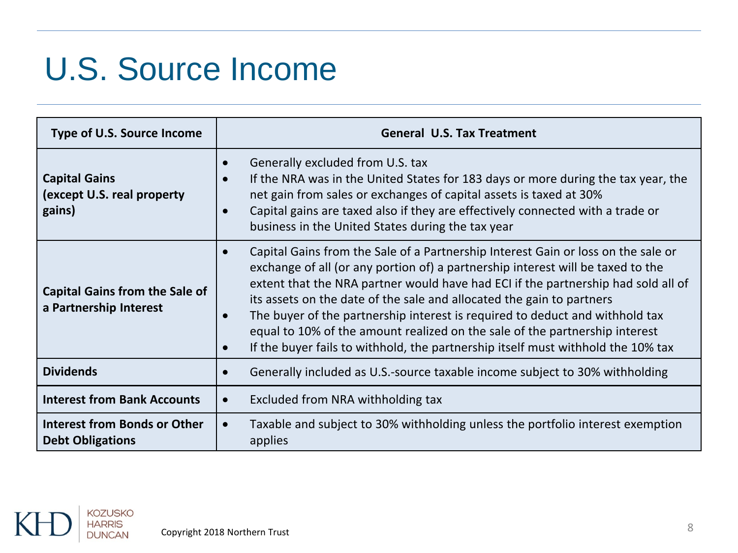# U.S. Source Income

| Type of U.S. Source Income | General U.S. Tax Treatment |
|---|---|
| **Capital Gains (except U.S. real property gains)** | • Generally excluded from U.S. tax<br>• If the NRA was in the United States for 183 days or more during the tax year, the net gain from sales or exchanges of capital assets is taxed at 30%<br>• Capital gains are taxed also if they are effectively connected with a trade or business in the United States during the tax year |
| **Capital Gains from the Sale of a Partnership Interest** | • Capital Gains from the Sale of a Partnership Interest Gain or loss on the sale or exchange of all (or any portion of) a partnership interest will be taxed to the extent that the NRA partner would have had ECI if the partnership had sold all of its assets on the date of the sale and allocated the gain to partners<br>• The buyer of the partnership interest is required to deduct and withhold tax equal to 10% of the amount realized on the sale of the partnership interest<br>• If the buyer fails to withhold, the partnership itself must withhold the 10% tax |
| **Dividends** | • Generally included as U.S.-source taxable income subject to 30% withholding |
| **Interest from Bank Accounts** | • Excluded from NRA withholding tax |
| **Interest from Bonds or Other Debt Obligations** | • Taxable and subject to 30% withholding unless the portfolio interest exemption applies |

Copyright 2018 Northern Trust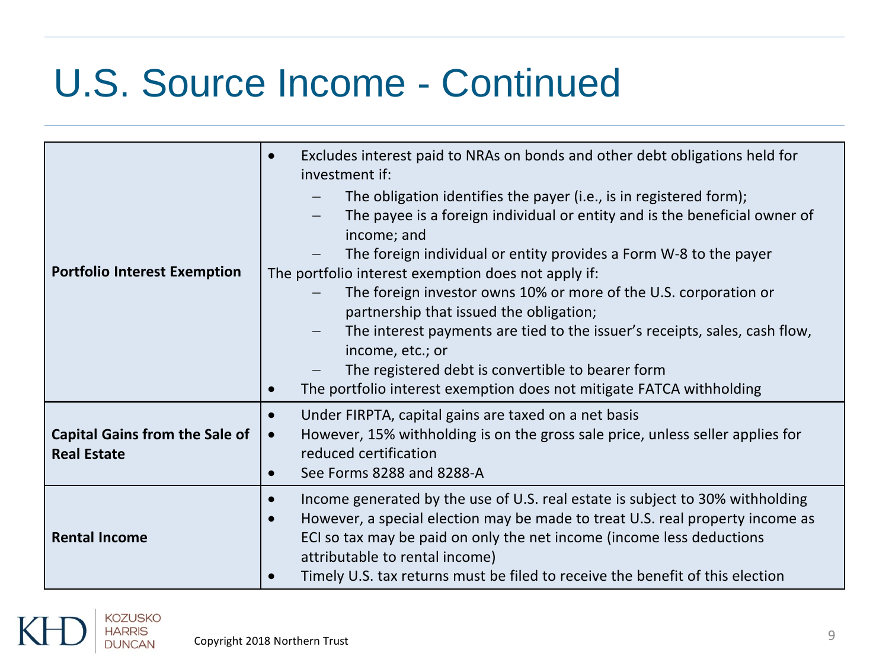# U.S. Source Income - Continued

| | |
|---|---|
| **Portfolio Interest Exemption** | • Excludes interest paid to NRAs on bonds and other debt obligations held for investment if:<br>– The obligation identifies the payer (i.e., is in registered form);<br>– The payee is a foreign individual or entity and is the beneficial owner of income; and<br>– The foreign individual or entity provides a Form W-8 to the payer<br>The portfolio interest exemption does not apply if:<br>– The foreign investor owns 10% or more of the U.S. corporation or partnership that issued the obligation;<br>– The interest payments are tied to the issuer's receipts, sales, cash flow, income, etc.; or<br>– The registered debt is convertible to bearer form<br>• The portfolio interest exemption does not mitigate FATCA withholding |
| **Capital Gains from the Sale of Real Estate** | • Under FIRPTA, capital gains are taxed on a net basis<br>• However, 15% withholding is on the gross sale price, unless seller applies for reduced certification<br>• See Forms 8288 and 8288-A |
| **Rental Income** | • Income generated by the use of U.S. real estate is subject to 30% withholding<br>• However, a special election may be made to treat U.S. real property income as ECI so tax may be paid on only the net income (income less deductions attributable to rental income)<br>• Timely U.S. tax returns must be filed to receive the benefit of this election |

Copyright 2018 Northern Trust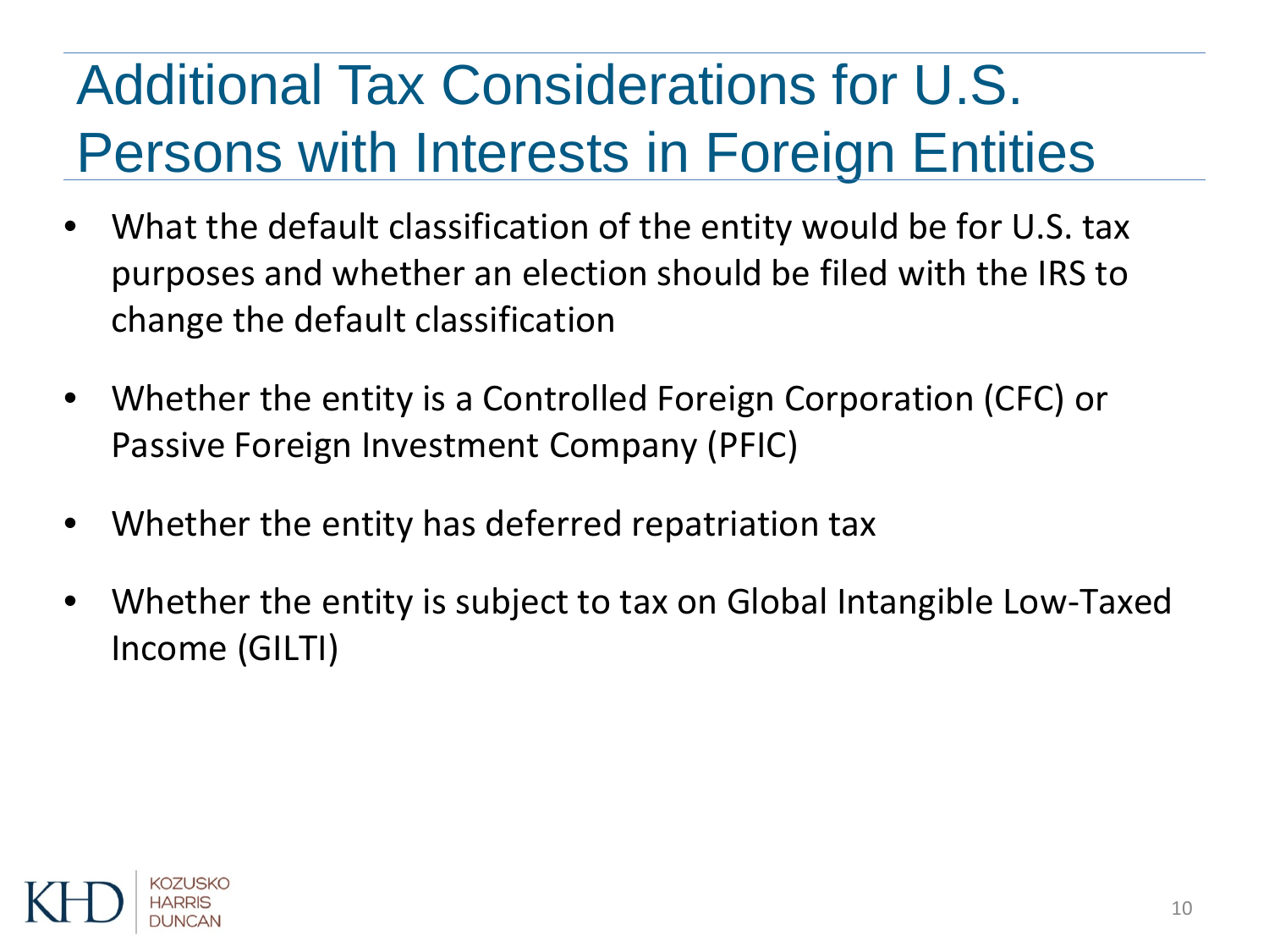# Additional Tax Considerations for U.S. Persons with Interests in Foreign Entities

- What the default classification of the entity would be for U.S. tax purposes and whether an election should be filed with the IRS to change the default classification
- Whether the entity is a Controlled Foreign Corporation (CFC) or Passive Foreign Investment Company (PFIC)
- Whether the entity has deferred repatriation tax
- Whether the entity is subject to tax on Global Intangible Low-Taxed Income (GILTI)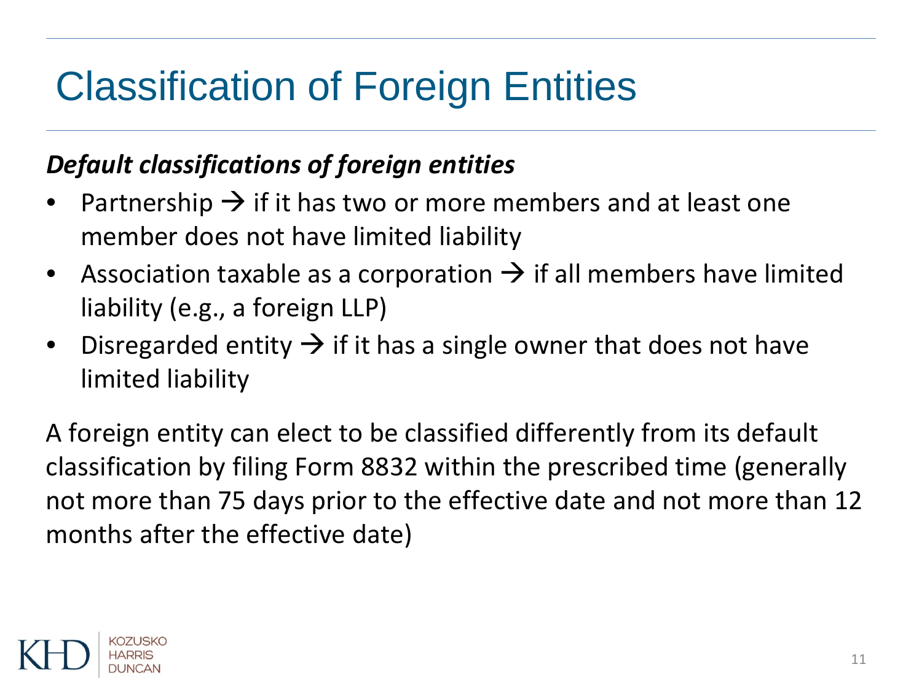# Classification of Foreign Entities

***Default classifications of foreign entities***

- Partnership → if it has two or more members and at least one member does not have limited liability
- Association taxable as a corporation → if all members have limited liability (e.g., a foreign LLP)
- Disregarded entity → if it has a single owner that does not have limited liability

A foreign entity can elect to be classified differently from its default classification by filing Form 8832 within the prescribed time (generally not more than 75 days prior to the effective date and not more than 12 months after the effective date)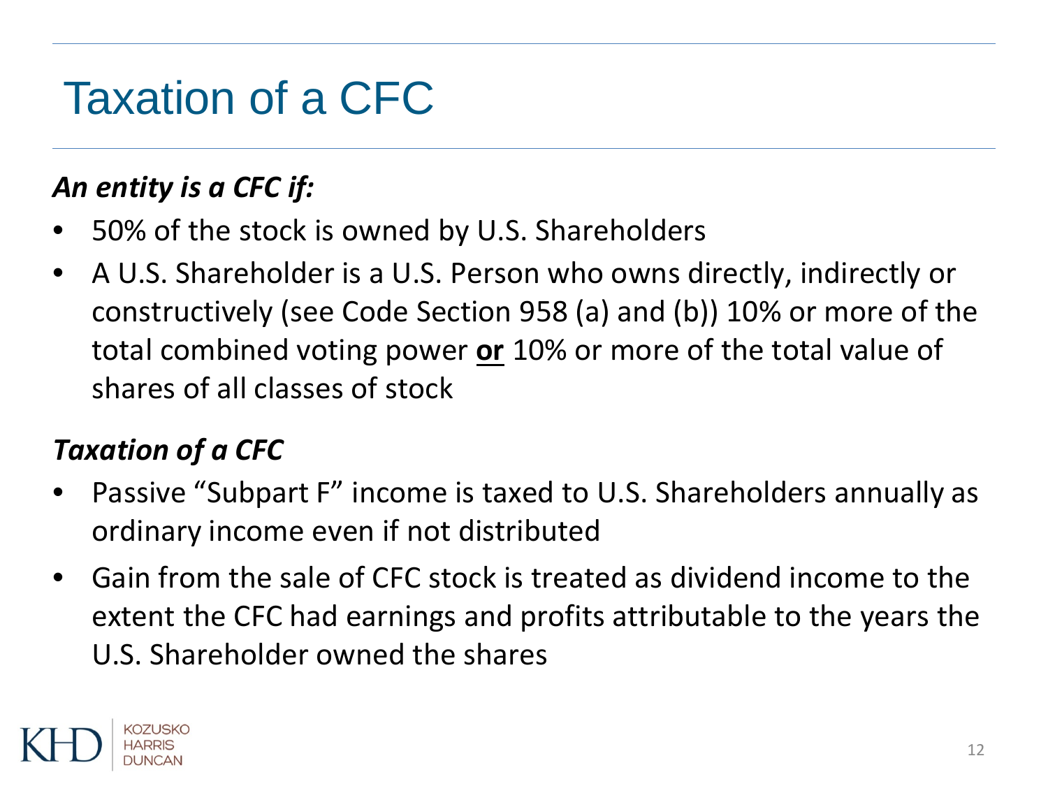# Taxation of a CFC

***An entity is a CFC if:***

- 50% of the stock is owned by U.S. Shareholders
- A U.S. Shareholder is a U.S. Person who owns directly, indirectly or constructively (see Code Section 958 (a) and (b)) 10% or more of the total combined voting power **or** 10% or more of the total value of shares of all classes of stock

***Taxation of a CFC***

- Passive "Subpart F" income is taxed to U.S. Shareholders annually as ordinary income even if not distributed
- Gain from the sale of CFC stock is treated as dividend income to the extent the CFC had earnings and profits attributable to the years the U.S. Shareholder owned the shares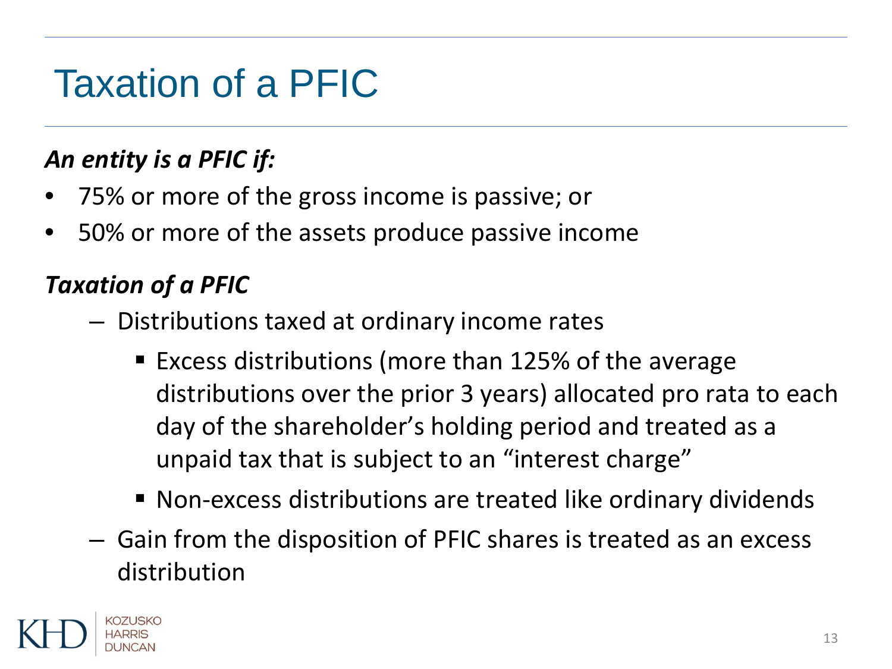# Taxation of a PFIC

***An entity is a PFIC if:***

- 75% or more of the gross income is passive; or
- 50% or more of the assets produce passive income

***Taxation of a PFIC***

- Distributions taxed at ordinary income rates
  - Excess distributions (more than 125% of the average distributions over the prior 3 years) allocated pro rata to each day of the shareholder's holding period and treated as a unpaid tax that is subject to an "interest charge"
  - Non-excess distributions are treated like ordinary dividends
- Gain from the disposition of PFIC shares is treated as an excess distribution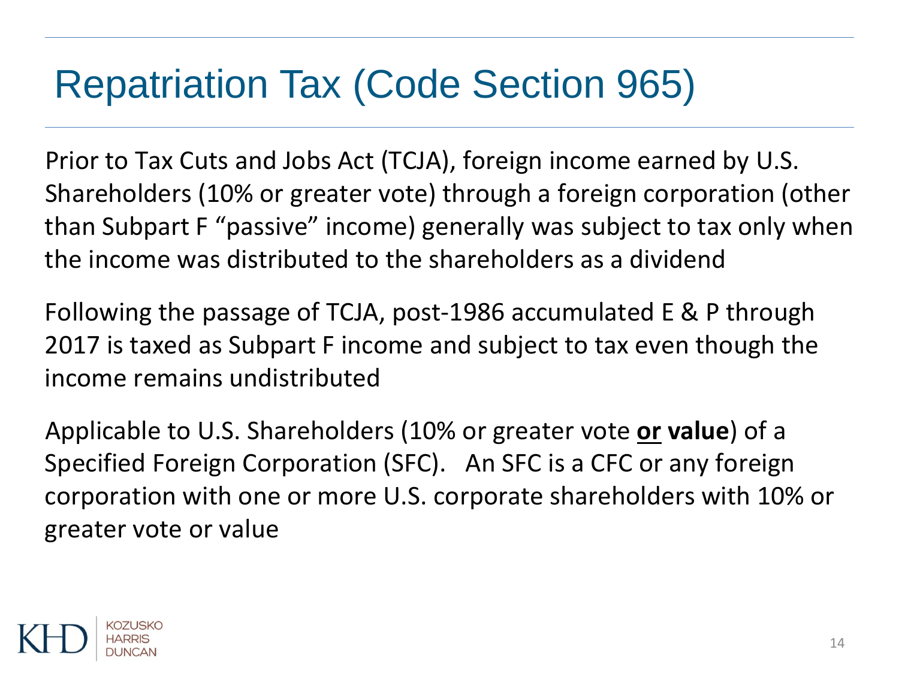# Repatriation Tax (Code Section 965)

Prior to Tax Cuts and Jobs Act (TCJA), foreign income earned by U.S. Shareholders (10% or greater vote) through a foreign corporation (other than Subpart F "passive" income) generally was subject to tax only when the income was distributed to the shareholders as a dividend

Following the passage of TCJA, post-1986 accumulated E & P through 2017 is taxed as Subpart F income and subject to tax even though the income remains undistributed

Applicable to U.S. Shareholders (10% or greater vote **or value**) of a Specified Foreign Corporation (SFC). An SFC is a CFC or any foreign corporation with one or more U.S. corporate shareholders with 10% or greater vote or value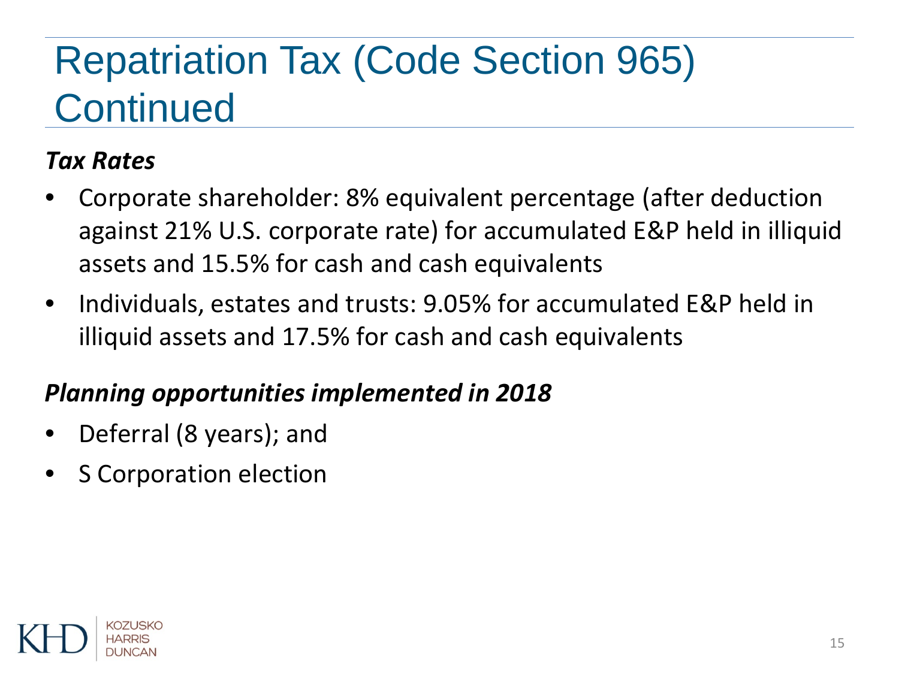# Repatriation Tax (Code Section 965) Continued

***Tax Rates***

- Corporate shareholder: 8% equivalent percentage (after deduction against 21% U.S. corporate rate) for accumulated E&P held in illiquid assets and 15.5% for cash and cash equivalents
- Individuals, estates and trusts: 9.05% for accumulated E&P held in illiquid assets and 17.5% for cash and cash equivalents

***Planning opportunities implemented in 2018***

- Deferral (8 years); and
- S Corporation election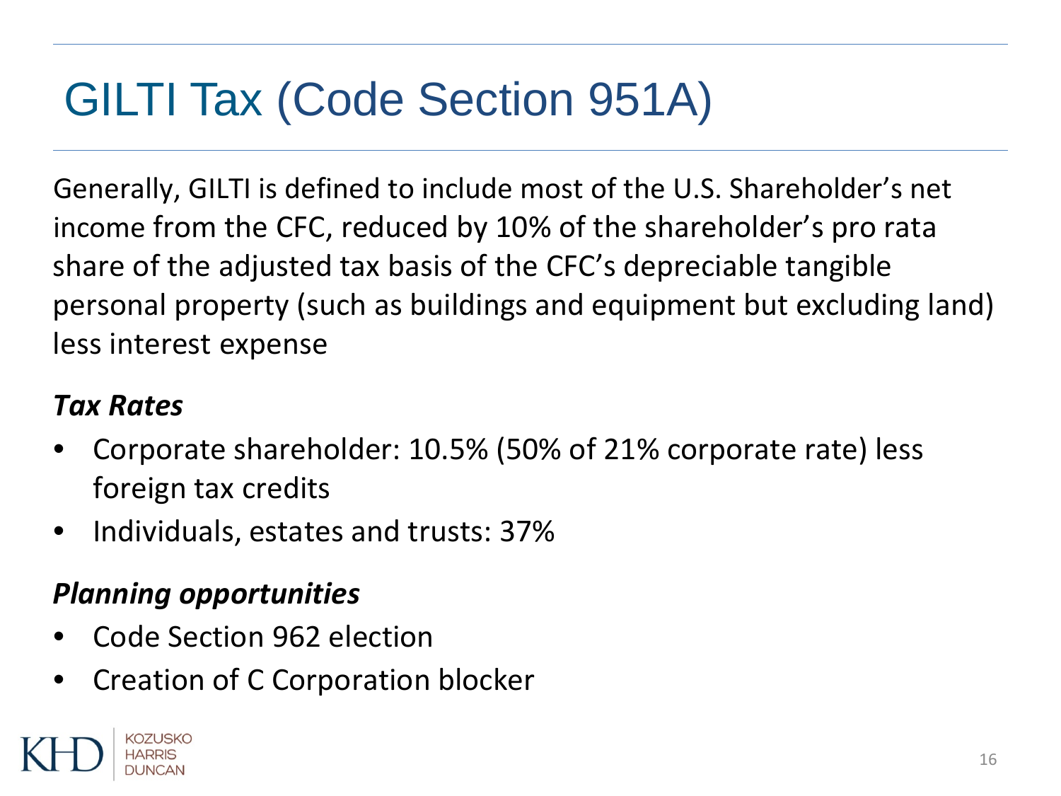# GILTI Tax (Code Section 951A)

Generally, GILTI is defined to include most of the U.S. Shareholder's net income from the CFC, reduced by 10% of the shareholder's pro rata share of the adjusted tax basis of the CFC's depreciable tangible personal property (such as buildings and equipment but excluding land) less interest expense

***Tax Rates***

- Corporate shareholder: 10.5% (50% of 21% corporate rate) less foreign tax credits
- Individuals, estates and trusts: 37%

***Planning opportunities***

- Code Section 962 election
- Creation of C Corporation blocker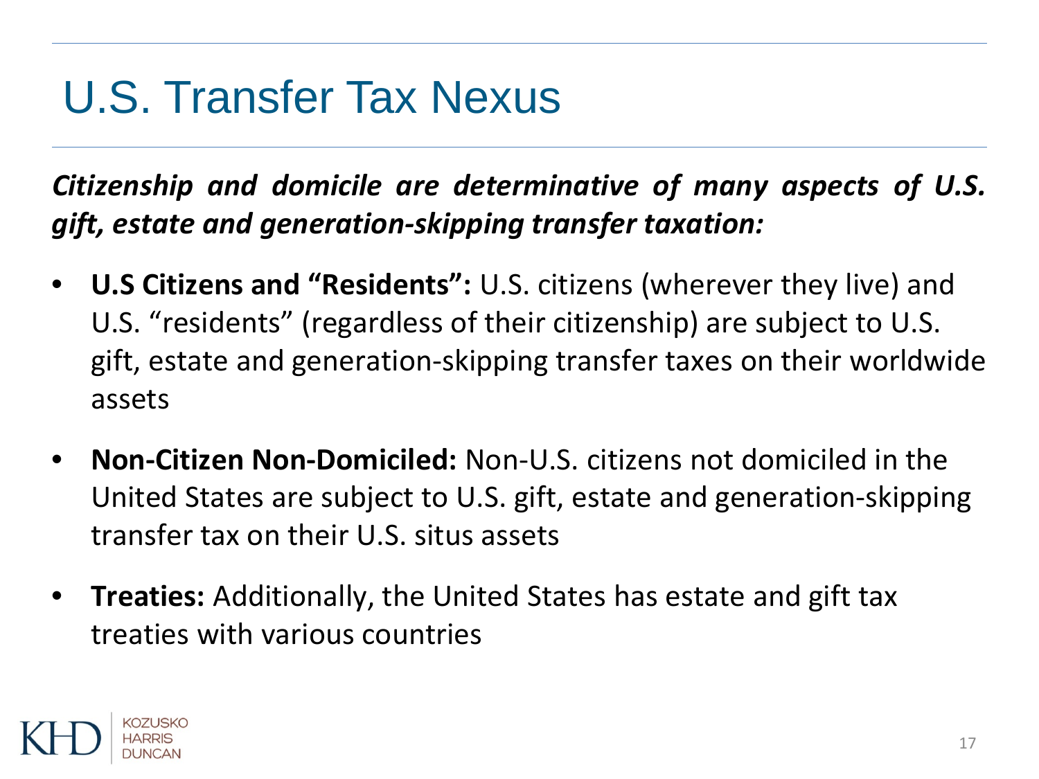# U.S. Transfer Tax Nexus

***Citizenship and domicile are determinative of many aspects of U.S. gift, estate and generation-skipping transfer taxation:***

- **U.S Citizens and "Residents":** U.S. citizens (wherever they live) and U.S. "residents" (regardless of their citizenship) are subject to U.S. gift, estate and generation-skipping transfer taxes on their worldwide assets
- **Non-Citizen Non-Domiciled:** Non-U.S. citizens not domiciled in the United States are subject to U.S. gift, estate and generation-skipping transfer tax on their U.S. situs assets
- **Treaties:** Additionally, the United States has estate and gift tax treaties with various countries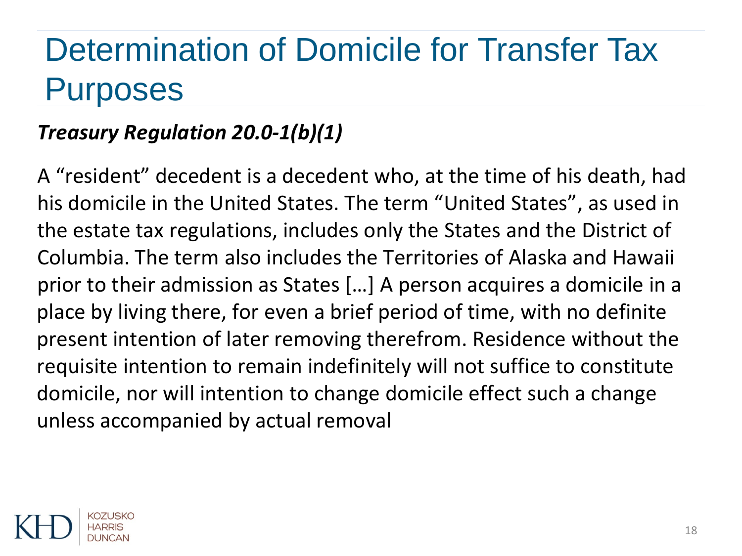# Determination of Domicile for Transfer Tax Purposes

***Treasury Regulation 20.0-1(b)(1)***

A “resident” decedent is a decedent who, at the time of his death, had his domicile in the United States. The term “United States”, as used in the estate tax regulations, includes only the States and the District of Columbia. The term also includes the Territories of Alaska and Hawaii prior to their admission as States […] A person acquires a domicile in a place by living there, for even a brief period of time, with no definite present intention of later removing therefrom. Residence without the requisite intention to remain indefinitely will not suffice to constitute domicile, nor will intention to change domicile effect such a change unless accompanied by actual removal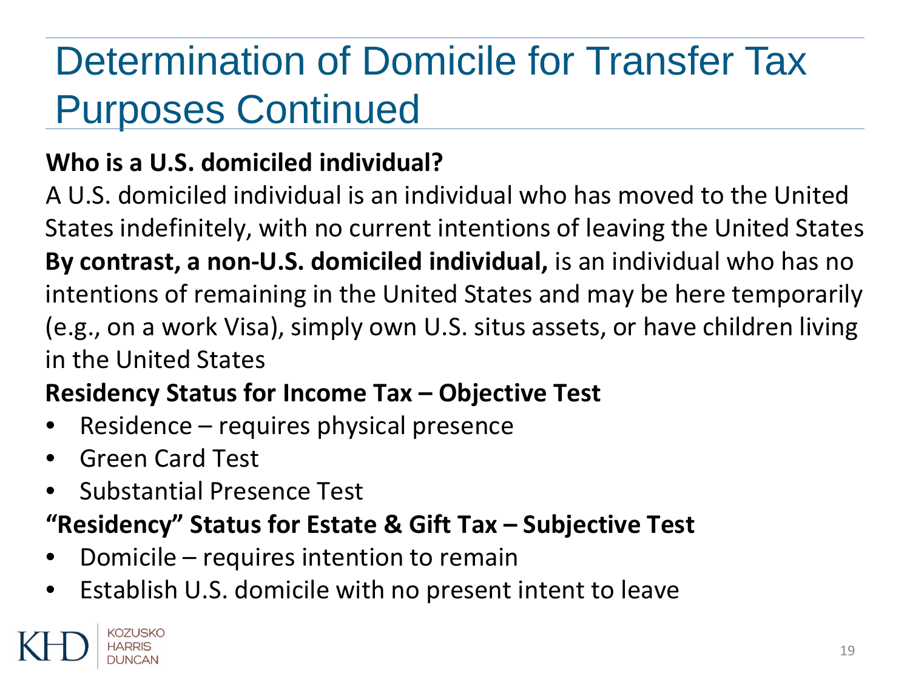# Determination of Domicile for Transfer Tax Purposes Continued

**Who is a U.S. domiciled individual?**

A U.S. domiciled individual is an individual who has moved to the United States indefinitely, with no current intentions of leaving the United States

**By contrast, a non-U.S. domiciled individual,** is an individual who has no intentions of remaining in the United States and may be here temporarily (e.g., on a work Visa), simply own U.S. situs assets, or have children living in the United States

**Residency Status for Income Tax – Objective Test**

- Residence – requires physical presence
- Green Card Test
- Substantial Presence Test

**"Residency" Status for Estate & Gift Tax – Subjective Test**

- Domicile – requires intention to remain
- Establish U.S. domicile with no present intent to leave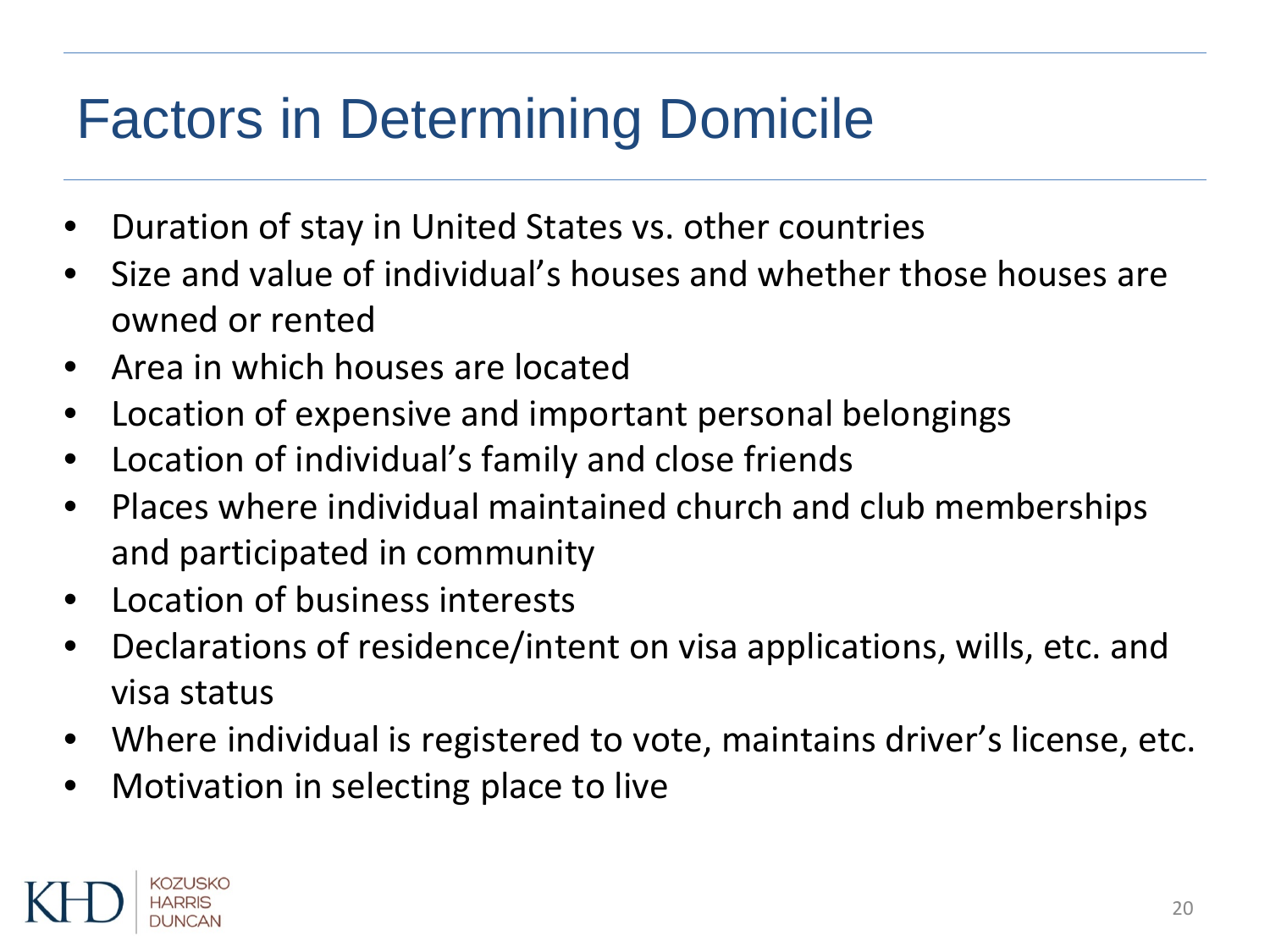# Factors in Determining Domicile

- Duration of stay in United States vs. other countries
- Size and value of individual's houses and whether those houses are owned or rented
- Area in which houses are located
- Location of expensive and important personal belongings
- Location of individual's family and close friends
- Places where individual maintained church and club memberships and participated in community
- Location of business interests
- Declarations of residence/intent on visa applications, wills, etc. and visa status
- Where individual is registered to vote, maintains driver's license, etc.
- Motivation in selecting place to live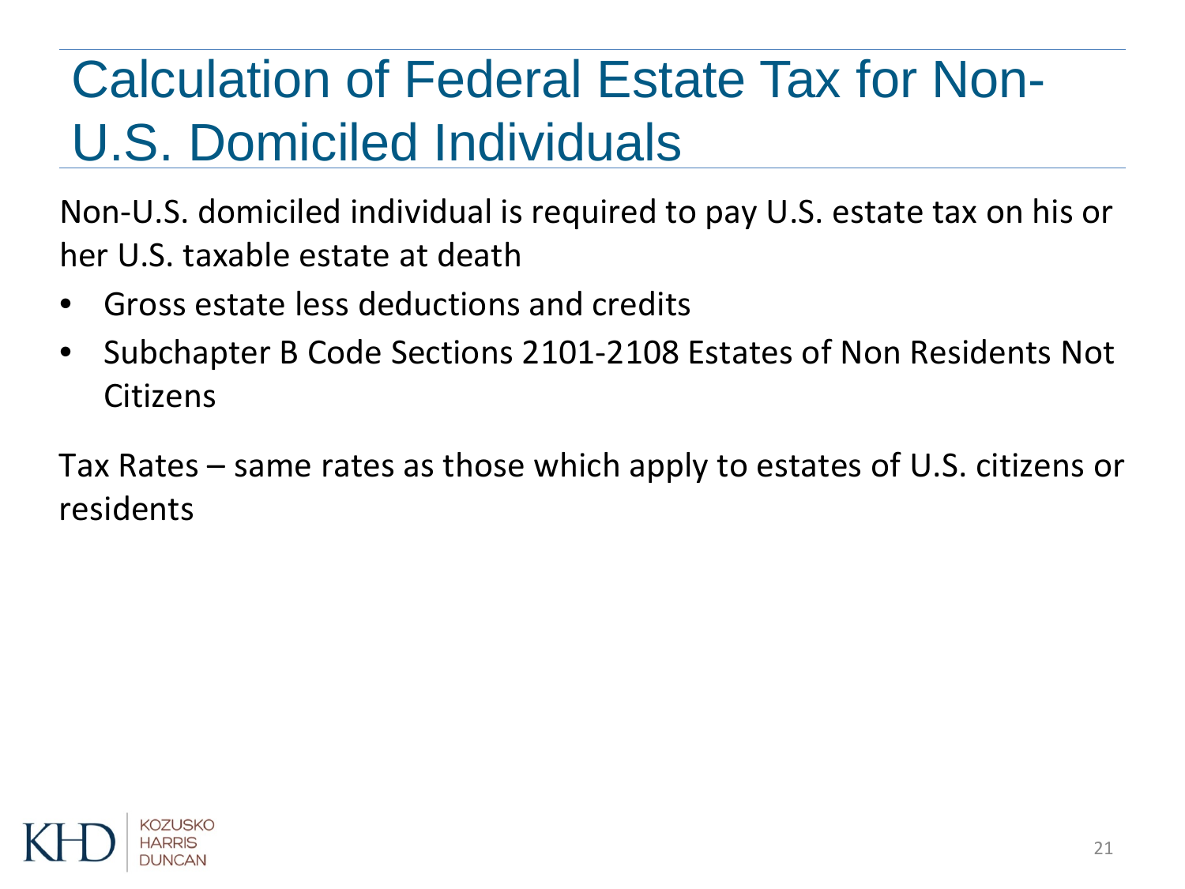# Calculation of Federal Estate Tax for Non-U.S. Domiciled Individuals

Non-U.S. domiciled individual is required to pay U.S. estate tax on his or her U.S. taxable estate at death

- Gross estate less deductions and credits
- Subchapter B Code Sections 2101-2108 Estates of Non Residents Not Citizens

Tax Rates – same rates as those which apply to estates of U.S. citizens or residents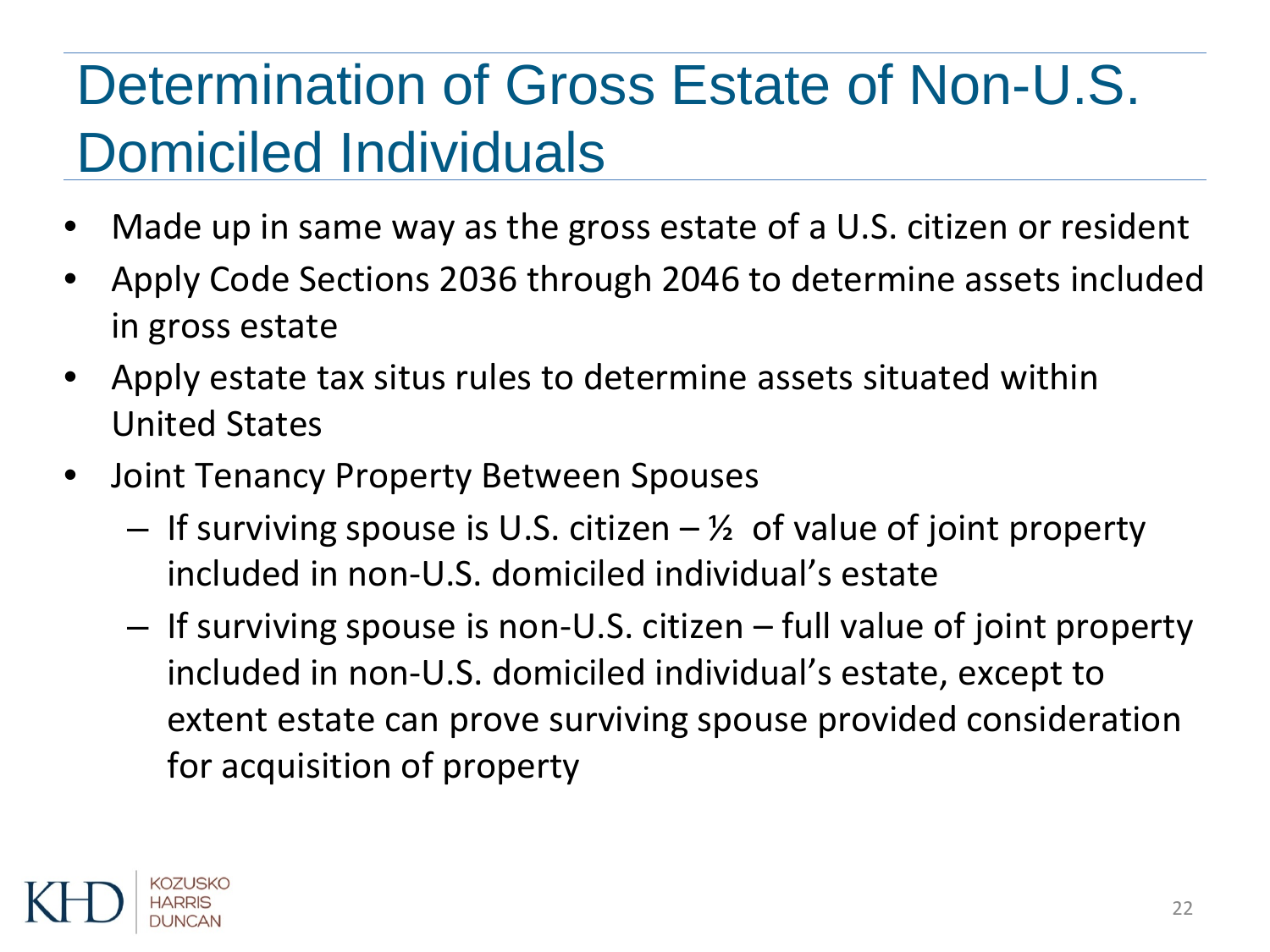# Determination of Gross Estate of Non-U.S. Domiciled Individuals

- Made up in same way as the gross estate of a U.S. citizen or resident
- Apply Code Sections 2036 through 2046 to determine assets included in gross estate
- Apply estate tax situs rules to determine assets situated within United States
- Joint Tenancy Property Between Spouses
  - If surviving spouse is U.S. citizen – ½ of value of joint property included in non-U.S. domiciled individual's estate
  - If surviving spouse is non-U.S. citizen – full value of joint property included in non-U.S. domiciled individual's estate, except to extent estate can prove surviving spouse provided consideration for acquisition of property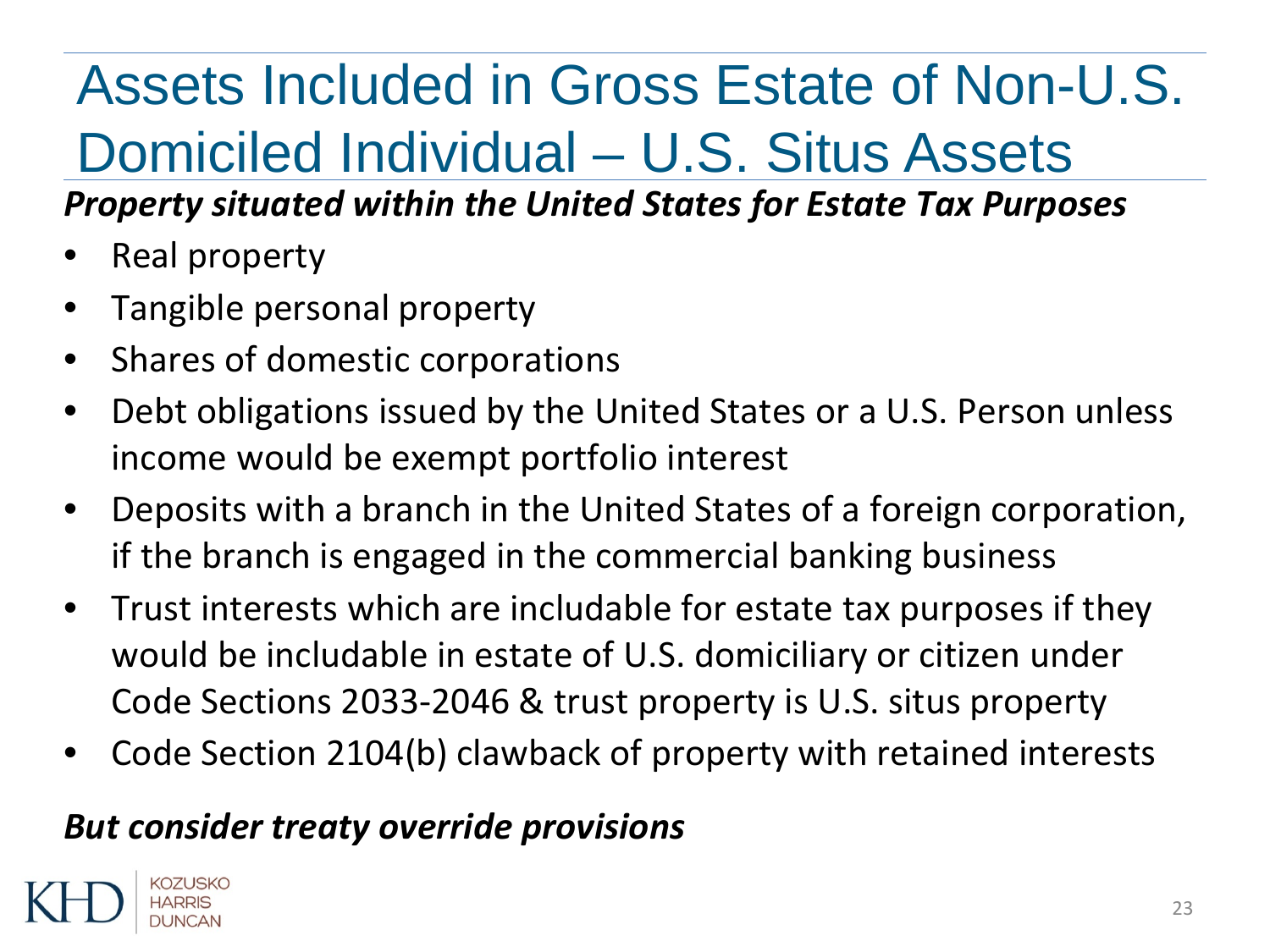# Assets Included in Gross Estate of Non-U.S. Domiciled Individual – U.S. Situs Assets

***Property situated within the United States for Estate Tax Purposes***

- Real property
- Tangible personal property
- Shares of domestic corporations
- Debt obligations issued by the United States or a U.S. Person unless income would be exempt portfolio interest
- Deposits with a branch in the United States of a foreign corporation, if the branch is engaged in the commercial banking business
- Trust interests which are includable for estate tax purposes if they would be includable in estate of U.S. domiciliary or citizen under Code Sections 2033-2046 & trust property is U.S. situs property
- Code Section 2104(b) clawback of property with retained interests

***But consider treaty override provisions***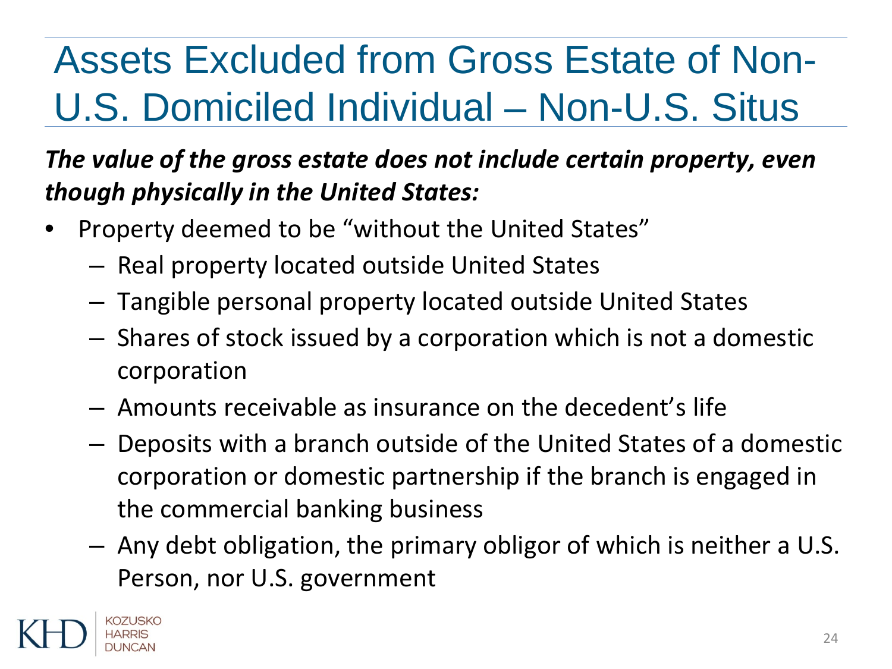# Assets Excluded from Gross Estate of Non-U.S. Domiciled Individual – Non-U.S. Situs

***The value of the gross estate does not include certain property, even though physically in the United States:***

- Property deemed to be "without the United States"
  - Real property located outside United States
  - Tangible personal property located outside United States
  - Shares of stock issued by a corporation which is not a domestic corporation
  - Amounts receivable as insurance on the decedent's life
  - Deposits with a branch outside of the United States of a domestic corporation or domestic partnership if the branch is engaged in the commercial banking business
  - Any debt obligation, the primary obligor of which is neither a U.S. Person, nor U.S. government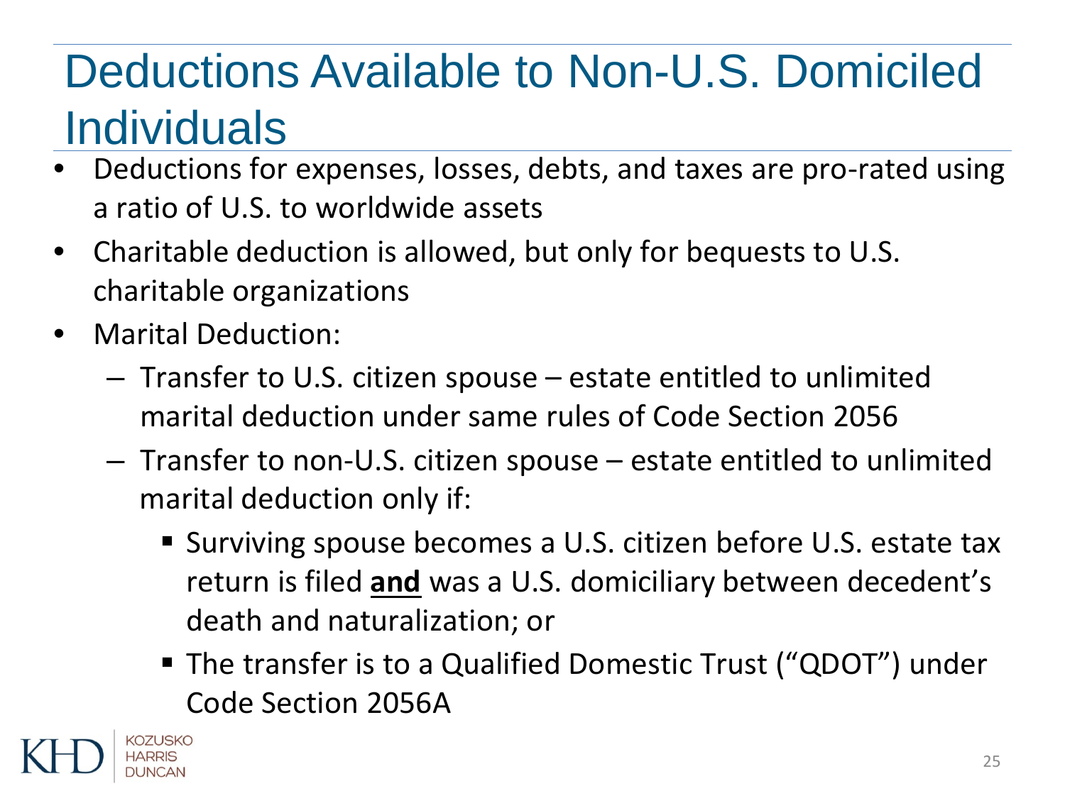# Deductions Available to Non-U.S. Domiciled Individuals

- Deductions for expenses, losses, debts, and taxes are pro-rated using a ratio of U.S. to worldwide assets
- Charitable deduction is allowed, but only for bequests to U.S. charitable organizations
- Marital Deduction:
  - Transfer to U.S. citizen spouse – estate entitled to unlimited marital deduction under same rules of Code Section 2056
  - Transfer to non-U.S. citizen spouse – estate entitled to unlimited marital deduction only if:
    - Surviving spouse becomes a U.S. citizen before U.S. estate tax return is filed **and** was a U.S. domiciliary between decedent's death and naturalization; or
    - The transfer is to a Qualified Domestic Trust ("QDOT") under Code Section 2056A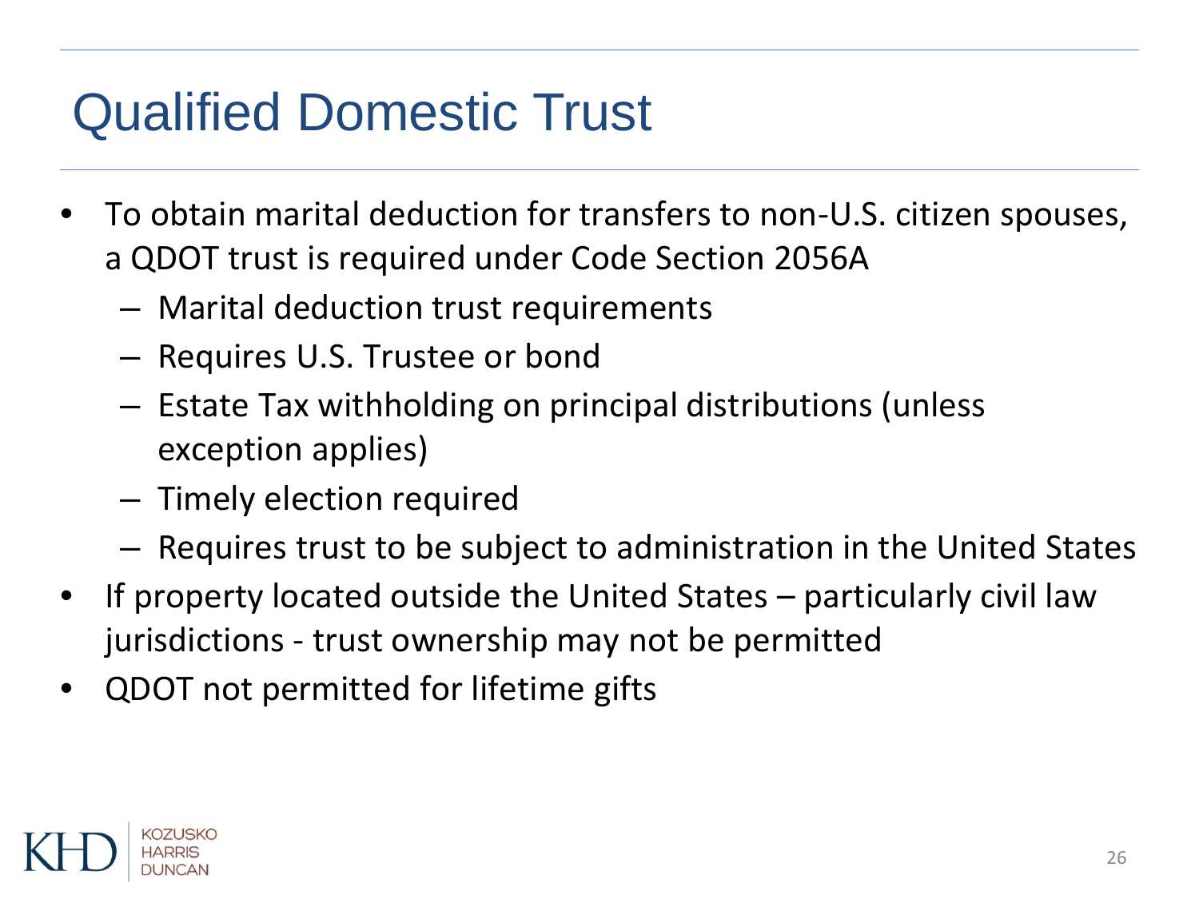# Qualified Domestic Trust

- To obtain marital deduction for transfers to non-U.S. citizen spouses, a QDOT trust is required under Code Section 2056A
  - Marital deduction trust requirements
  - Requires U.S. Trustee or bond
  - Estate Tax withholding on principal distributions (unless exception applies)
  - Timely election required
  - Requires trust to be subject to administration in the United States
- If property located outside the United States – particularly civil law jurisdictions - trust ownership may not be permitted
- QDOT not permitted for lifetime gifts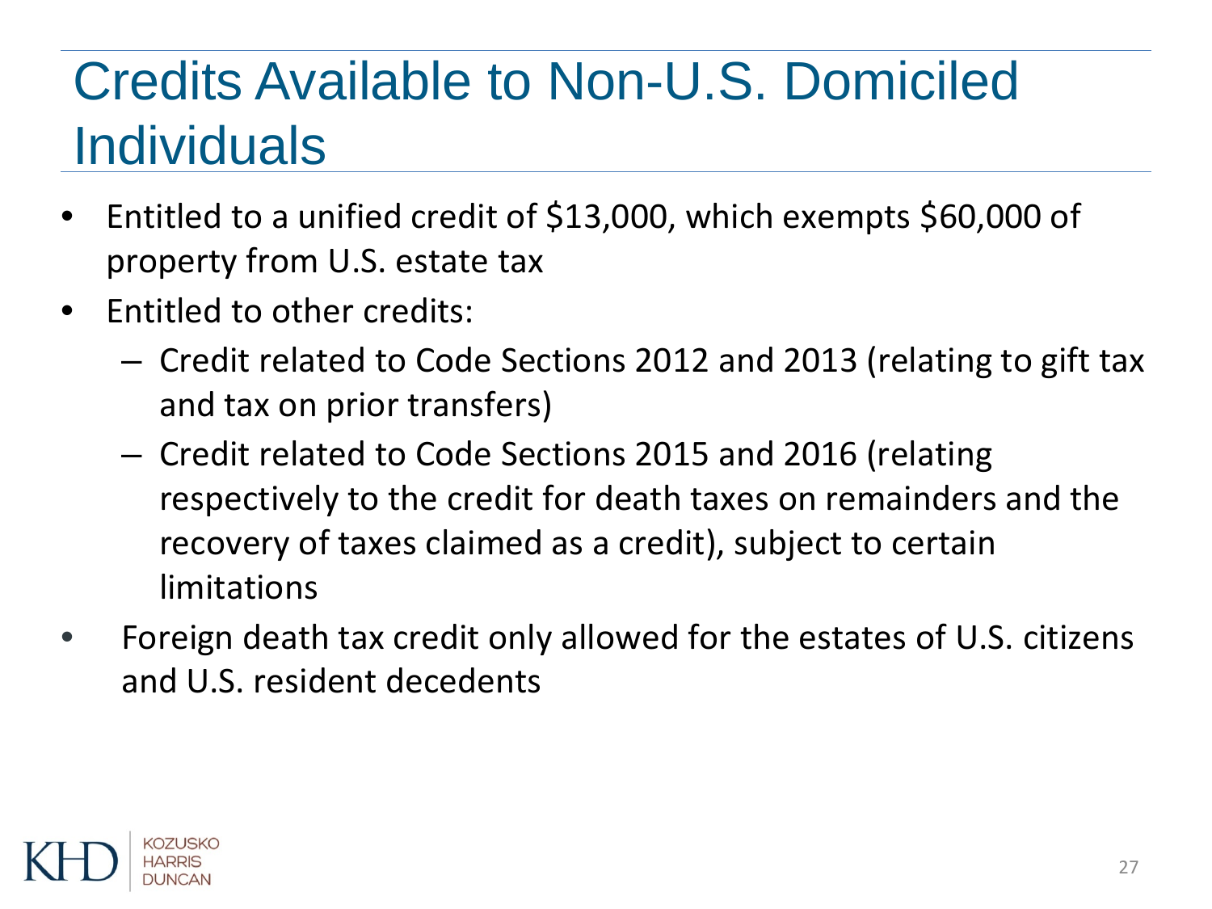# Credits Available to Non-U.S. Domiciled Individuals

- Entitled to a unified credit of $13,000, which exempts $60,000 of property from U.S. estate tax
- Entitled to other credits:
  - Credit related to Code Sections 2012 and 2013 (relating to gift tax and tax on prior transfers)
  - Credit related to Code Sections 2015 and 2016 (relating respectively to the credit for death taxes on remainders and the recovery of taxes claimed as a credit), subject to certain limitations
- Foreign death tax credit only allowed for the estates of U.S. citizens and U.S. resident decedents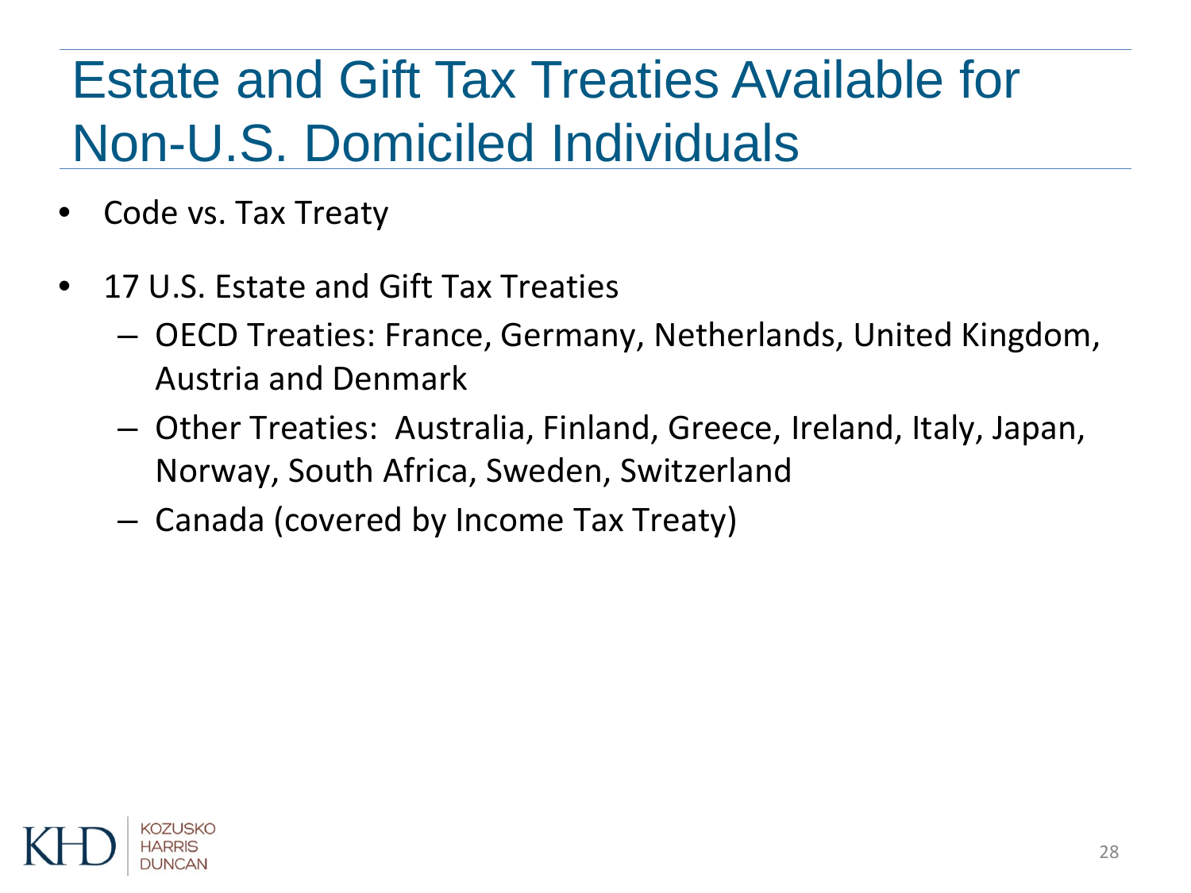# Estate and Gift Tax Treaties Available for Non-U.S. Domiciled Individuals

- Code vs. Tax Treaty
- 17 U.S. Estate and Gift Tax Treaties
  - OECD Treaties: France, Germany, Netherlands, United Kingdom, Austria and Denmark
  - Other Treaties: Australia, Finland, Greece, Ireland, Italy, Japan, Norway, South Africa, Sweden, Switzerland
  - Canada (covered by Income Tax Treaty)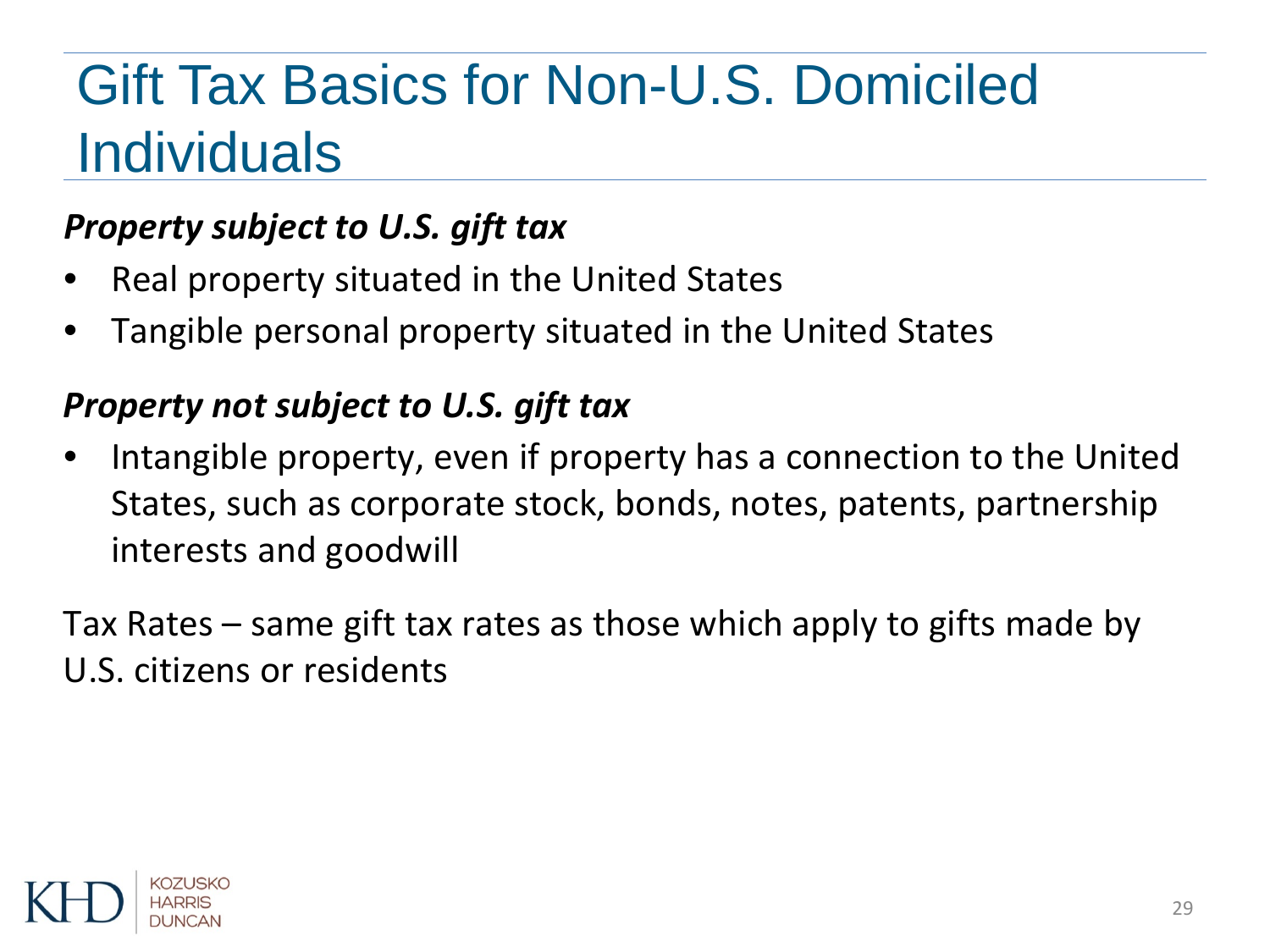# Gift Tax Basics for Non-U.S. Domiciled Individuals

***Property subject to U.S. gift tax***

- Real property situated in the United States
- Tangible personal property situated in the United States

***Property not subject to U.S. gift tax***

- Intangible property, even if property has a connection to the United States, such as corporate stock, bonds, notes, patents, partnership interests and goodwill

Tax Rates – same gift tax rates as those which apply to gifts made by U.S. citizens or residents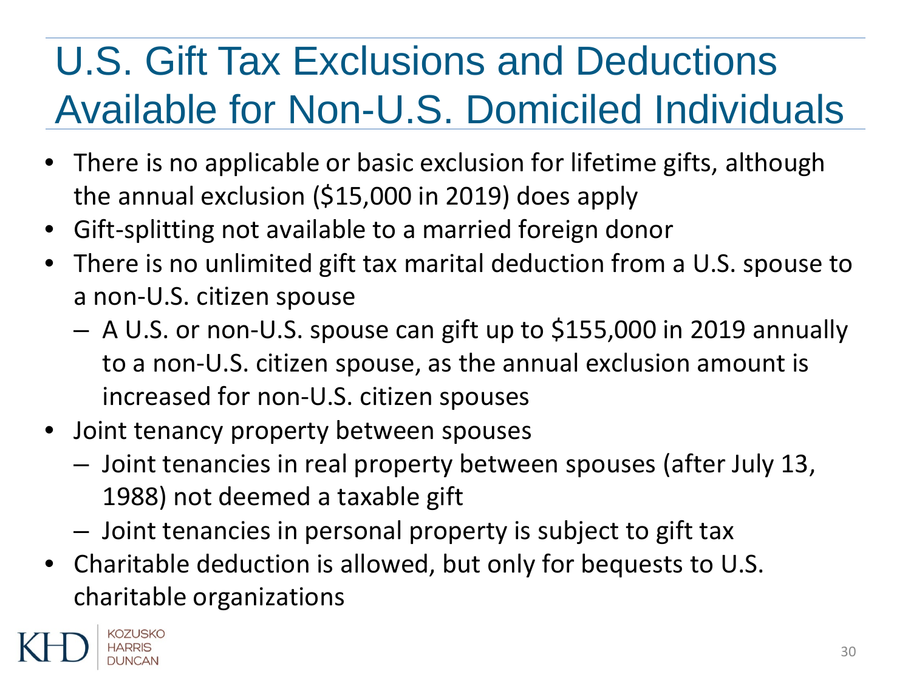# U.S. Gift Tax Exclusions and Deductions Available for Non-U.S. Domiciled Individuals

- There is no applicable or basic exclusion for lifetime gifts, although the annual exclusion ($15,000 in 2019) does apply
- Gift-splitting not available to a married foreign donor
- There is no unlimited gift tax marital deduction from a U.S. spouse to a non-U.S. citizen spouse
  - A U.S. or non-U.S. spouse can gift up to $155,000 in 2019 annually to a non-U.S. citizen spouse, as the annual exclusion amount is increased for non-U.S. citizen spouses
- Joint tenancy property between spouses
  - Joint tenancies in real property between spouses (after July 13, 1988) not deemed a taxable gift
  - Joint tenancies in personal property is subject to gift tax
- Charitable deduction is allowed, but only for bequests to U.S. charitable organizations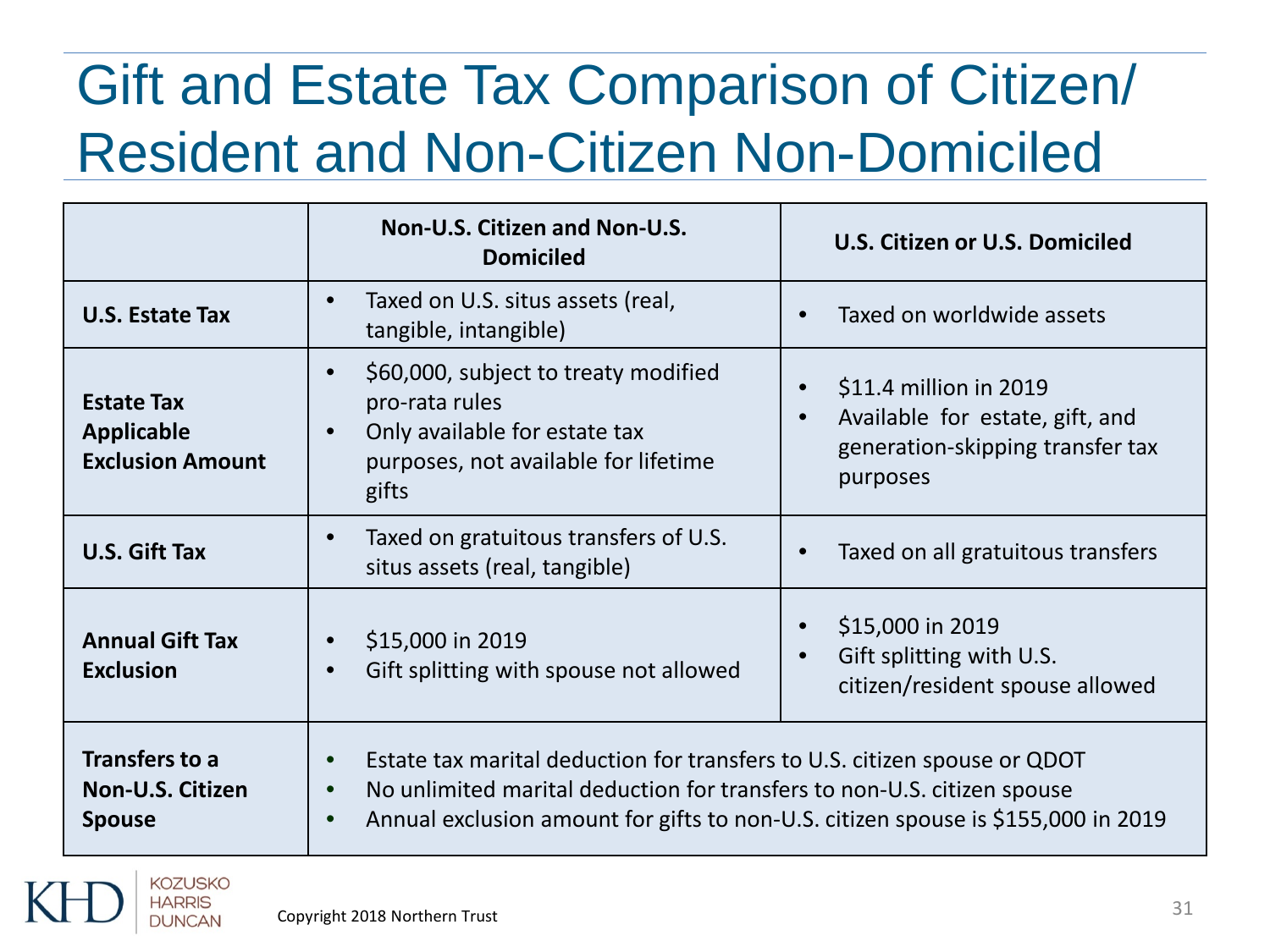# Gift and Estate Tax Comparison of Citizen/ Resident and Non-Citizen Non-Domiciled

| | Non-U.S. Citizen and Non-U.S. Domiciled | U.S. Citizen or U.S. Domiciled |
|---|---|---|
| **U.S. Estate Tax** | • Taxed on U.S. situs assets (real, tangible, intangible) | • Taxed on worldwide assets |
| **Estate Tax Applicable Exclusion Amount** | • $60,000, subject to treaty modified pro-rata rules<br>• Only available for estate tax purposes, not available for lifetime gifts | • $11.4 million in 2019<br>• Available for estate, gift, and generation-skipping transfer tax purposes |
| **U.S. Gift Tax** | • Taxed on gratuitous transfers of U.S. situs assets (real, tangible) | • Taxed on all gratuitous transfers |
| **Annual Gift Tax Exclusion** | • $15,000 in 2019<br>• Gift splitting with spouse not allowed | • $15,000 in 2019<br>• Gift splitting with U.S. citizen/resident spouse allowed |
| **Transfers to a Non-U.S. Citizen Spouse** | • Estate tax marital deduction for transfers to U.S. citizen spouse or QDOT<br>• No unlimited marital deduction for transfers to non-U.S. citizen spouse<br>• Annual exclusion amount for gifts to non-U.S. citizen spouse is $155,000 in 2019 | |

KHD KOZUSKO HARRIS DUNCAN

Copyright 2018 Northern Trust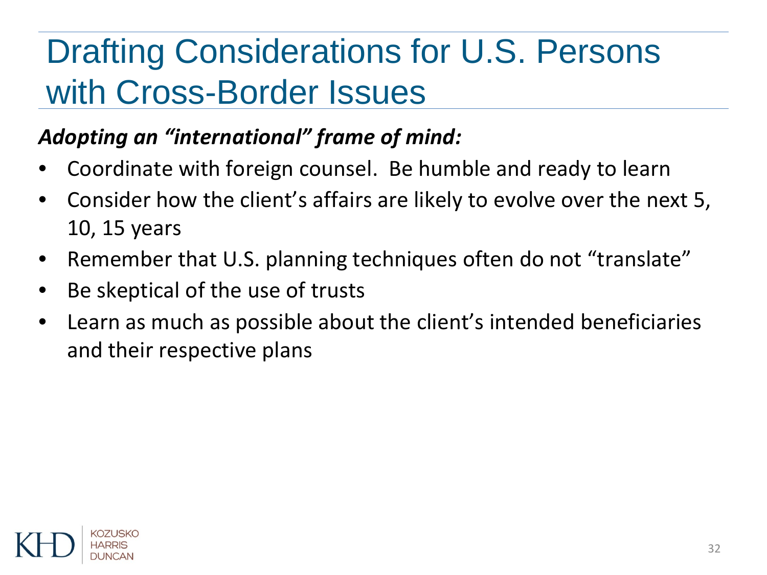# Drafting Considerations for U.S. Persons with Cross-Border Issues

***Adopting an "international" frame of mind:***

- Coordinate with foreign counsel. Be humble and ready to learn
- Consider how the client's affairs are likely to evolve over the next 5, 10, 15 years
- Remember that U.S. planning techniques often do not "translate"
- Be skeptical of the use of trusts
- Learn as much as possible about the client's intended beneficiaries and their respective plans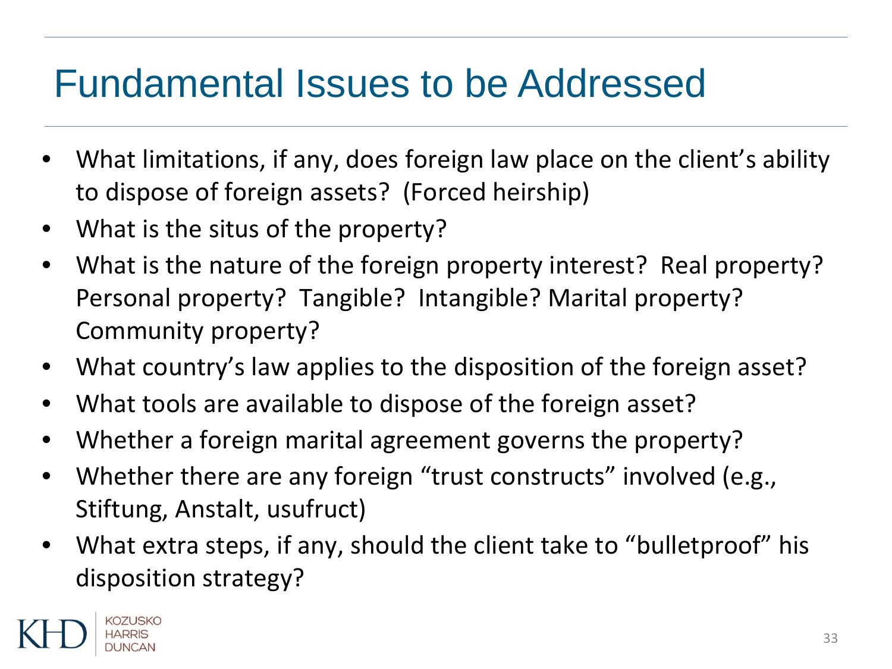# Fundamental Issues to be Addressed

- What limitations, if any, does foreign law place on the client's ability to dispose of foreign assets? (Forced heirship)
- What is the situs of the property?
- What is the nature of the foreign property interest? Real property? Personal property? Tangible? Intangible? Marital property? Community property?
- What country's law applies to the disposition of the foreign asset?
- What tools are available to dispose of the foreign asset?
- Whether a foreign marital agreement governs the property?
- Whether there are any foreign "trust constructs" involved (e.g., Stiftung, Anstalt, usufruct)
- What extra steps, if any, should the client take to "bulletproof" his disposition strategy?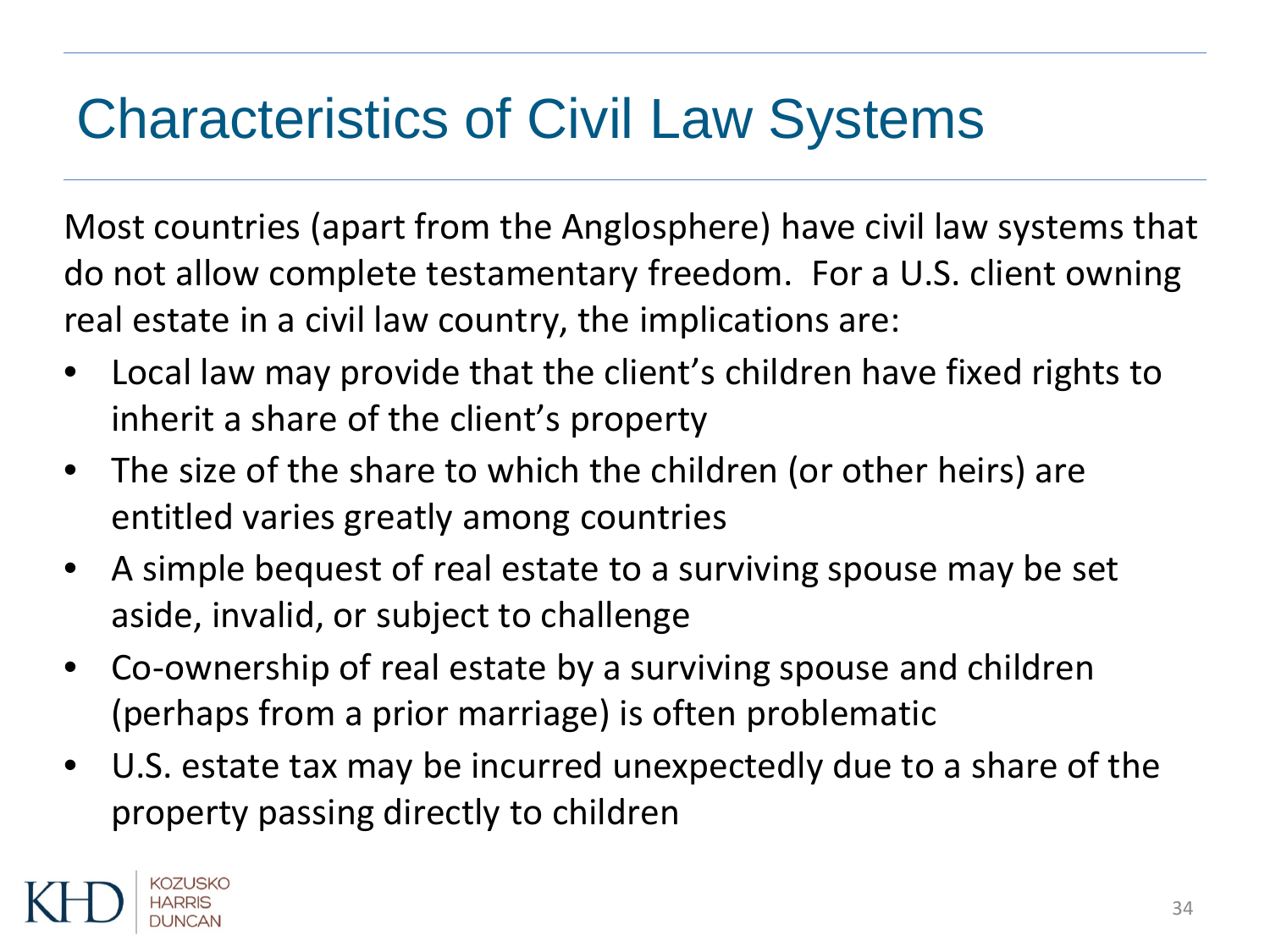# Characteristics of Civil Law Systems

Most countries (apart from the Anglosphere) have civil law systems that do not allow complete testamentary freedom. For a U.S. client owning real estate in a civil law country, the implications are:

- Local law may provide that the client's children have fixed rights to inherit a share of the client's property
- The size of the share to which the children (or other heirs) are entitled varies greatly among countries
- A simple bequest of real estate to a surviving spouse may be set aside, invalid, or subject to challenge
- Co-ownership of real estate by a surviving spouse and children (perhaps from a prior marriage) is often problematic
- U.S. estate tax may be incurred unexpectedly due to a share of the property passing directly to children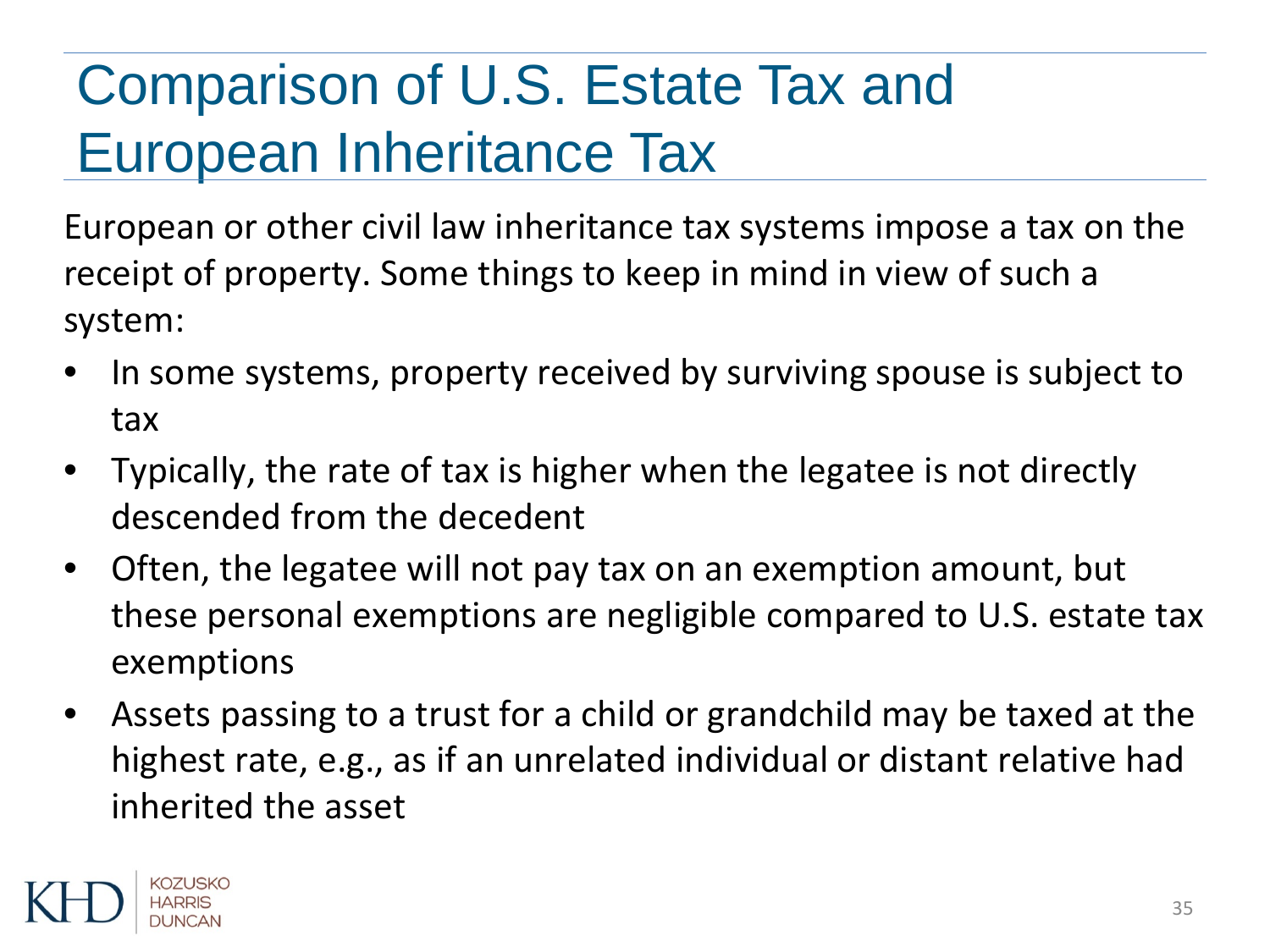# Comparison of U.S. Estate Tax and European Inheritance Tax

European or other civil law inheritance tax systems impose a tax on the receipt of property. Some things to keep in mind in view of such a system:

- In some systems, property received by surviving spouse is subject to tax
- Typically, the rate of tax is higher when the legatee is not directly descended from the decedent
- Often, the legatee will not pay tax on an exemption amount, but these personal exemptions are negligible compared to U.S. estate tax exemptions
- Assets passing to a trust for a child or grandchild may be taxed at the highest rate, e.g., as if an unrelated individual or distant relative had inherited the asset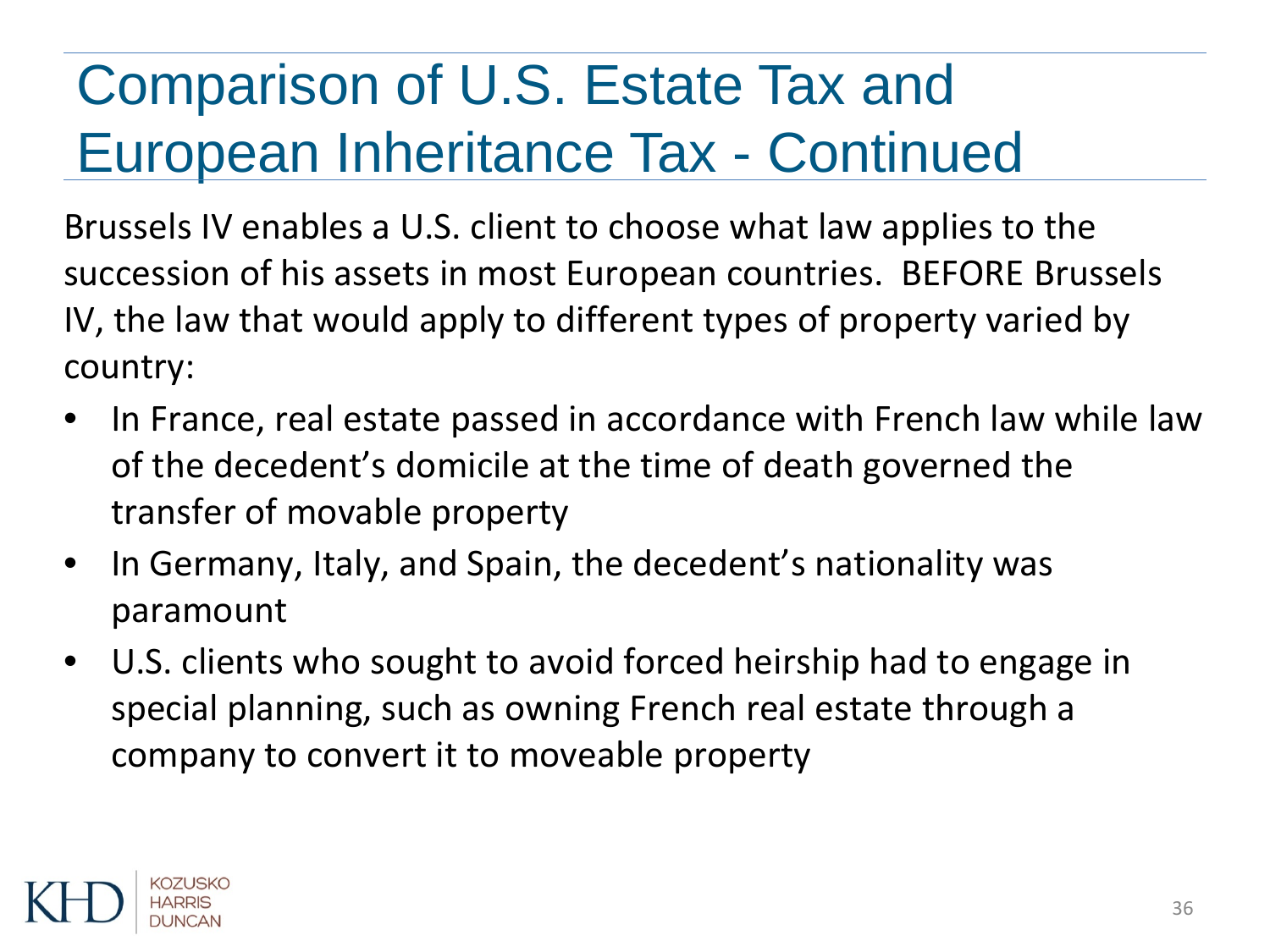# Comparison of U.S. Estate Tax and European Inheritance Tax - Continued

Brussels IV enables a U.S. client to choose what law applies to the succession of his assets in most European countries. BEFORE Brussels IV, the law that would apply to different types of property varied by country:

- In France, real estate passed in accordance with French law while law of the decedent’s domicile at the time of death governed the transfer of movable property
- In Germany, Italy, and Spain, the decedent’s nationality was paramount
- U.S. clients who sought to avoid forced heirship had to engage in special planning, such as owning French real estate through a company to convert it to moveable property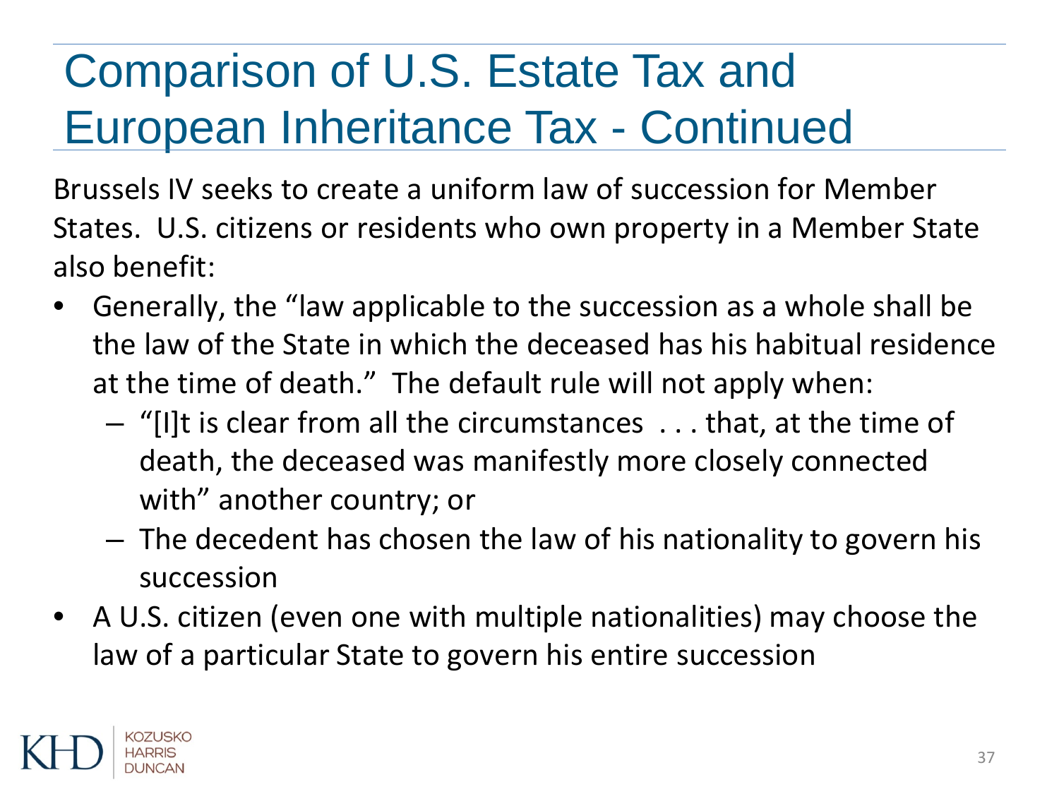# Comparison of U.S. Estate Tax and European Inheritance Tax - Continued

Brussels IV seeks to create a uniform law of succession for Member States. U.S. citizens or residents who own property in a Member State also benefit:

- Generally, the "law applicable to the succession as a whole shall be the law of the State in which the deceased has his habitual residence at the time of death." The default rule will not apply when:
  - "[I]t is clear from all the circumstances . . . that, at the time of death, the deceased was manifestly more closely connected with" another country; or
  - The decedent has chosen the law of his nationality to govern his succession
- A U.S. citizen (even one with multiple nationalities) may choose the law of a particular State to govern his entire succession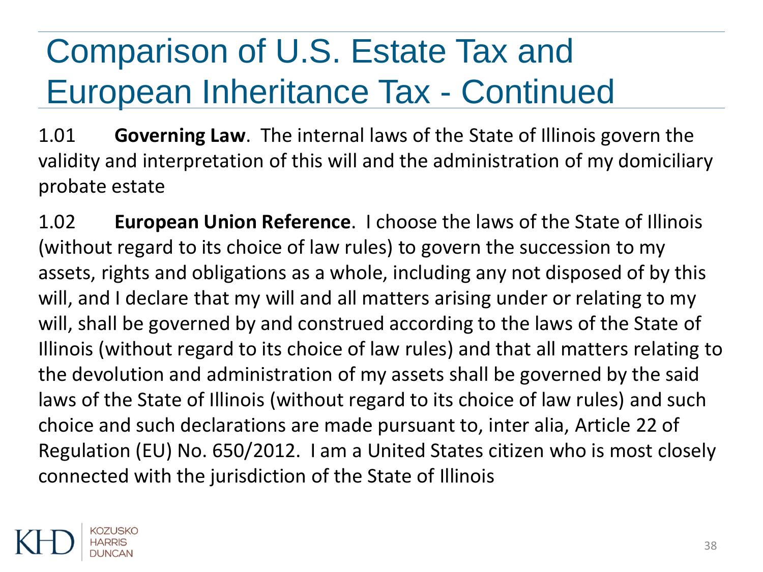# Comparison of U.S. Estate Tax and European Inheritance Tax - Continued

1.01 **Governing Law**. The internal laws of the State of Illinois govern the validity and interpretation of this will and the administration of my domiciliary probate estate

1.02 **European Union Reference**. I choose the laws of the State of Illinois (without regard to its choice of law rules) to govern the succession to my assets, rights and obligations as a whole, including any not disposed of by this will, and I declare that my will and all matters arising under or relating to my will, shall be governed by and construed according to the laws of the State of Illinois (without regard to its choice of law rules) and that all matters relating to the devolution and administration of my assets shall be governed by the said laws of the State of Illinois (without regard to its choice of law rules) and such choice and such declarations are made pursuant to, inter alia, Article 22 of Regulation (EU) No. 650/2012. I am a United States citizen who is most closely connected with the jurisdiction of the State of Illinois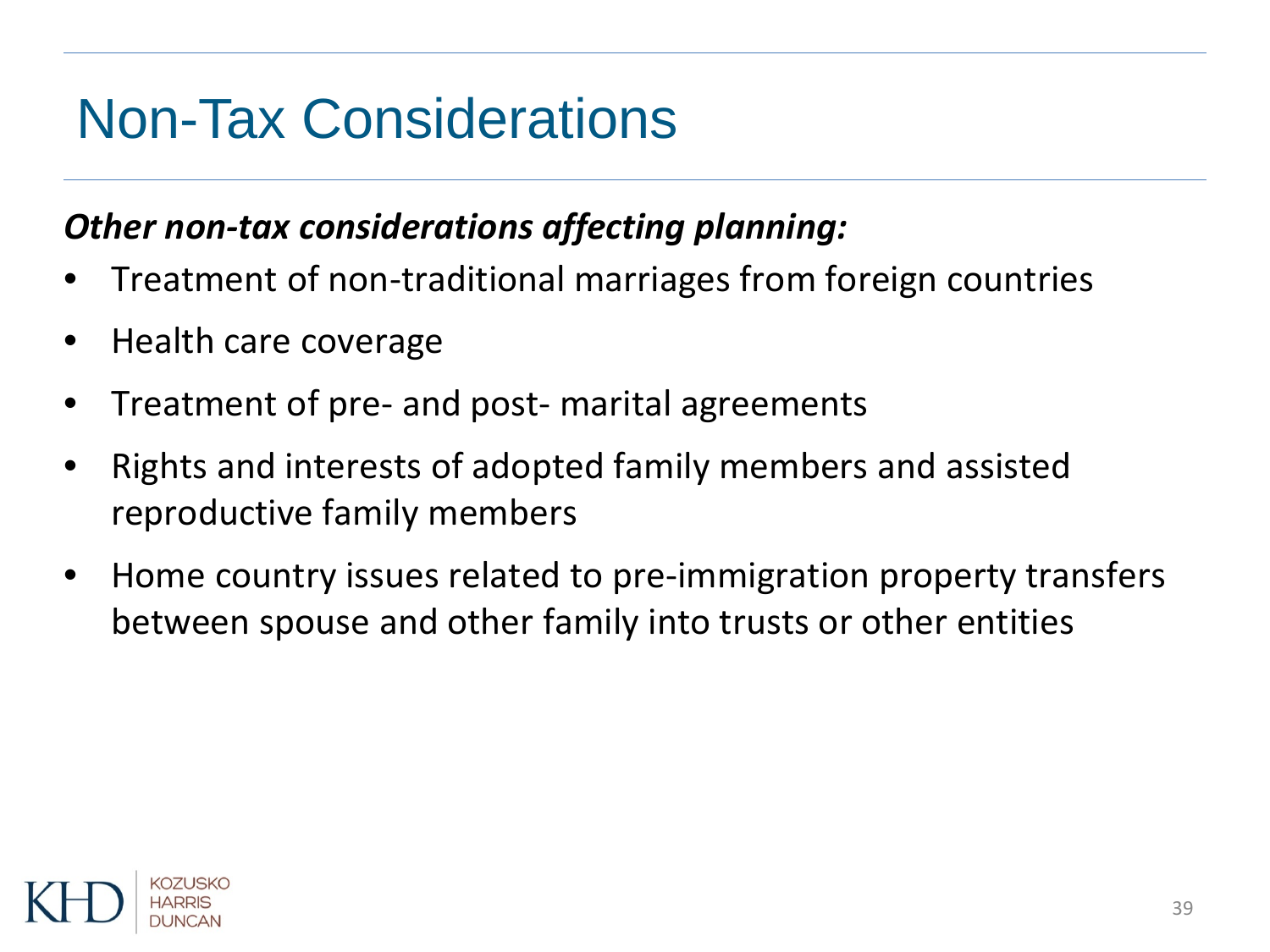# Non-Tax Considerations

***Other non-tax considerations affecting planning:***

- Treatment of non-traditional marriages from foreign countries
- Health care coverage
- Treatment of pre- and post- marital agreements
- Rights and interests of adopted family members and assisted reproductive family members
- Home country issues related to pre-immigration property transfers between spouse and other family into trusts or other entities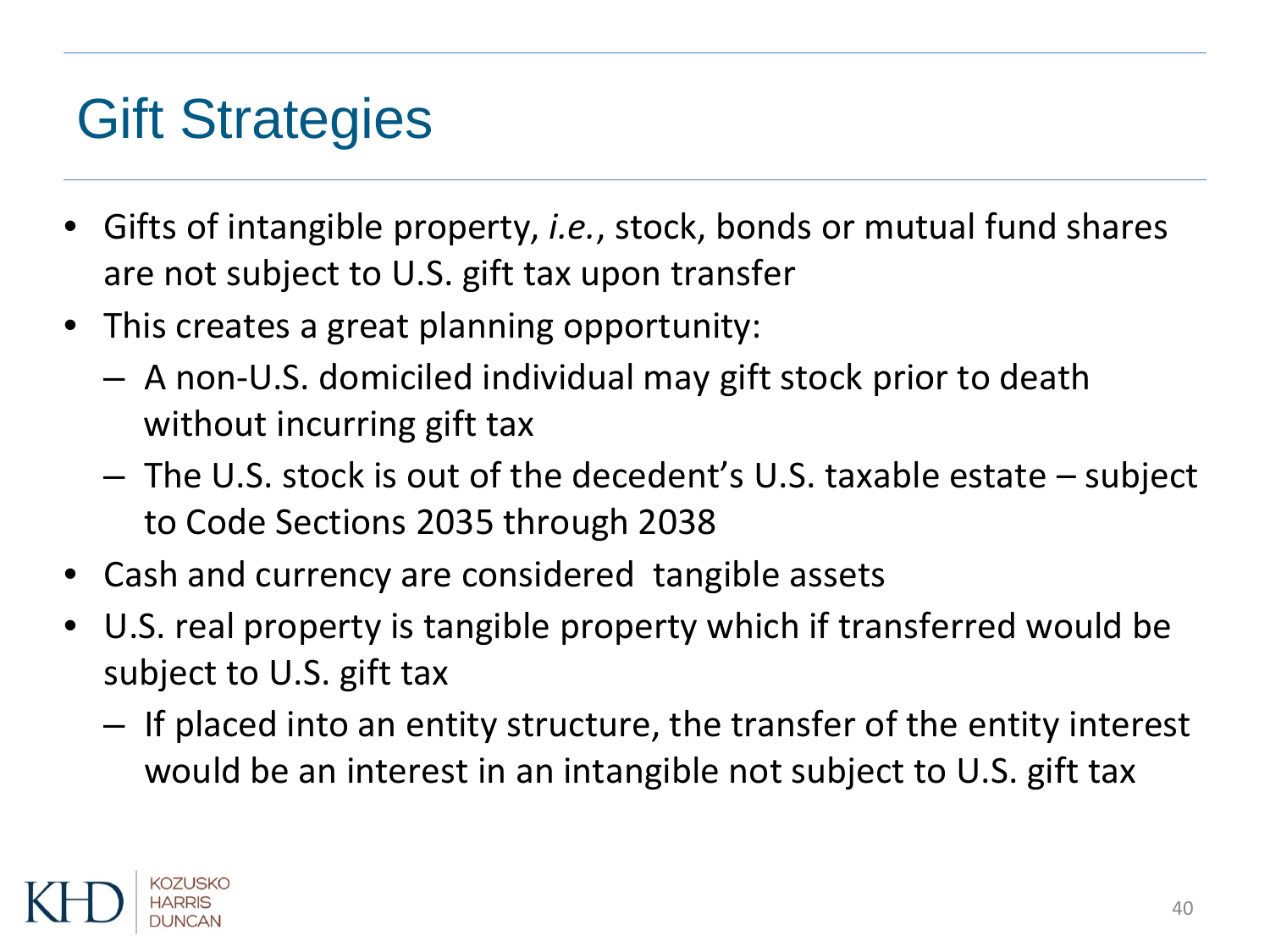# Gift Strategies

- Gifts of intangible property, *i.e.*, stock, bonds or mutual fund shares are not subject to U.S. gift tax upon transfer
- This creates a great planning opportunity:
  - A non-U.S. domiciled individual may gift stock prior to death without incurring gift tax
  - The U.S. stock is out of the decedent's U.S. taxable estate – subject to Code Sections 2035 through 2038
- Cash and currency are considered tangible assets
- U.S. real property is tangible property which if transferred would be subject to U.S. gift tax
  - If placed into an entity structure, the transfer of the entity interest would be an interest in an intangible not subject to U.S. gift tax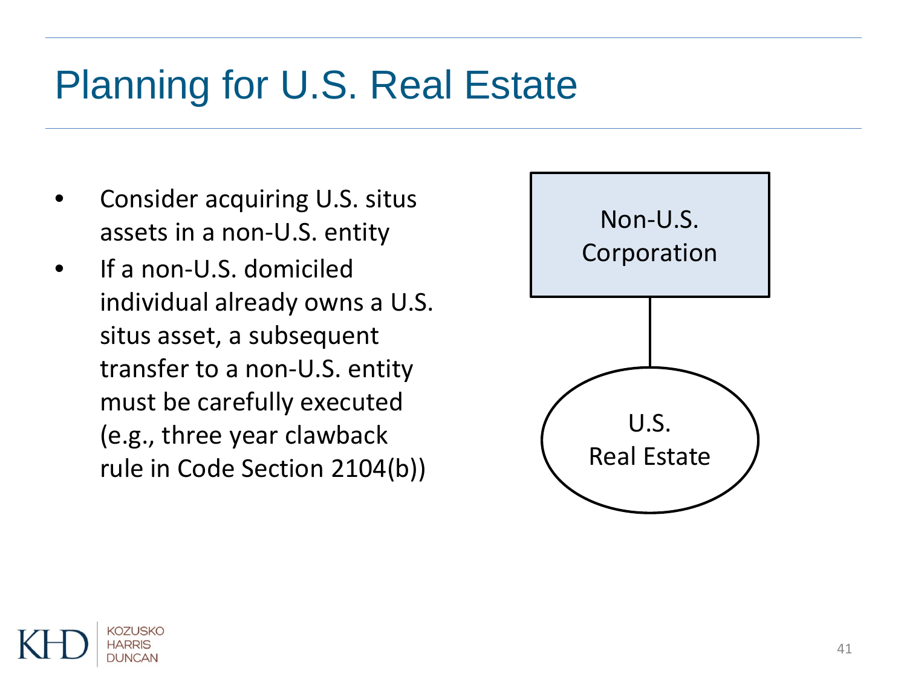# Planning for U.S. Real Estate

- Consider acquiring U.S. situs assets in a non-U.S. entity
- If a non-U.S. domiciled individual already owns a U.S. situs asset, a subsequent transfer to a non-U.S. entity must be carefully executed (e.g., three year clawback rule in Code Section 2104(b))

Non-U.S. Corporation

U.S. Real Estate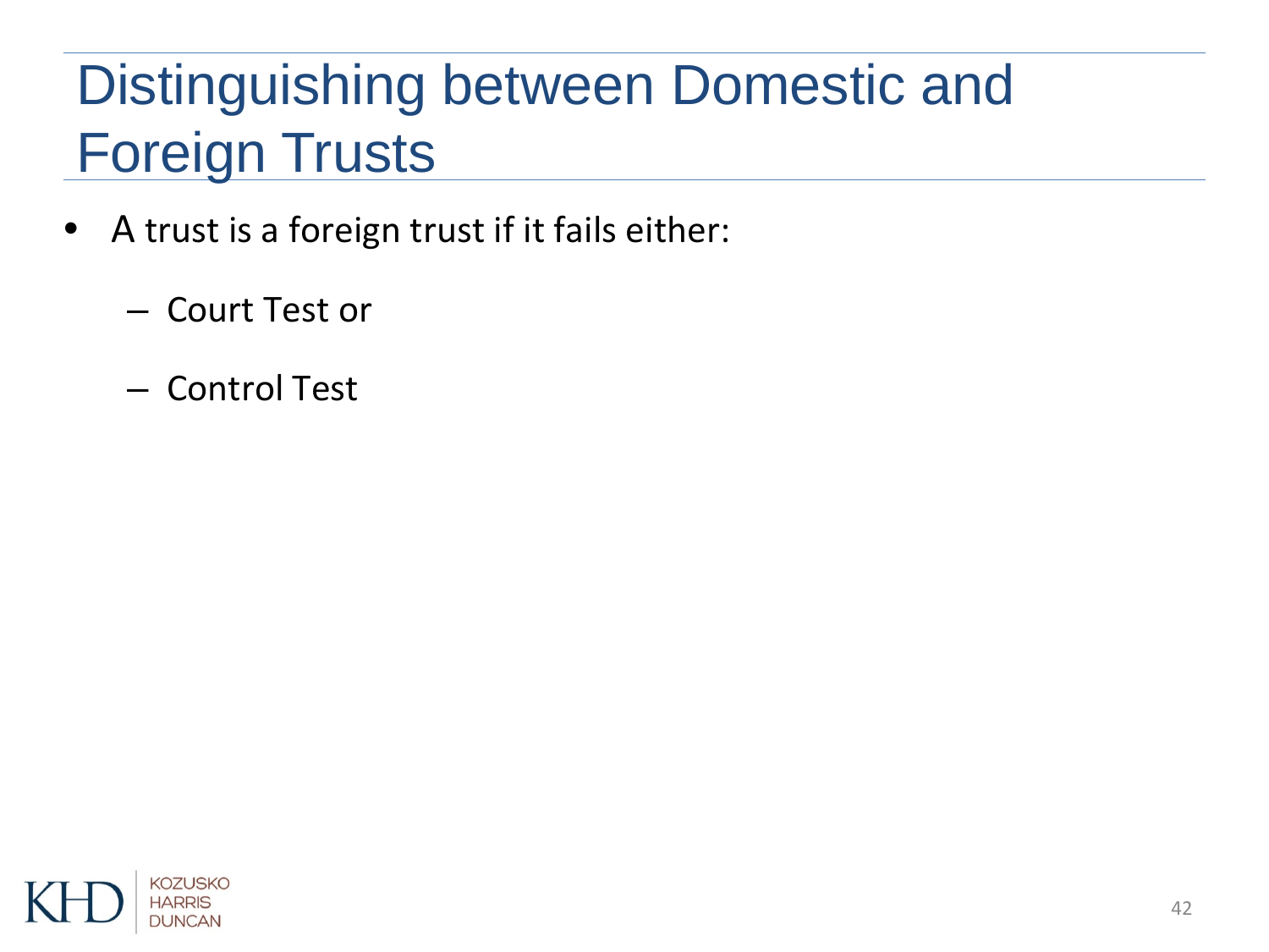# Distinguishing between Domestic and Foreign Trusts

- A trust is a foreign trust if it fails either:
  - Court Test or
  - Control Test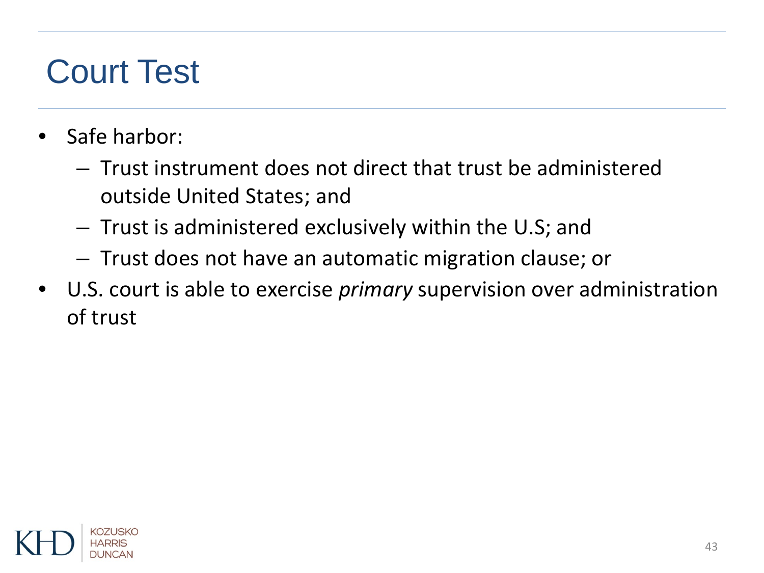# Court Test

- Safe harbor:
  - Trust instrument does not direct that trust be administered outside United States; and
  - Trust is administered exclusively within the U.S; and
  - Trust does not have an automatic migration clause; or
- U.S. court is able to exercise *primary* supervision over administration of trust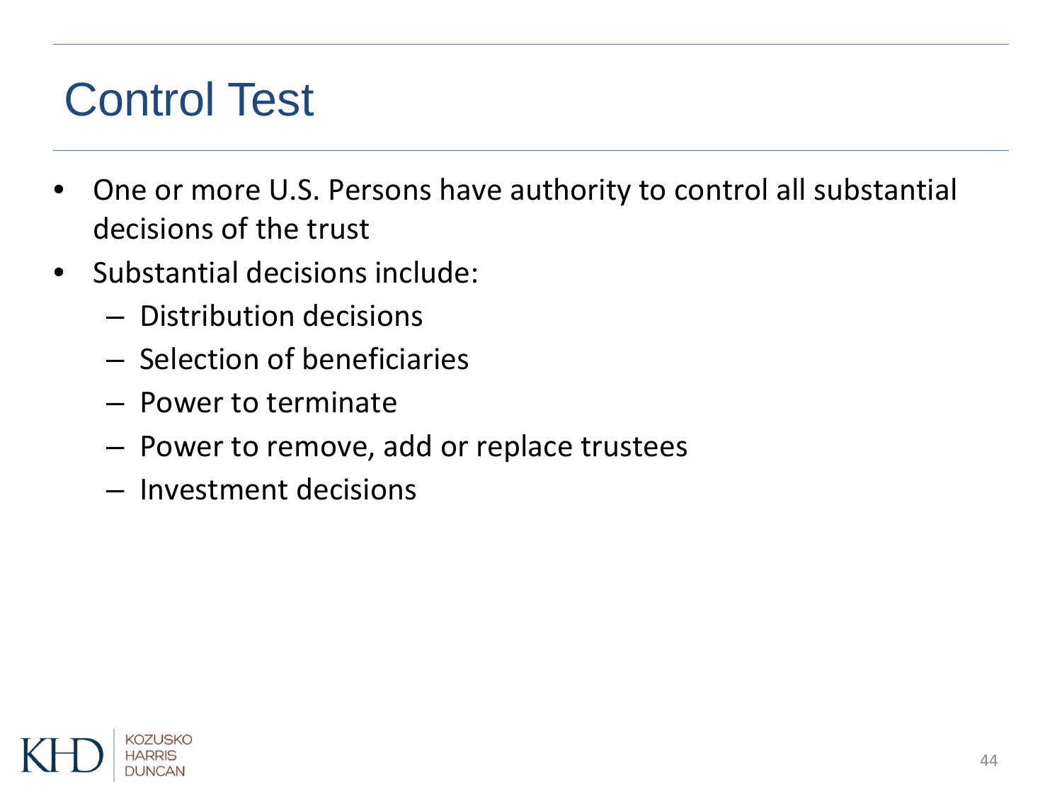# Control Test

- One or more U.S. Persons have authority to control all substantial decisions of the trust
- Substantial decisions include:
  - Distribution decisions
  - Selection of beneficiaries
  - Power to terminate
  - Power to remove, add or replace trustees
  - Investment decisions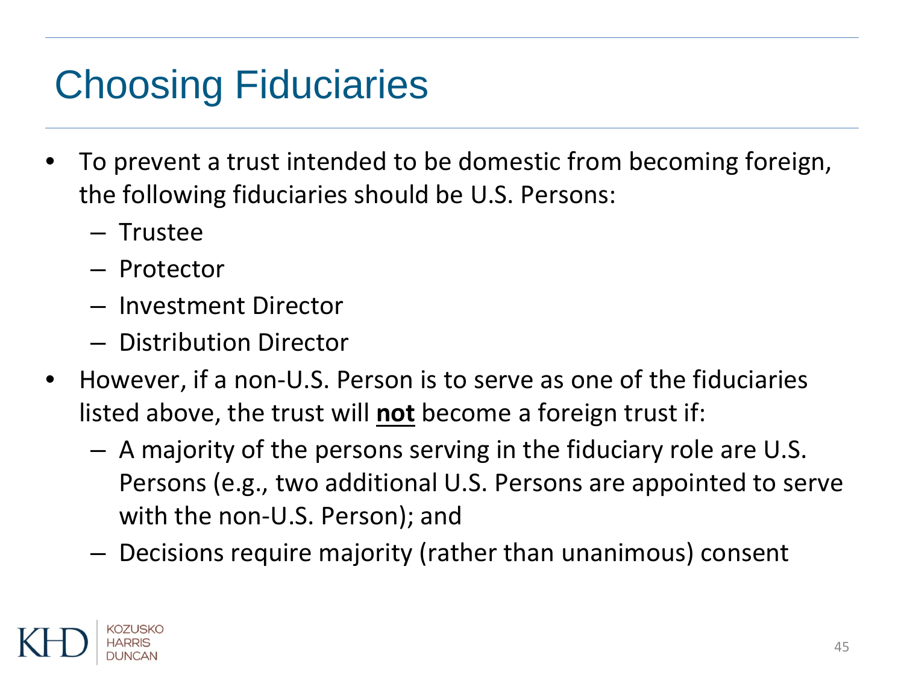# Choosing Fiduciaries

- To prevent a trust intended to be domestic from becoming foreign, the following fiduciaries should be U.S. Persons:
  - Trustee
  - Protector
  - Investment Director
  - Distribution Director
- However, if a non-U.S. Person is to serve as one of the fiduciaries listed above, the trust will **not** become a foreign trust if:
  - A majority of the persons serving in the fiduciary role are U.S. Persons (e.g., two additional U.S. Persons are appointed to serve with the non-U.S. Person); and
  - Decisions require majority (rather than unanimous) consent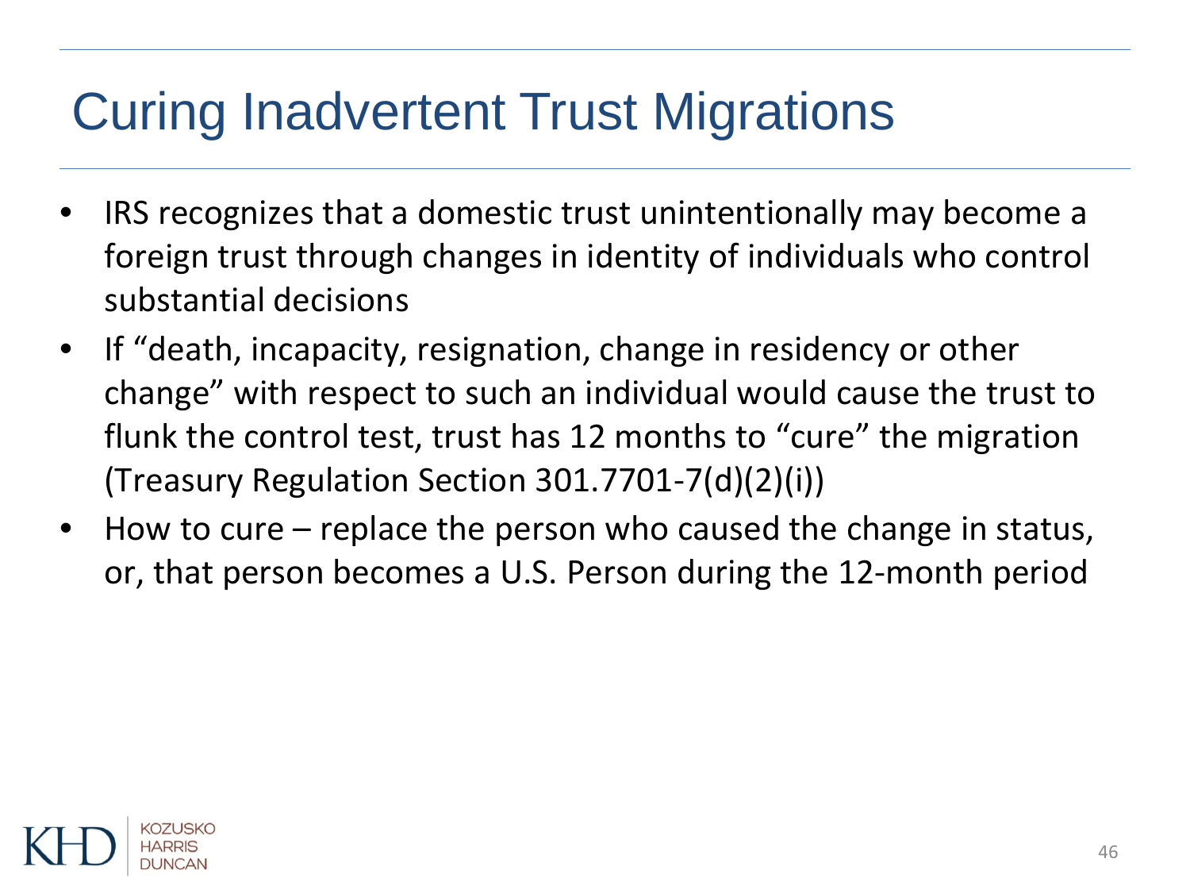# Curing Inadvertent Trust Migrations

- IRS recognizes that a domestic trust unintentionally may become a foreign trust through changes in identity of individuals who control substantial decisions
- If "death, incapacity, resignation, change in residency or other change" with respect to such an individual would cause the trust to flunk the control test, trust has 12 months to "cure" the migration (Treasury Regulation Section 301.7701-7(d)(2)(i))
- How to cure – replace the person who caused the change in status, or, that person becomes a U.S. Person during the 12-month period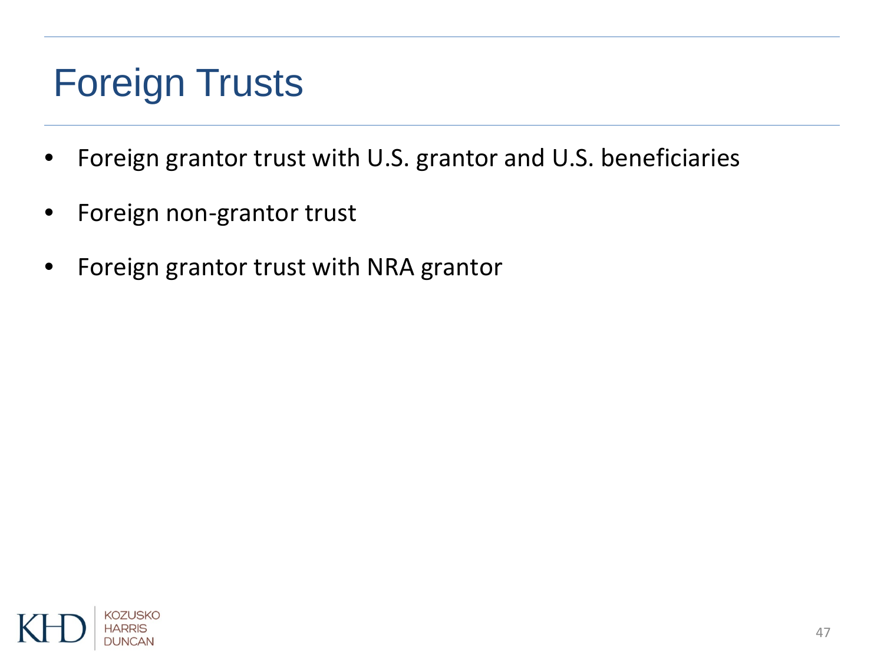# Foreign Trusts

- Foreign grantor trust with U.S. grantor and U.S. beneficiaries
- Foreign non-grantor trust
- Foreign grantor trust with NRA grantor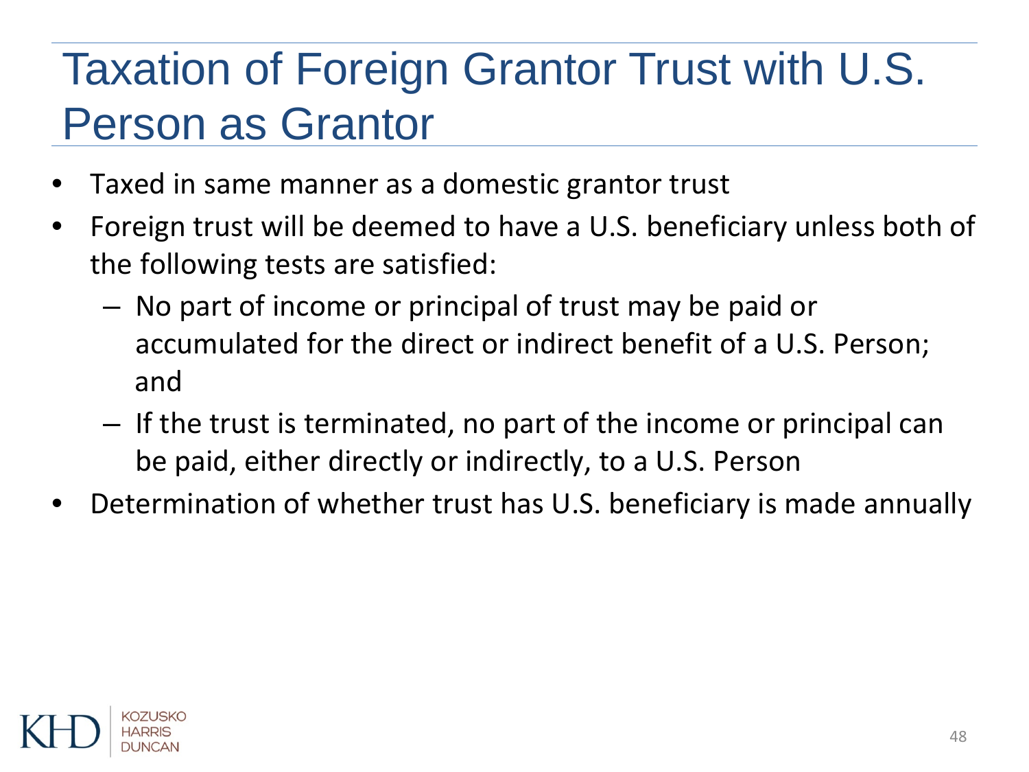# Taxation of Foreign Grantor Trust with U.S. Person as Grantor

- Taxed in same manner as a domestic grantor trust
- Foreign trust will be deemed to have a U.S. beneficiary unless both of the following tests are satisfied:
  - No part of income or principal of trust may be paid or accumulated for the direct or indirect benefit of a U.S. Person; and
  - If the trust is terminated, no part of the income or principal can be paid, either directly or indirectly, to a U.S. Person
- Determination of whether trust has U.S. beneficiary is made annually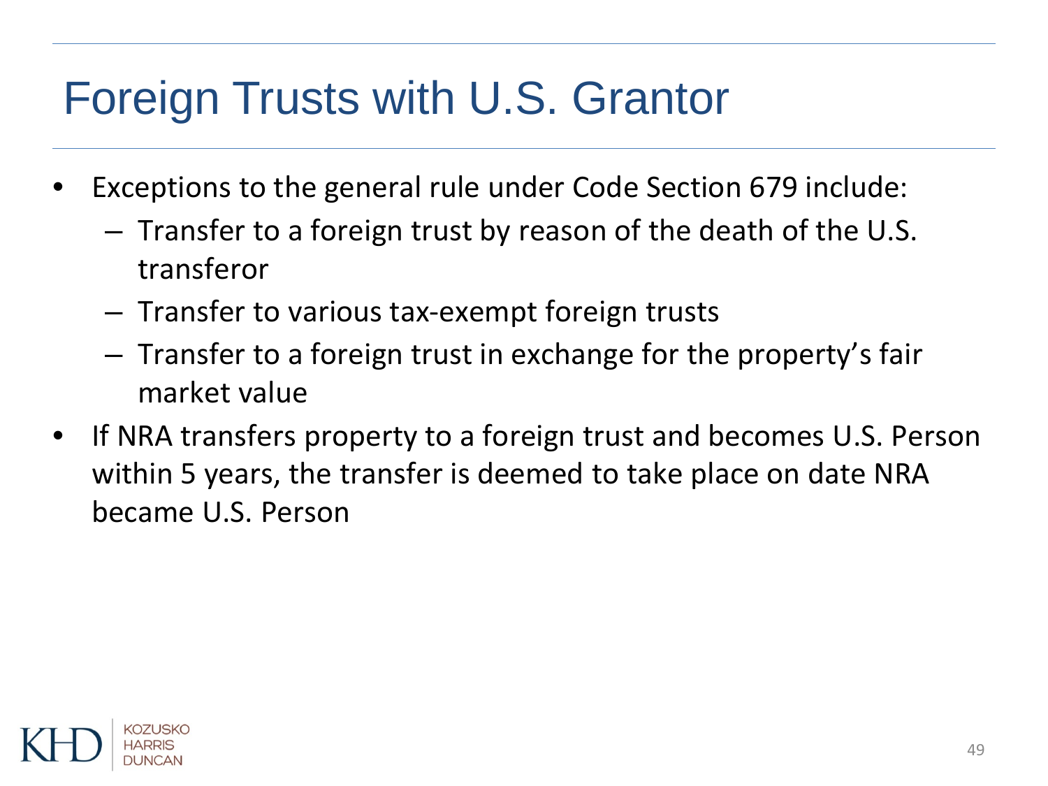# Foreign Trusts with U.S. Grantor

- Exceptions to the general rule under Code Section 679 include:
  - Transfer to a foreign trust by reason of the death of the U.S. transferor
  - Transfer to various tax-exempt foreign trusts
  - Transfer to a foreign trust in exchange for the property's fair market value
- If NRA transfers property to a foreign trust and becomes U.S. Person within 5 years, the transfer is deemed to take place on date NRA became U.S. Person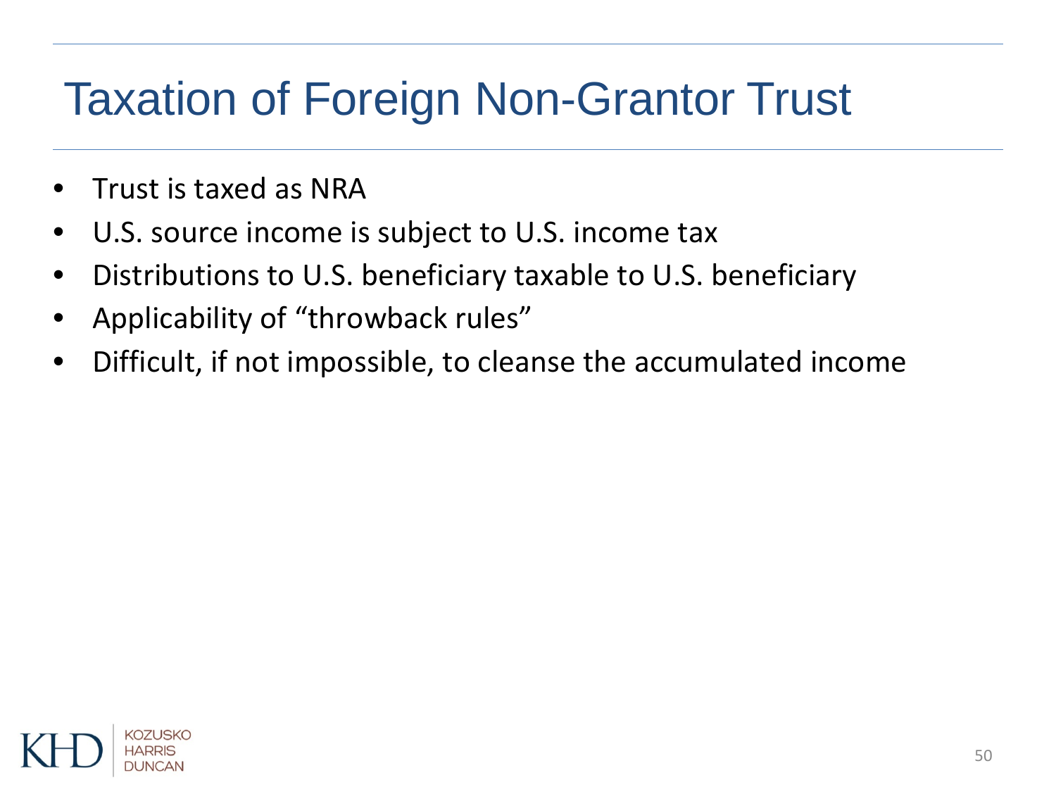# Taxation of Foreign Non-Grantor Trust

- Trust is taxed as NRA
- U.S. source income is subject to U.S. income tax
- Distributions to U.S. beneficiary taxable to U.S. beneficiary
- Applicability of "throwback rules"
- Difficult, if not impossible, to cleanse the accumulated income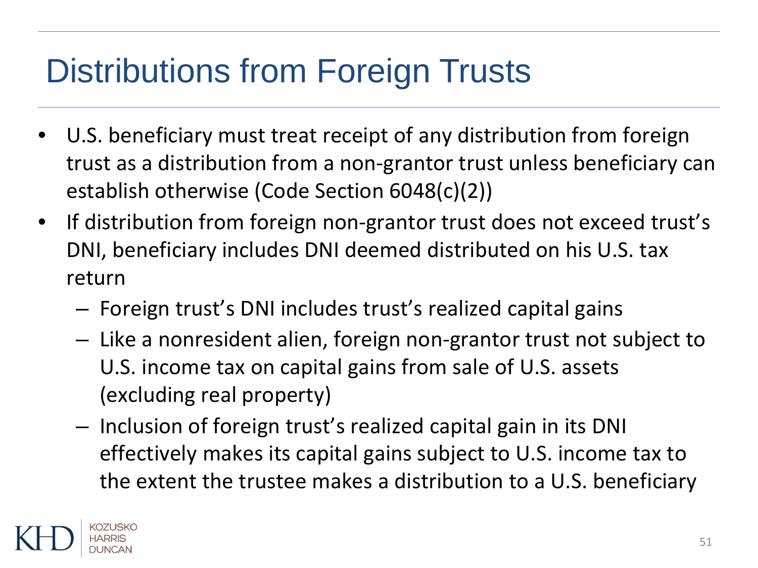# Distributions from Foreign Trusts

- U.S. beneficiary must treat receipt of any distribution from foreign trust as a distribution from a non-grantor trust unless beneficiary can establish otherwise (Code Section 6048(c)(2))
- If distribution from foreign non-grantor trust does not exceed trust's DNI, beneficiary includes DNI deemed distributed on his U.S. tax return
  - Foreign trust's DNI includes trust's realized capital gains
  - Like a nonresident alien, foreign non-grantor trust not subject to U.S. income tax on capital gains from sale of U.S. assets (excluding real property)
  - Inclusion of foreign trust's realized capital gain in its DNI effectively makes its capital gains subject to U.S. income tax to the extent the trustee makes a distribution to a U.S. beneficiary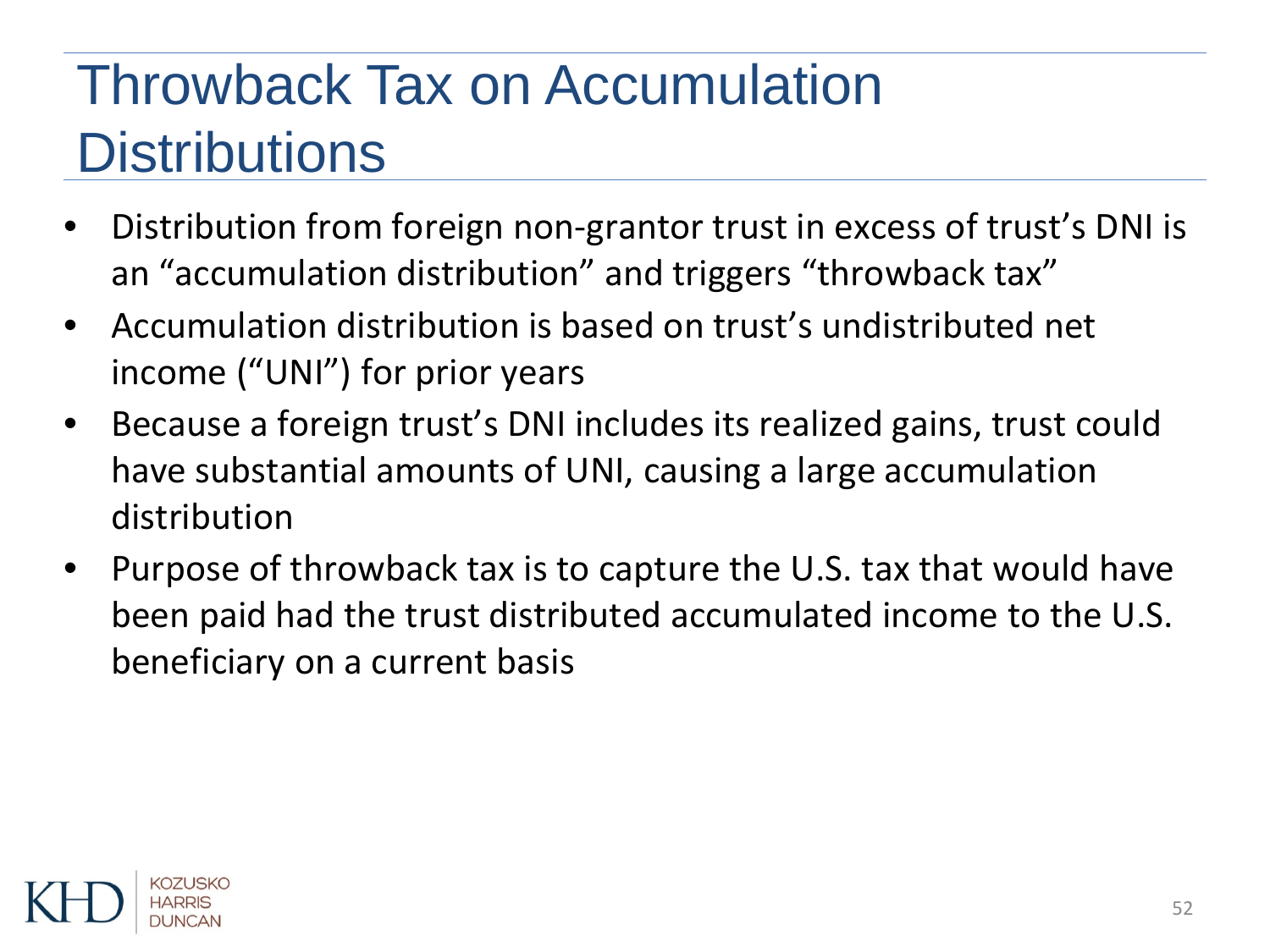# Throwback Tax on Accumulation Distributions

- Distribution from foreign non-grantor trust in excess of trust's DNI is an "accumulation distribution" and triggers "throwback tax"
- Accumulation distribution is based on trust's undistributed net income ("UNI") for prior years
- Because a foreign trust's DNI includes its realized gains, trust could have substantial amounts of UNI, causing a large accumulation distribution
- Purpose of throwback tax is to capture the U.S. tax that would have been paid had the trust distributed accumulated income to the U.S. beneficiary on a current basis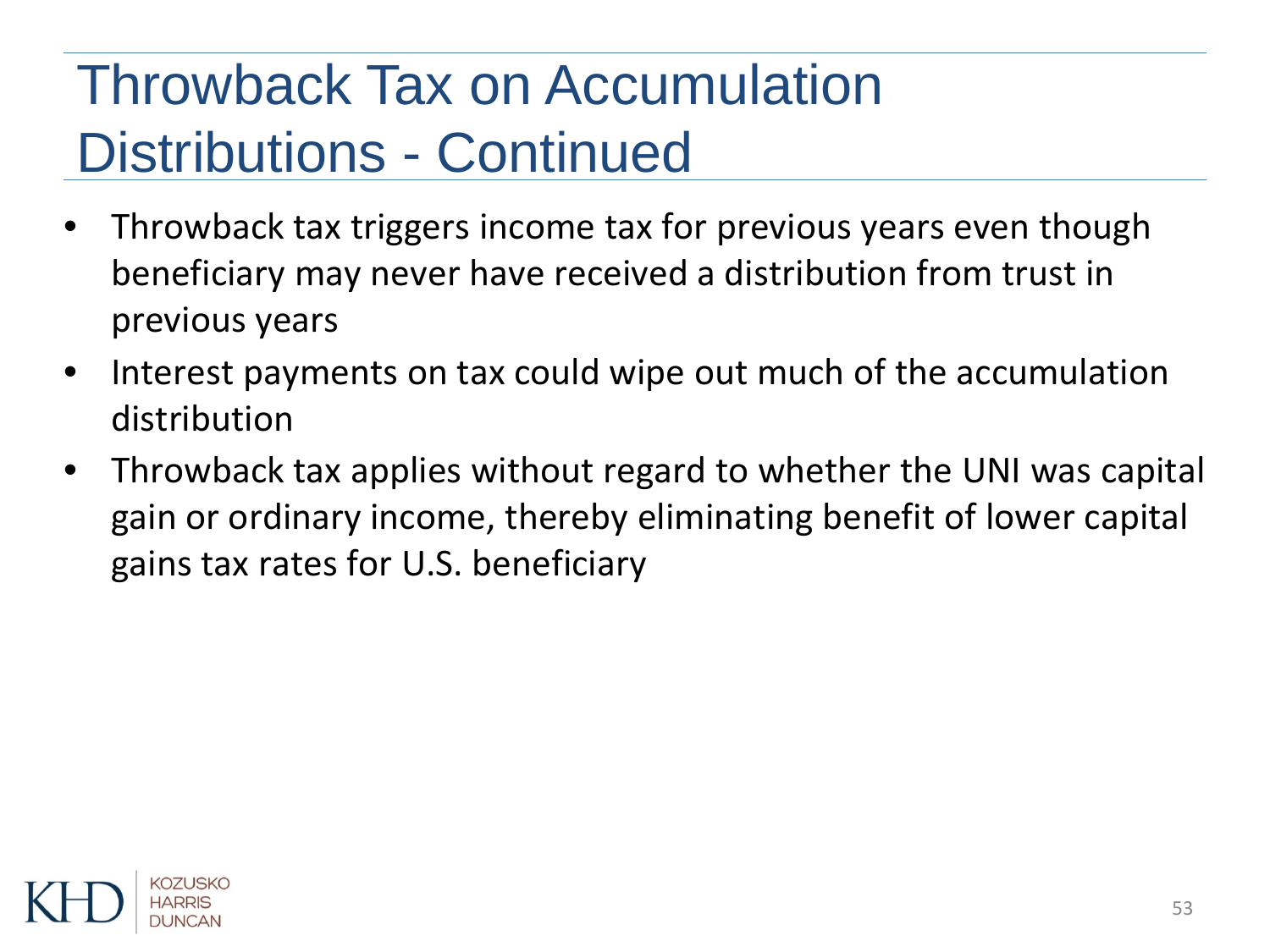# Throwback Tax on Accumulation Distributions - Continued

- Throwback tax triggers income tax for previous years even though beneficiary may never have received a distribution from trust in previous years
- Interest payments on tax could wipe out much of the accumulation distribution
- Throwback tax applies without regard to whether the UNI was capital gain or ordinary income, thereby eliminating benefit of lower capital gains tax rates for U.S. beneficiary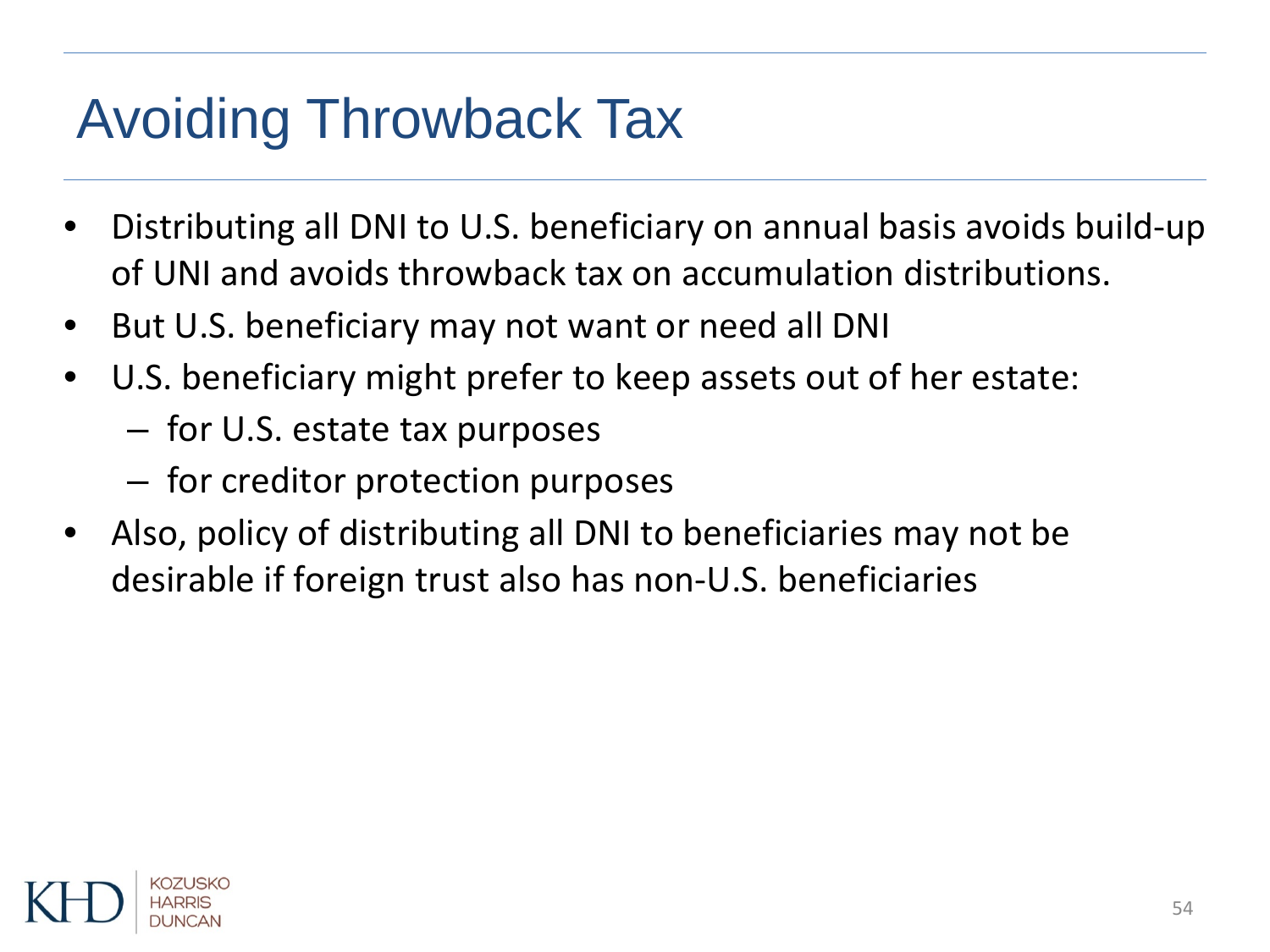# Avoiding Throwback Tax

- Distributing all DNI to U.S. beneficiary on annual basis avoids build-up of UNI and avoids throwback tax on accumulation distributions.
- But U.S. beneficiary may not want or need all DNI
- U.S. beneficiary might prefer to keep assets out of her estate:
  - for U.S. estate tax purposes
  - for creditor protection purposes
- Also, policy of distributing all DNI to beneficiaries may not be desirable if foreign trust also has non-U.S. beneficiaries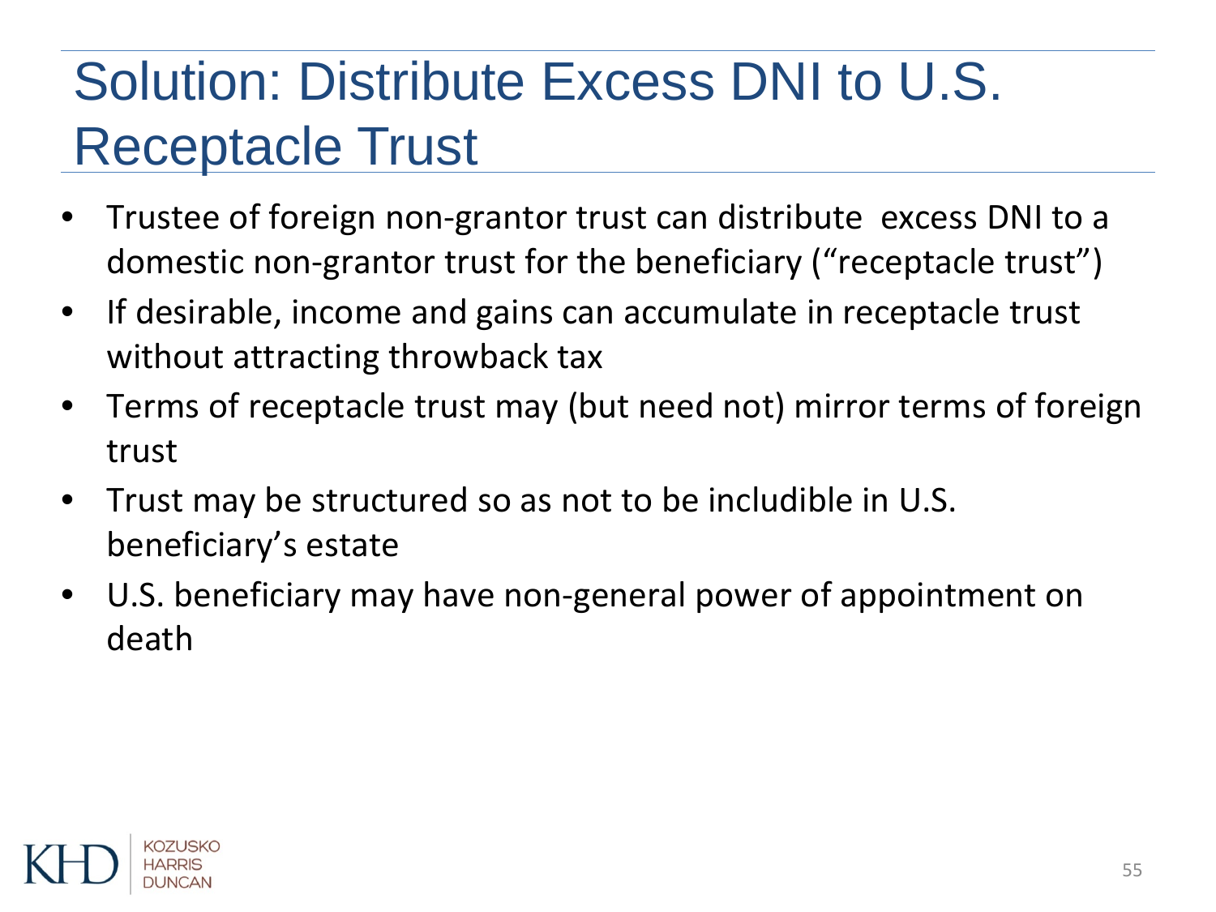# Solution: Distribute Excess DNI to U.S. Receptacle Trust

- Trustee of foreign non-grantor trust can distribute excess DNI to a domestic non-grantor trust for the beneficiary ("receptacle trust")
- If desirable, income and gains can accumulate in receptacle trust without attracting throwback tax
- Terms of receptacle trust may (but need not) mirror terms of foreign trust
- Trust may be structured so as not to be includible in U.S. beneficiary's estate
- U.S. beneficiary may have non-general power of appointment on death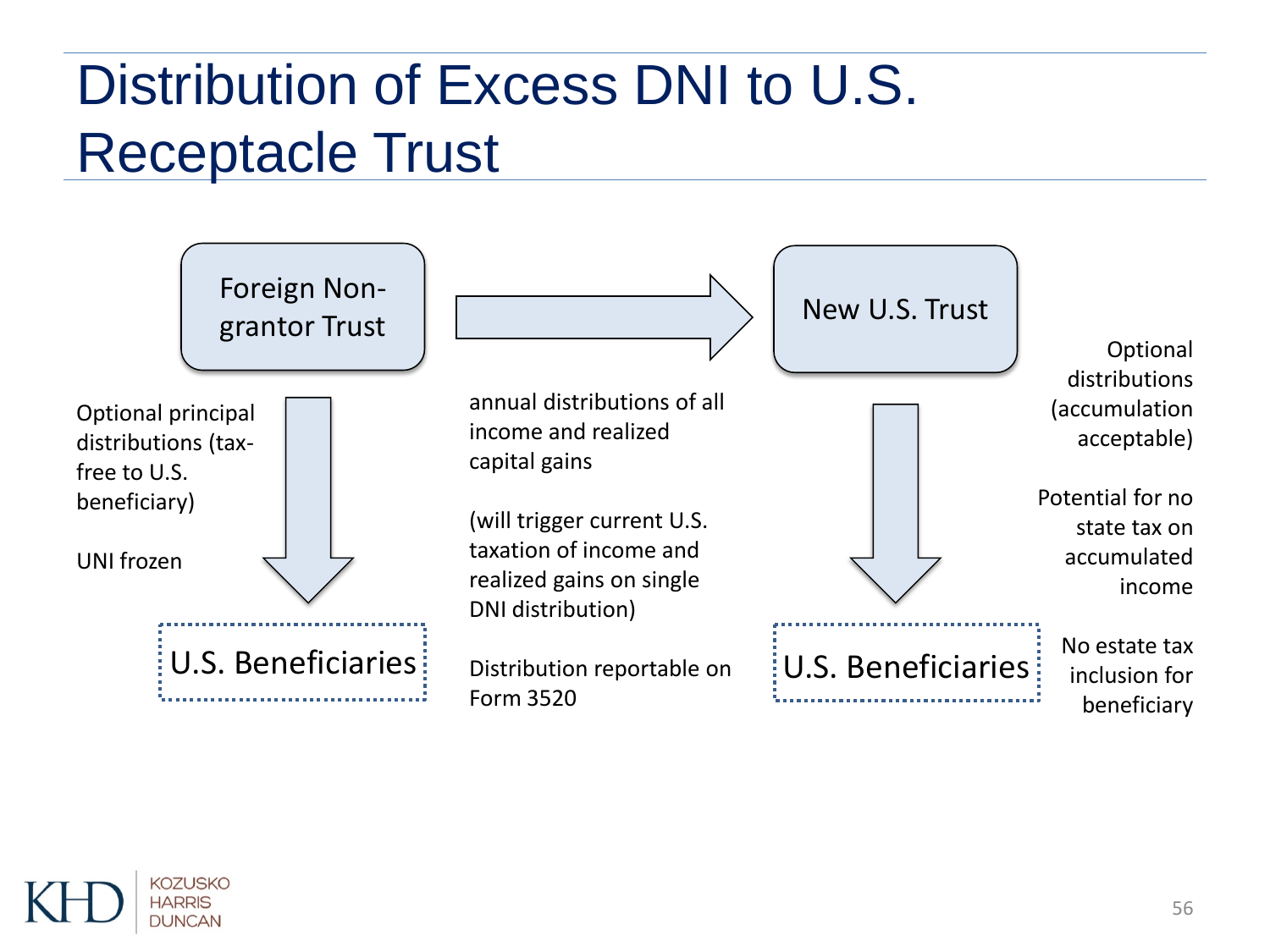# Distribution of Excess DNI to U.S. Receptacle Trust

Foreign Non-grantor Trust → New U.S. Trust

annual distributions of all income and realized capital gains

(will trigger current U.S. taxation of income and realized gains on single DNI distribution)

Distribution reportable on Form 3520

**Foreign Non-grantor Trust → U.S. Beneficiaries**

Optional principal distributions (tax-free to U.S. beneficiary)

UNI frozen

**New U.S. Trust → U.S. Beneficiaries**

Optional distributions (accumulation acceptable)

Potential for no state tax on accumulated income

No estate tax inclusion for beneficiary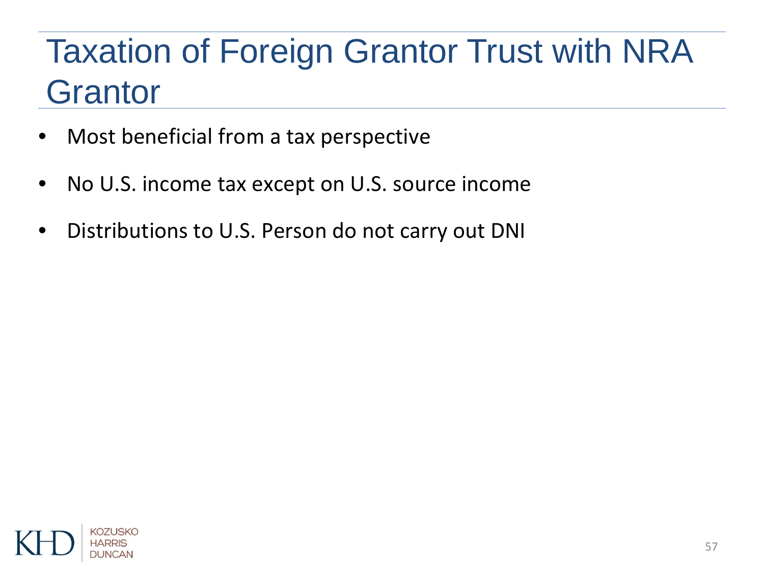# Taxation of Foreign Grantor Trust with NRA Grantor

- Most beneficial from a tax perspective
- No U.S. income tax except on U.S. source income
- Distributions to U.S. Person do not carry out DNI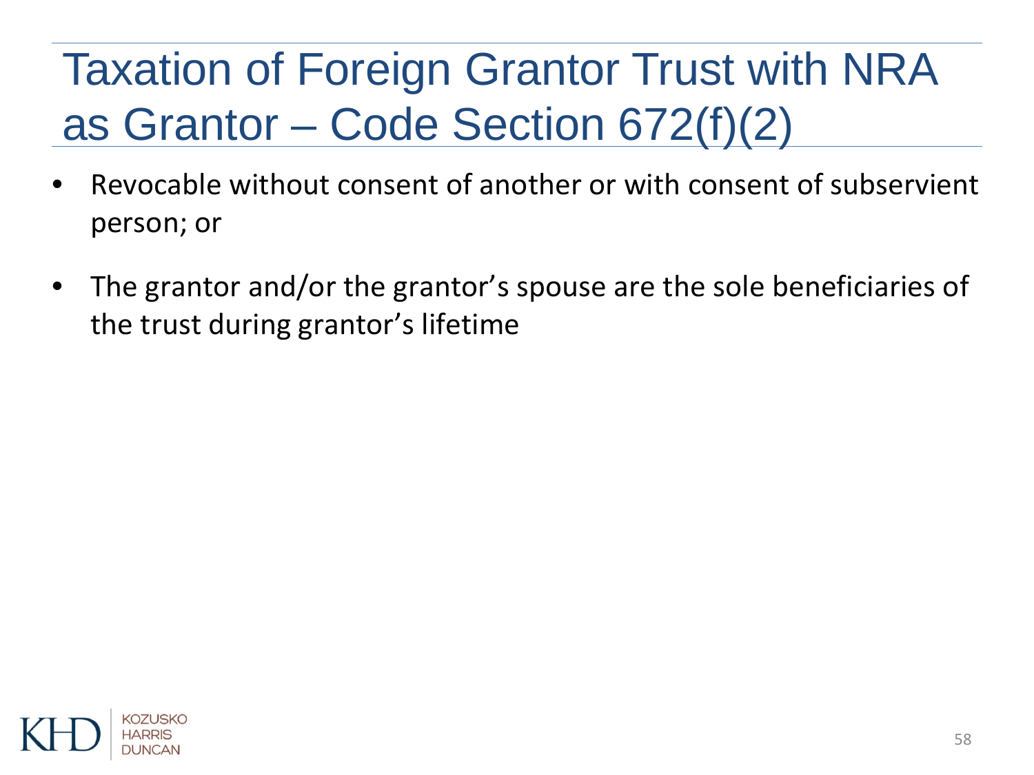# Taxation of Foreign Grantor Trust with NRA as Grantor – Code Section 672(f)(2)

- Revocable without consent of another or with consent of subservient person; or
- The grantor and/or the grantor's spouse are the sole beneficiaries of the trust during grantor's lifetime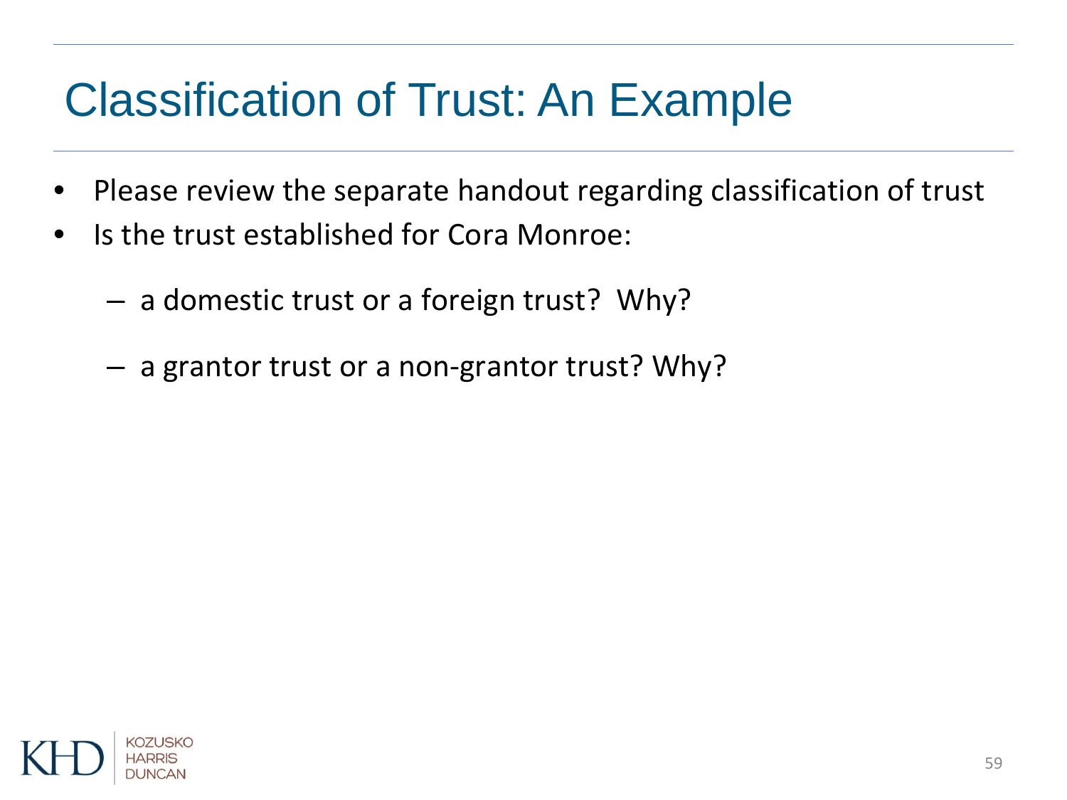# Classification of Trust: An Example

- Please review the separate handout regarding classification of trust
- Is the trust established for Cora Monroe:
  - a domestic trust or a foreign trust? Why?
  - a grantor trust or a non-grantor trust? Why?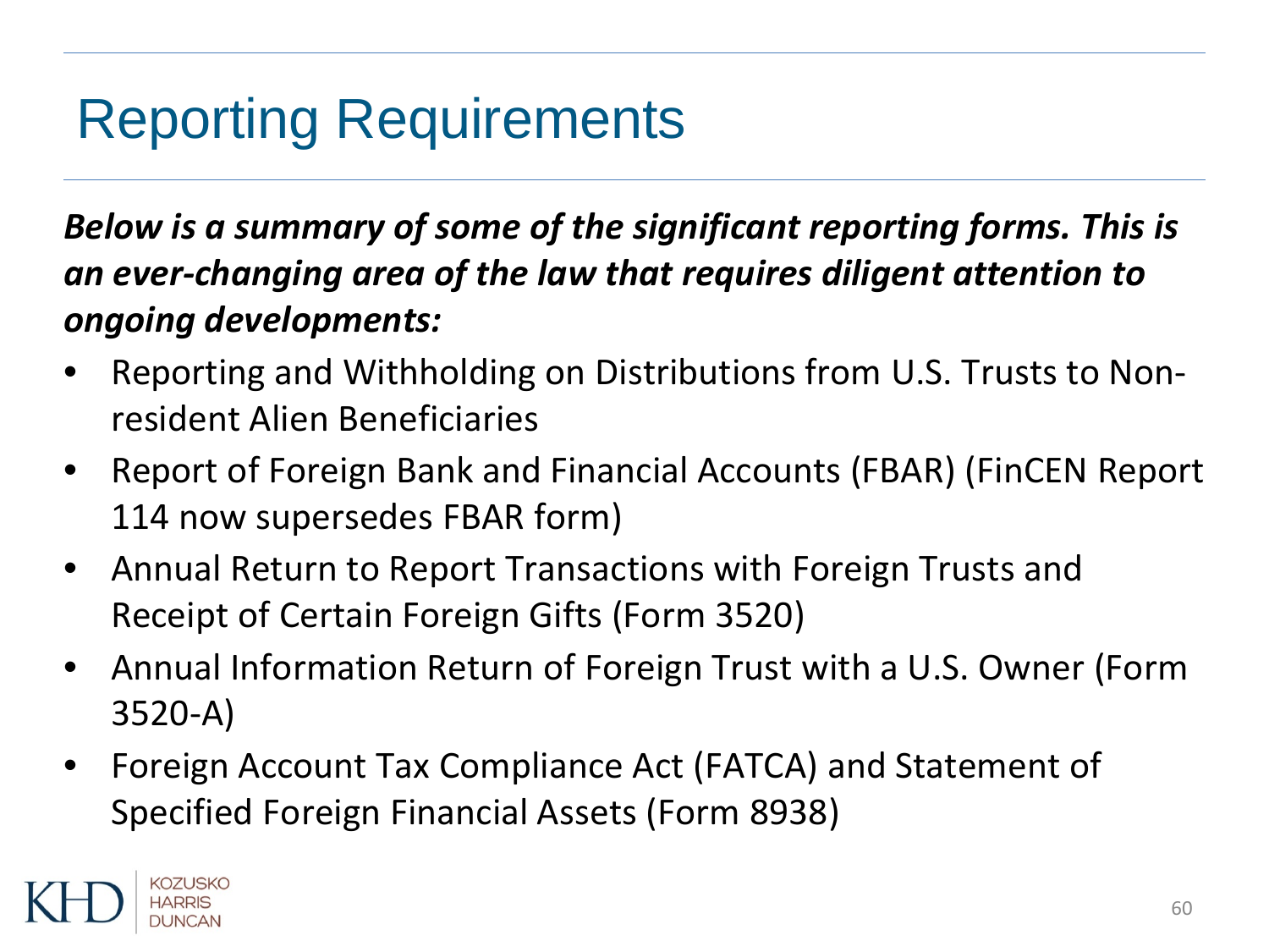# Reporting Requirements

***Below is a summary of some of the significant reporting forms. This is an ever-changing area of the law that requires diligent attention to ongoing developments:***

- Reporting and Withholding on Distributions from U.S. Trusts to Non-resident Alien Beneficiaries
- Report of Foreign Bank and Financial Accounts (FBAR) (FinCEN Report 114 now supersedes FBAR form)
- Annual Return to Report Transactions with Foreign Trusts and Receipt of Certain Foreign Gifts (Form 3520)
- Annual Information Return of Foreign Trust with a U.S. Owner (Form 3520-A)
- Foreign Account Tax Compliance Act (FATCA) and Statement of Specified Foreign Financial Assets (Form 8938)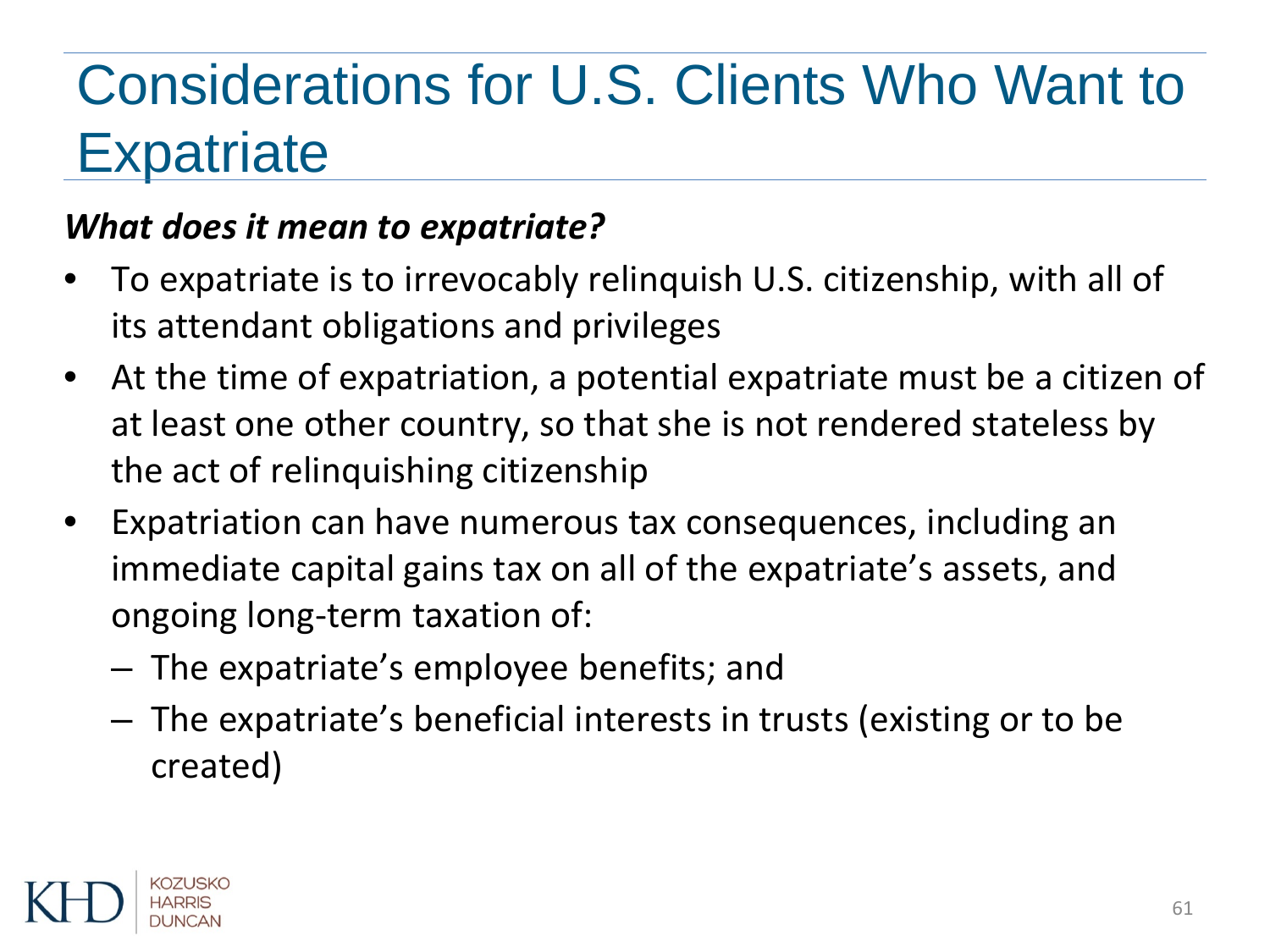# Considerations for U.S. Clients Who Want to Expatriate

***What does it mean to expatriate?***

- To expatriate is to irrevocably relinquish U.S. citizenship, with all of its attendant obligations and privileges
- At the time of expatriation, a potential expatriate must be a citizen of at least one other country, so that she is not rendered stateless by the act of relinquishing citizenship
- Expatriation can have numerous tax consequences, including an immediate capital gains tax on all of the expatriate's assets, and ongoing long-term taxation of:
  - The expatriate's employee benefits; and
  - The expatriate's beneficial interests in trusts (existing or to be created)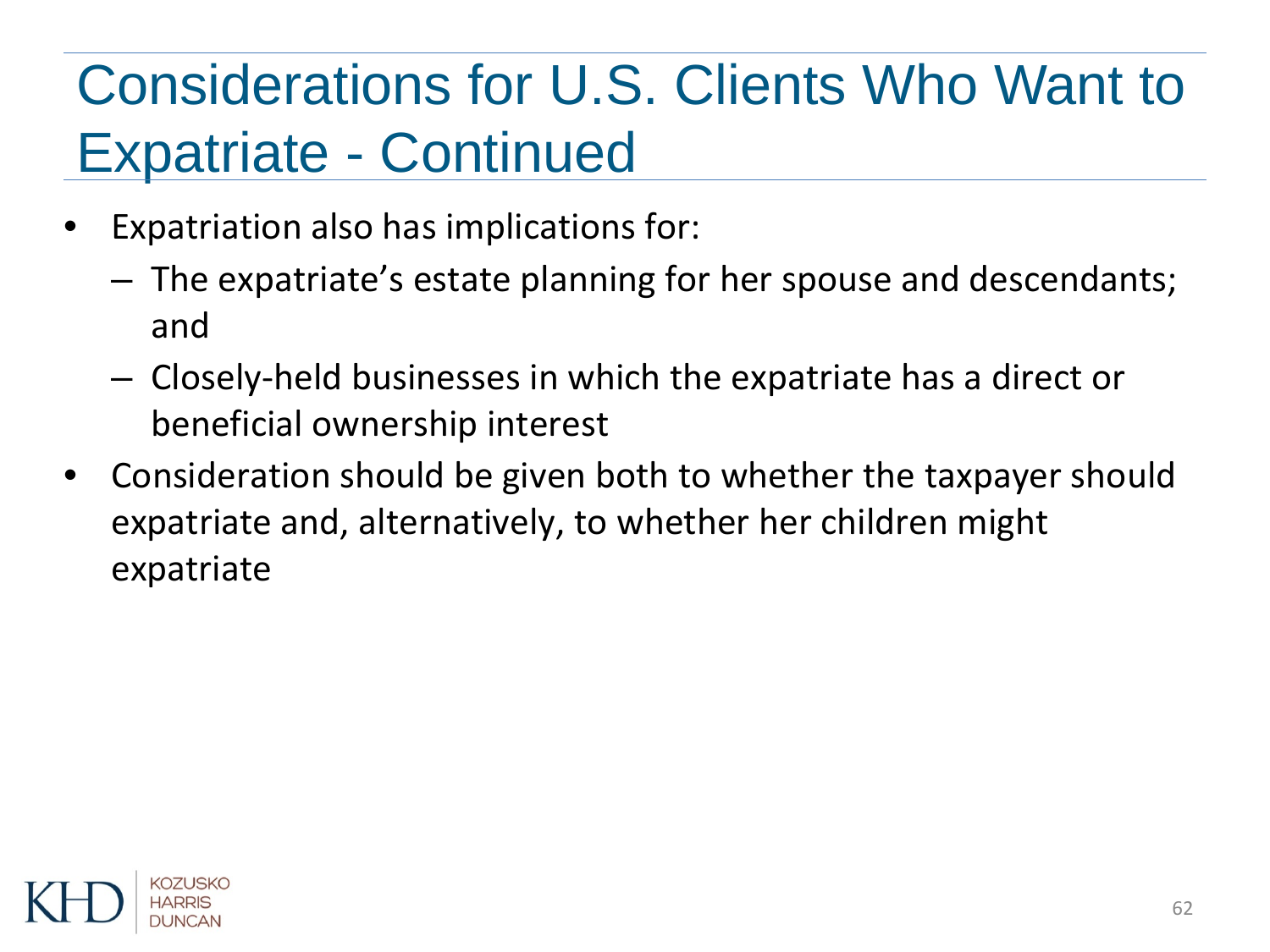# Considerations for U.S. Clients Who Want to Expatriate - Continued

- Expatriation also has implications for:
  - The expatriate's estate planning for her spouse and descendants; and
  - Closely-held businesses in which the expatriate has a direct or beneficial ownership interest
- Consideration should be given both to whether the taxpayer should expatriate and, alternatively, to whether her children might expatriate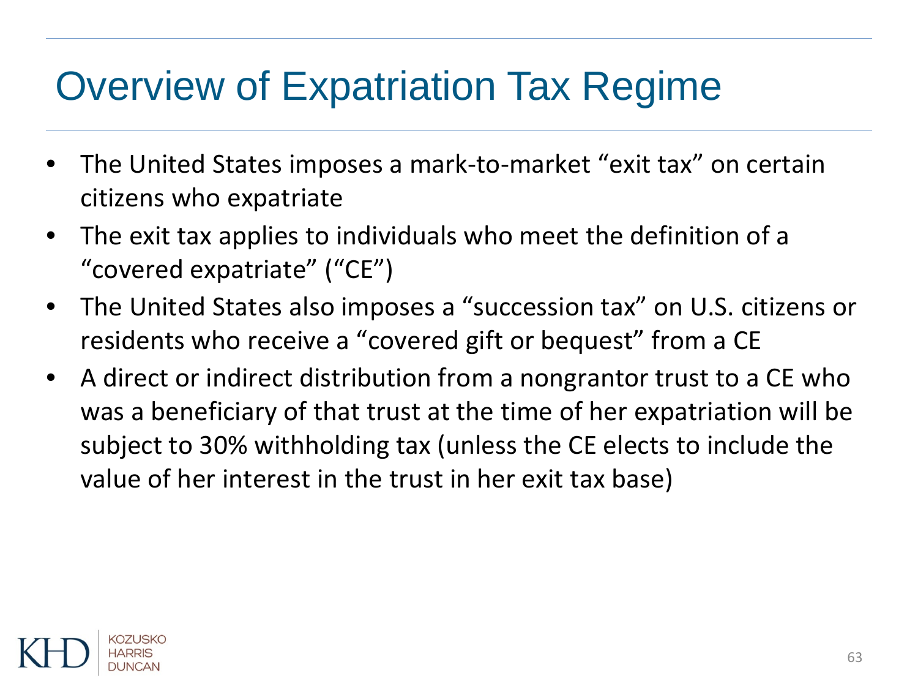# Overview of Expatriation Tax Regime

- The United States imposes a mark-to-market "exit tax" on certain citizens who expatriate
- The exit tax applies to individuals who meet the definition of a "covered expatriate" ("CE")
- The United States also imposes a "succession tax" on U.S. citizens or residents who receive a "covered gift or bequest" from a CE
- A direct or indirect distribution from a nongrantor trust to a CE who was a beneficiary of that trust at the time of her expatriation will be subject to 30% withholding tax (unless the CE elects to include the value of her interest in the trust in her exit tax base)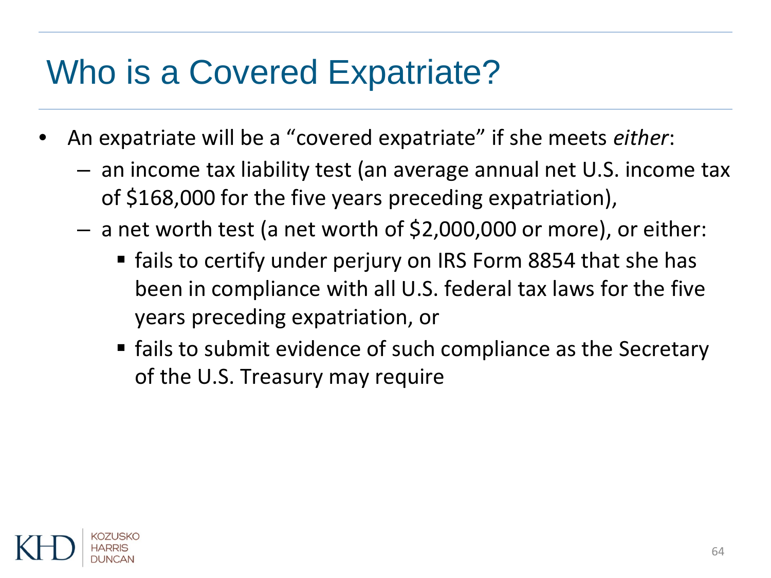# Who is a Covered Expatriate?

- An expatriate will be a "covered expatriate" if she meets *either*:
  - an income tax liability test (an average annual net U.S. income tax of $168,000 for the five years preceding expatriation),
  - a net worth test (a net worth of $2,000,000 or more), or either:
    - fails to certify under perjury on IRS Form 8854 that she has been in compliance with all U.S. federal tax laws for the five years preceding expatriation, or
    - fails to submit evidence of such compliance as the Secretary of the U.S. Treasury may require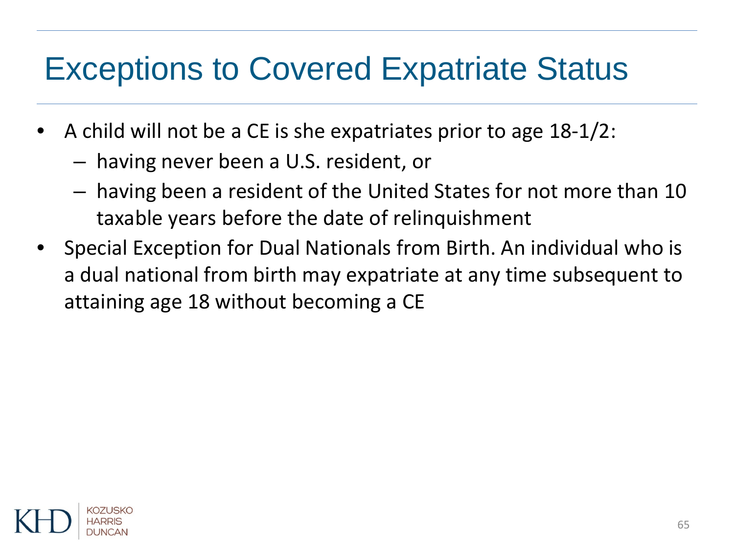# Exceptions to Covered Expatriate Status

- A child will not be a CE is she expatriates prior to age 18-1/2:
  - having never been a U.S. resident, or
  - having been a resident of the United States for not more than 10 taxable years before the date of relinquishment
- Special Exception for Dual Nationals from Birth. An individual who is a dual national from birth may expatriate at any time subsequent to attaining age 18 without becoming a CE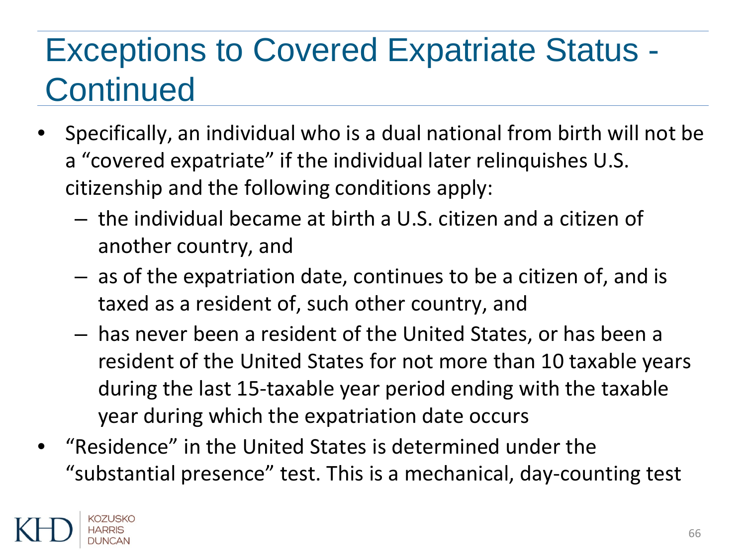# Exceptions to Covered Expatriate Status - Continued

- Specifically, an individual who is a dual national from birth will not be a "covered expatriate" if the individual later relinquishes U.S. citizenship and the following conditions apply:
  - the individual became at birth a U.S. citizen and a citizen of another country, and
  - as of the expatriation date, continues to be a citizen of, and is taxed as a resident of, such other country, and
  - has never been a resident of the United States, or has been a resident of the United States for not more than 10 taxable years during the last 15-taxable year period ending with the taxable year during which the expatriation date occurs
- "Residence" in the United States is determined under the "substantial presence" test. This is a mechanical, day-counting test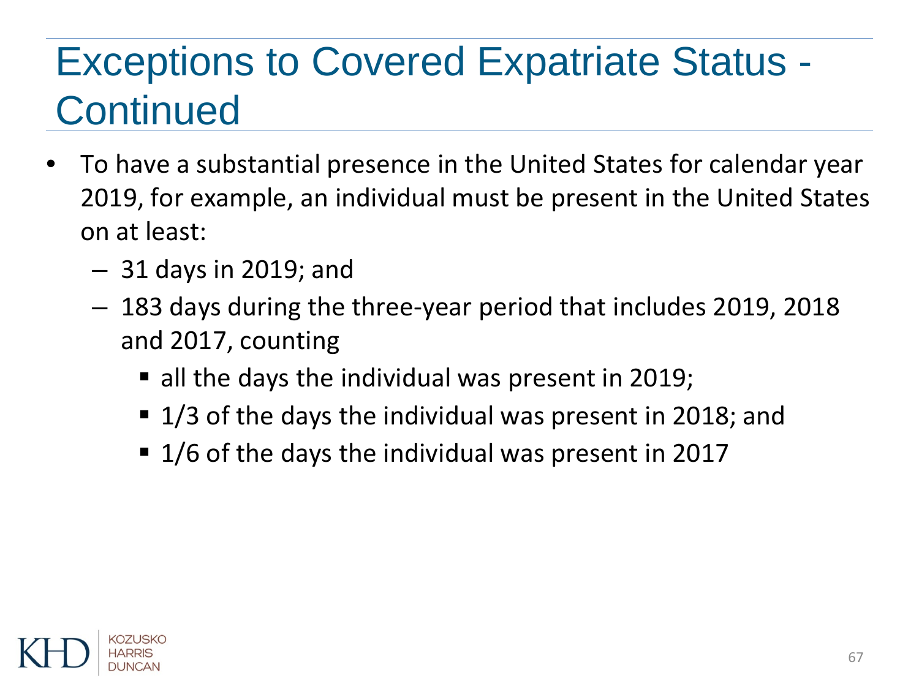# Exceptions to Covered Expatriate Status - Continued

- To have a substantial presence in the United States for calendar year 2019, for example, an individual must be present in the United States on at least:
  - 31 days in 2019; and
  - 183 days during the three-year period that includes 2019, 2018 and 2017, counting
    - all the days the individual was present in 2019;
    - 1/3 of the days the individual was present in 2018; and
    - 1/6 of the days the individual was present in 2017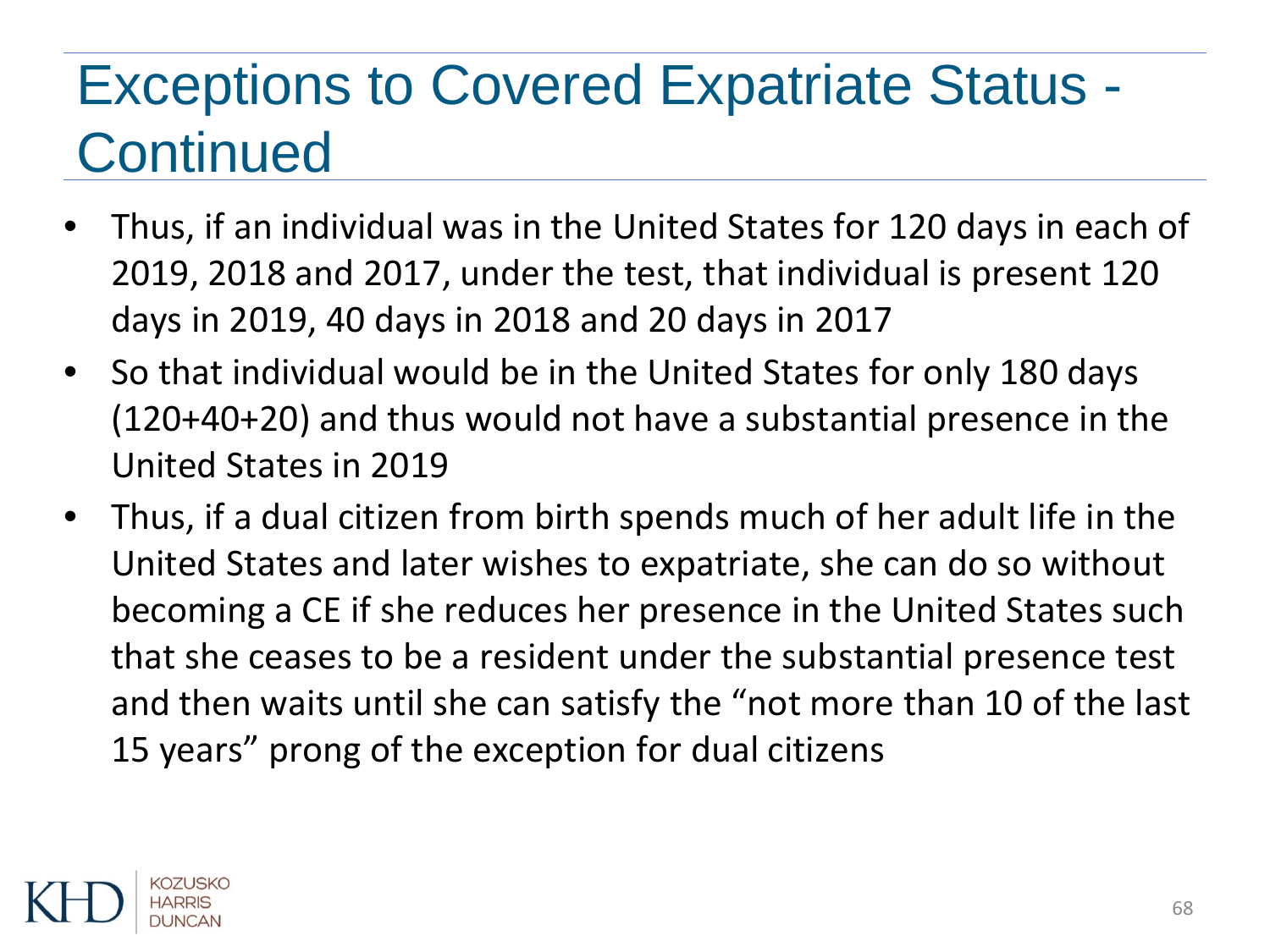# Exceptions to Covered Expatriate Status - Continued

- Thus, if an individual was in the United States for 120 days in each of 2019, 2018 and 2017, under the test, that individual is present 120 days in 2019, 40 days in 2018 and 20 days in 2017
- So that individual would be in the United States for only 180 days (120+40+20) and thus would not have a substantial presence in the United States in 2019
- Thus, if a dual citizen from birth spends much of her adult life in the United States and later wishes to expatriate, she can do so without becoming a CE if she reduces her presence in the United States such that she ceases to be a resident under the substantial presence test and then waits until she can satisfy the “not more than 10 of the last 15 years” prong of the exception for dual citizens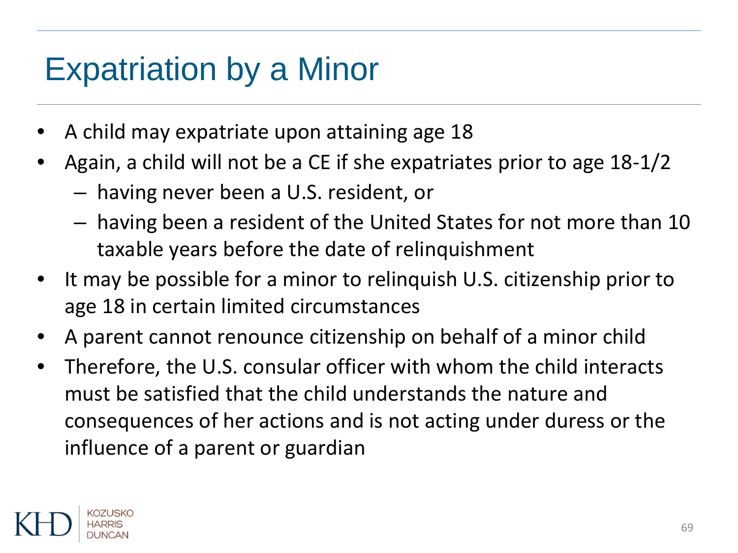# Expatriation by a Minor

- A child may expatriate upon attaining age 18
- Again, a child will not be a CE if she expatriates prior to age 18-1/2
  - having never been a U.S. resident, or
  - having been a resident of the United States for not more than 10 taxable years before the date of relinquishment
- It may be possible for a minor to relinquish U.S. citizenship prior to age 18 in certain limited circumstances
- A parent cannot renounce citizenship on behalf of a minor child
- Therefore, the U.S. consular officer with whom the child interacts must be satisfied that the child understands the nature and consequences of her actions and is not acting under duress or the influence of a parent or guardian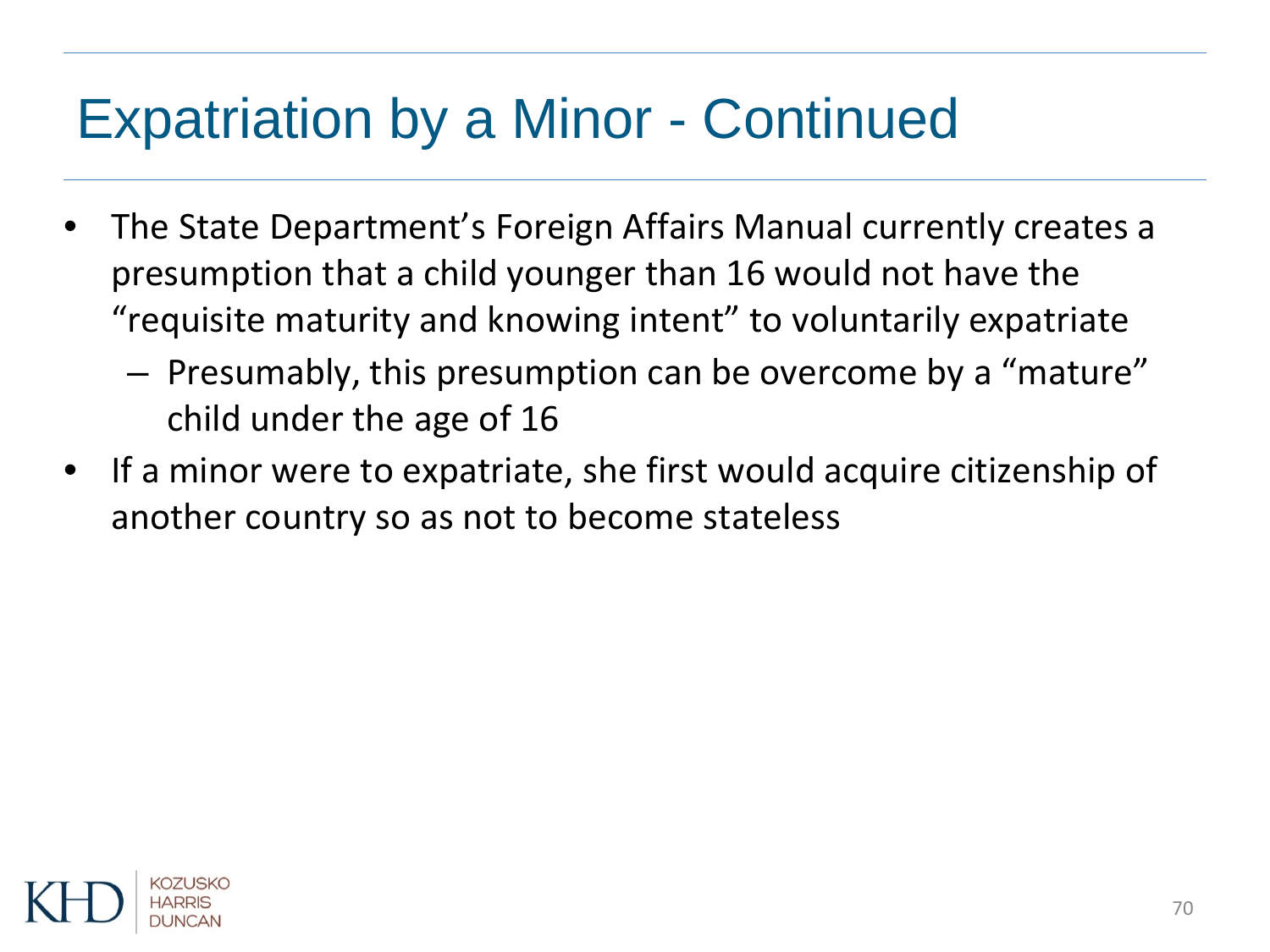# Expatriation by a Minor - Continued

- The State Department's Foreign Affairs Manual currently creates a presumption that a child younger than 16 would not have the "requisite maturity and knowing intent" to voluntarily expatriate
  - Presumably, this presumption can be overcome by a "mature" child under the age of 16
- If a minor were to expatriate, she first would acquire citizenship of another country so as not to become stateless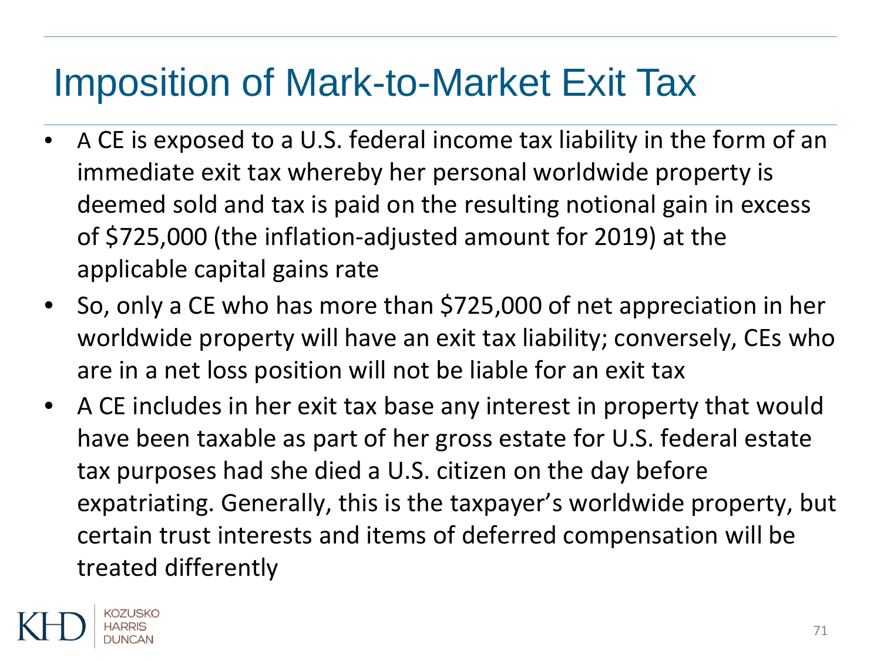# Imposition of Mark-to-Market Exit Tax

- A CE is exposed to a U.S. federal income tax liability in the form of an immediate exit tax whereby her personal worldwide property is deemed sold and tax is paid on the resulting notional gain in excess of $725,000 (the inflation-adjusted amount for 2019) at the applicable capital gains rate
- So, only a CE who has more than $725,000 of net appreciation in her worldwide property will have an exit tax liability; conversely, CEs who are in a net loss position will not be liable for an exit tax
- A CE includes in her exit tax base any interest in property that would have been taxable as part of her gross estate for U.S. federal estate tax purposes had she died a U.S. citizen on the day before expatriating. Generally, this is the taxpayer's worldwide property, but certain trust interests and items of deferred compensation will be treated differently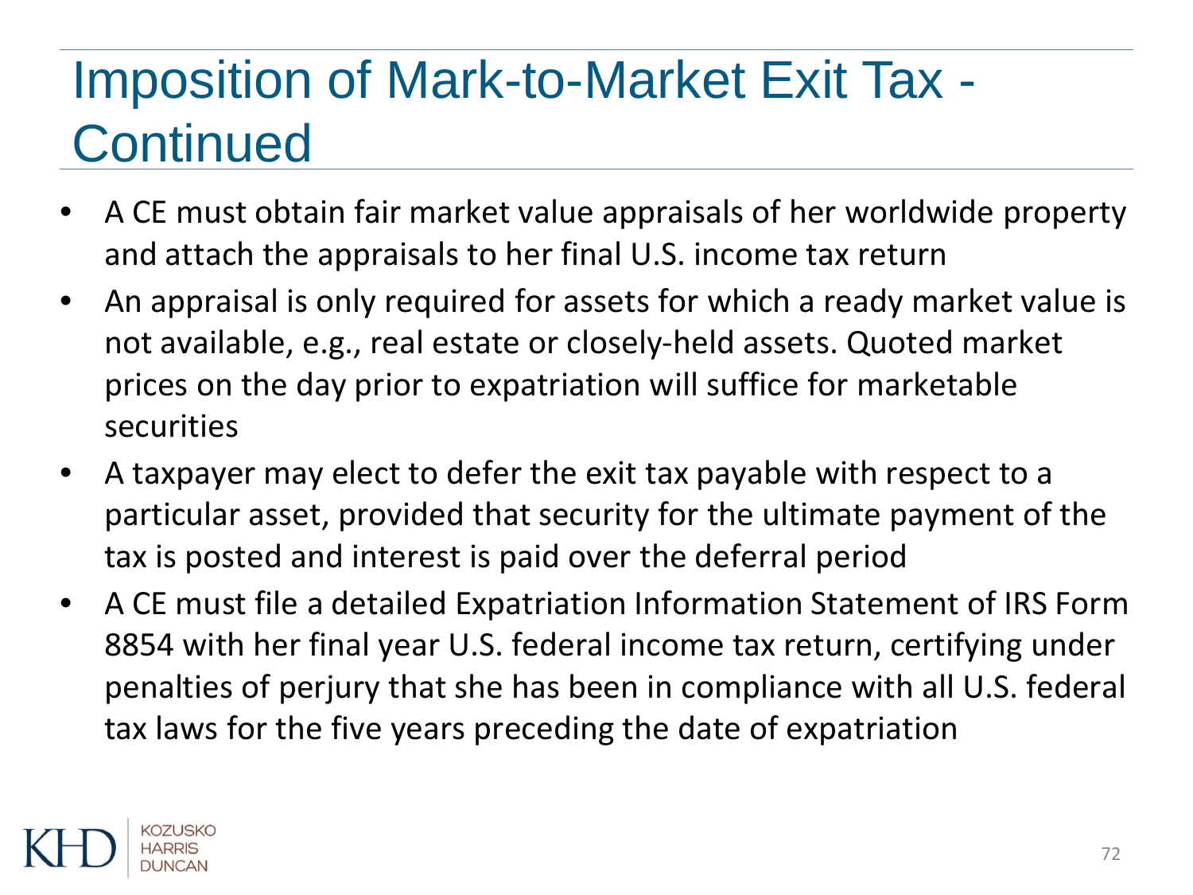# Imposition of Mark-to-Market Exit Tax - Continued

- A CE must obtain fair market value appraisals of her worldwide property and attach the appraisals to her final U.S. income tax return
- An appraisal is only required for assets for which a ready market value is not available, e.g., real estate or closely-held assets. Quoted market prices on the day prior to expatriation will suffice for marketable securities
- A taxpayer may elect to defer the exit tax payable with respect to a particular asset, provided that security for the ultimate payment of the tax is posted and interest is paid over the deferral period
- A CE must file a detailed Expatriation Information Statement of IRS Form 8854 with her final year U.S. federal income tax return, certifying under penalties of perjury that she has been in compliance with all U.S. federal tax laws for the five years preceding the date of expatriation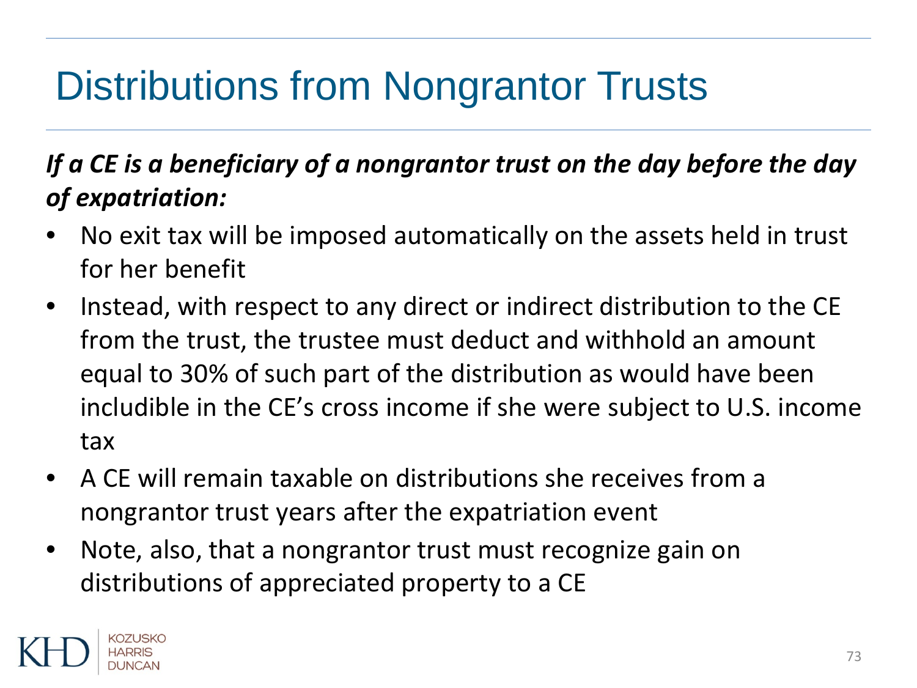# Distributions from Nongrantor Trusts

***If a CE is a beneficiary of a nongrantor trust on the day before the day of expatriation:***

- No exit tax will be imposed automatically on the assets held in trust for her benefit
- Instead, with respect to any direct or indirect distribution to the CE from the trust, the trustee must deduct and withhold an amount equal to 30% of such part of the distribution as would have been includible in the CE's cross income if she were subject to U.S. income tax
- A CE will remain taxable on distributions she receives from a nongrantor trust years after the expatriation event
- Note, also, that a nongrantor trust must recognize gain on distributions of appreciated property to a CE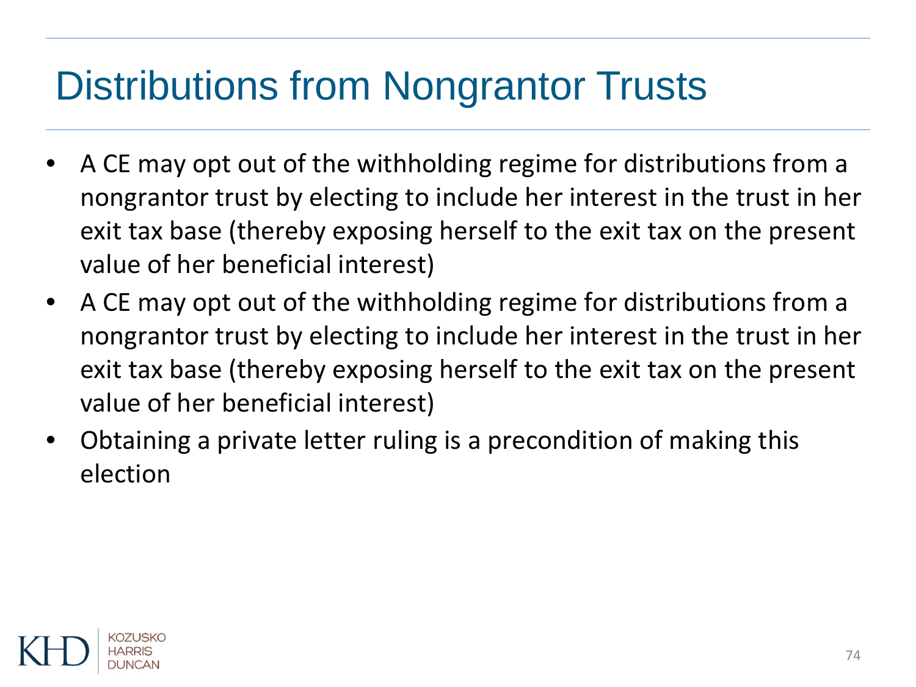# Distributions from Nongrantor Trusts

- A CE may opt out of the withholding regime for distributions from a nongrantor trust by electing to include her interest in the trust in her exit tax base (thereby exposing herself to the exit tax on the present value of her beneficial interest)
- A CE may opt out of the withholding regime for distributions from a nongrantor trust by electing to include her interest in the trust in her exit tax base (thereby exposing herself to the exit tax on the present value of her beneficial interest)
- Obtaining a private letter ruling is a precondition of making this election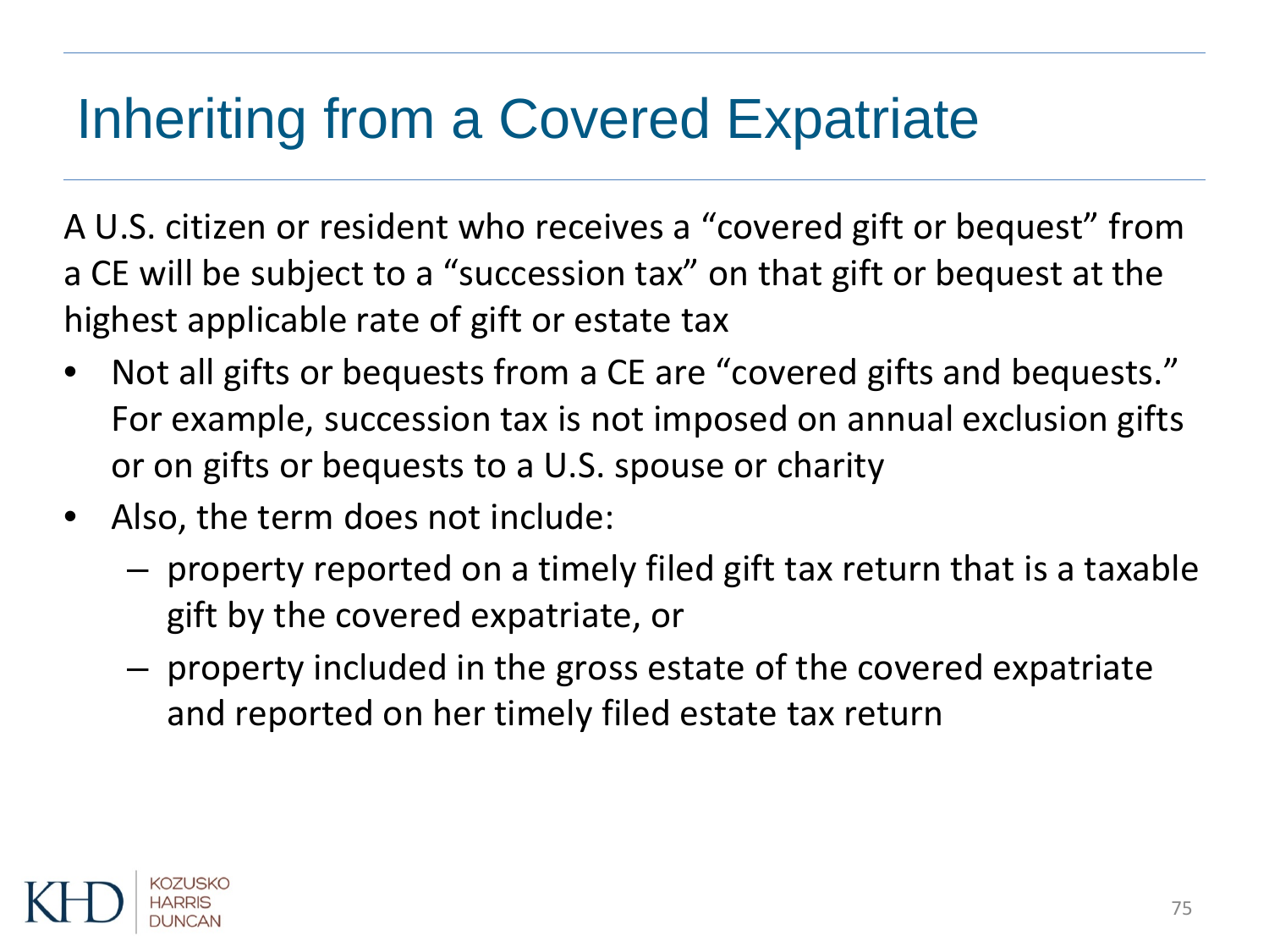# Inheriting from a Covered Expatriate

A U.S. citizen or resident who receives a "covered gift or bequest" from a CE will be subject to a "succession tax" on that gift or bequest at the highest applicable rate of gift or estate tax

- Not all gifts or bequests from a CE are "covered gifts and bequests." For example, succession tax is not imposed on annual exclusion gifts or on gifts or bequests to a U.S. spouse or charity
- Also, the term does not include:
  - property reported on a timely filed gift tax return that is a taxable gift by the covered expatriate, or
  - property included in the gross estate of the covered expatriate and reported on her timely filed estate tax return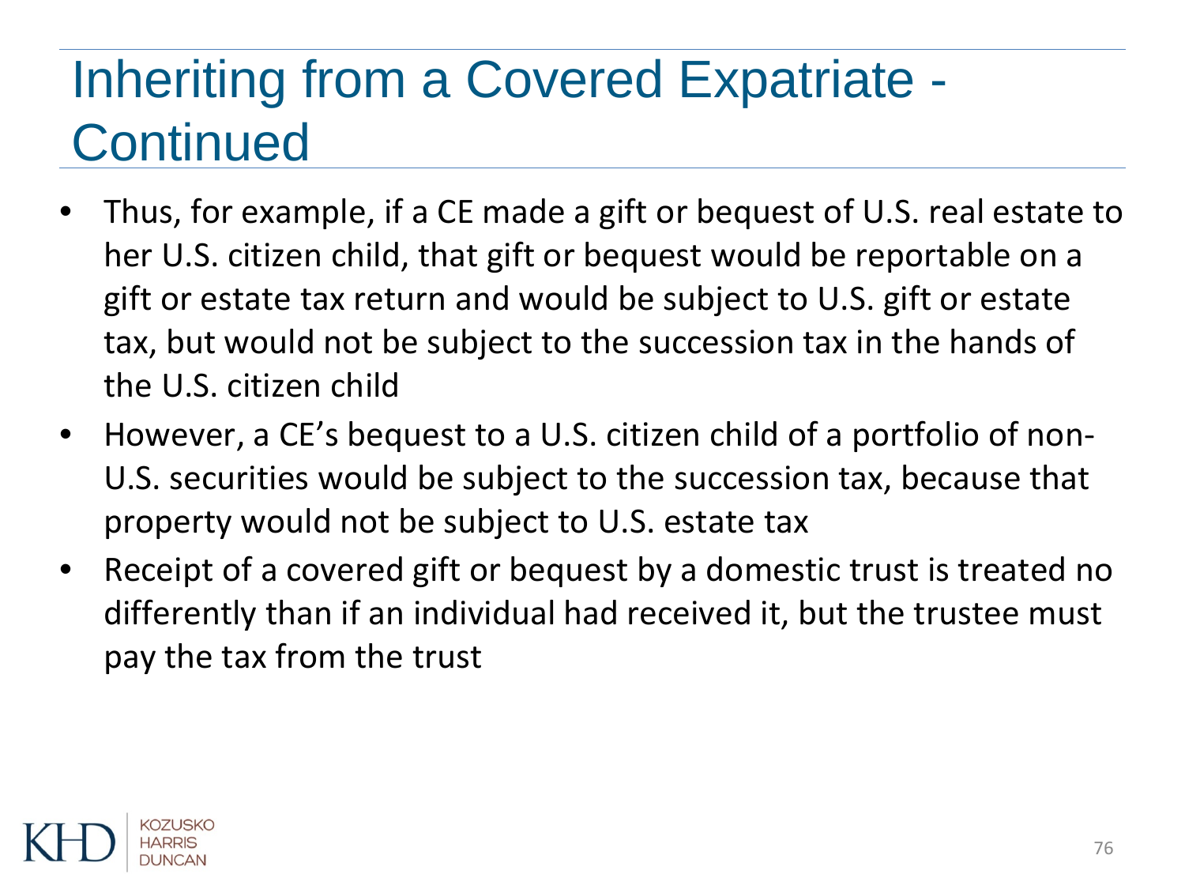# Inheriting from a Covered Expatriate - Continued

- Thus, for example, if a CE made a gift or bequest of U.S. real estate to her U.S. citizen child, that gift or bequest would be reportable on a gift or estate tax return and would be subject to U.S. gift or estate tax, but would not be subject to the succession tax in the hands of the U.S. citizen child
- However, a CE's bequest to a U.S. citizen child of a portfolio of non-U.S. securities would be subject to the succession tax, because that property would not be subject to U.S. estate tax
- Receipt of a covered gift or bequest by a domestic trust is treated no differently than if an individual had received it, but the trustee must pay the tax from the trust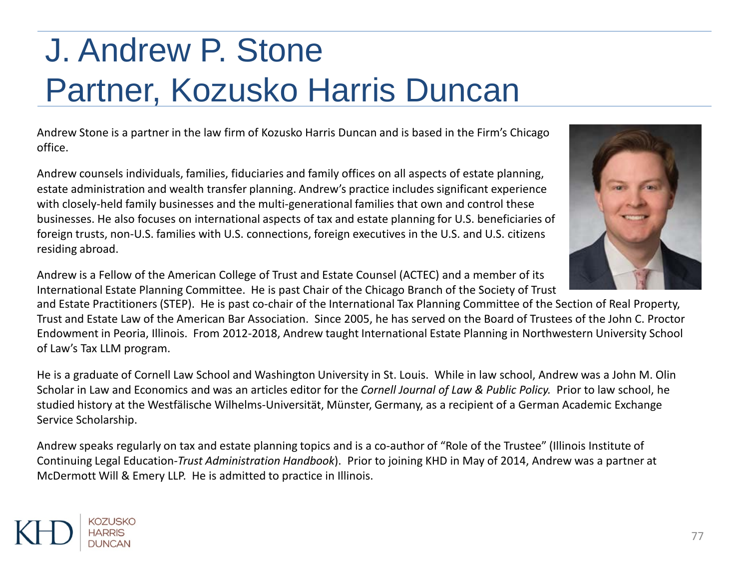# J. Andrew P. Stone
# Partner, Kozusko Harris Duncan

Andrew Stone is a partner in the law firm of Kozusko Harris Duncan and is based in the Firm's Chicago office.

Andrew counsels individuals, families, fiduciaries and family offices on all aspects of estate planning, estate administration and wealth transfer planning. Andrew's practice includes significant experience with closely-held family businesses and the multi-generational families that own and control these businesses. He also focuses on international aspects of tax and estate planning for U.S. beneficiaries of foreign trusts, non-U.S. families with U.S. connections, foreign executives in the U.S. and U.S. citizens residing abroad.

Andrew is a Fellow of the American College of Trust and Estate Counsel (ACTEC) and a member of its International Estate Planning Committee. He is past Chair of the Chicago Branch of the Society of Trust and Estate Practitioners (STEP). He is past co-chair of the International Tax Planning Committee of the Section of Real Property, Trust and Estate Law of the American Bar Association. Since 2005, he has served on the Board of Trustees of the John C. Proctor Endowment in Peoria, Illinois. From 2012-2018, Andrew taught International Estate Planning in Northwestern University School of Law's Tax LLM program.

He is a graduate of Cornell Law School and Washington University in St. Louis. While in law school, Andrew was a John M. Olin Scholar in Law and Economics and was an articles editor for the *Cornell Journal of Law & Public Policy.* Prior to law school, he studied history at the Westfälische Wilhelms-Universität, Münster, Germany, as a recipient of a German Academic Exchange Service Scholarship.

Andrew speaks regularly on tax and estate planning topics and is a co-author of "Role of the Trustee" (Illinois Institute of Continuing Legal Education-*Trust Administration Handbook*). Prior to joining KHD in May of 2014, Andrew was a partner at McDermott Will & Emery LLP. He is admitted to practice in Illinois.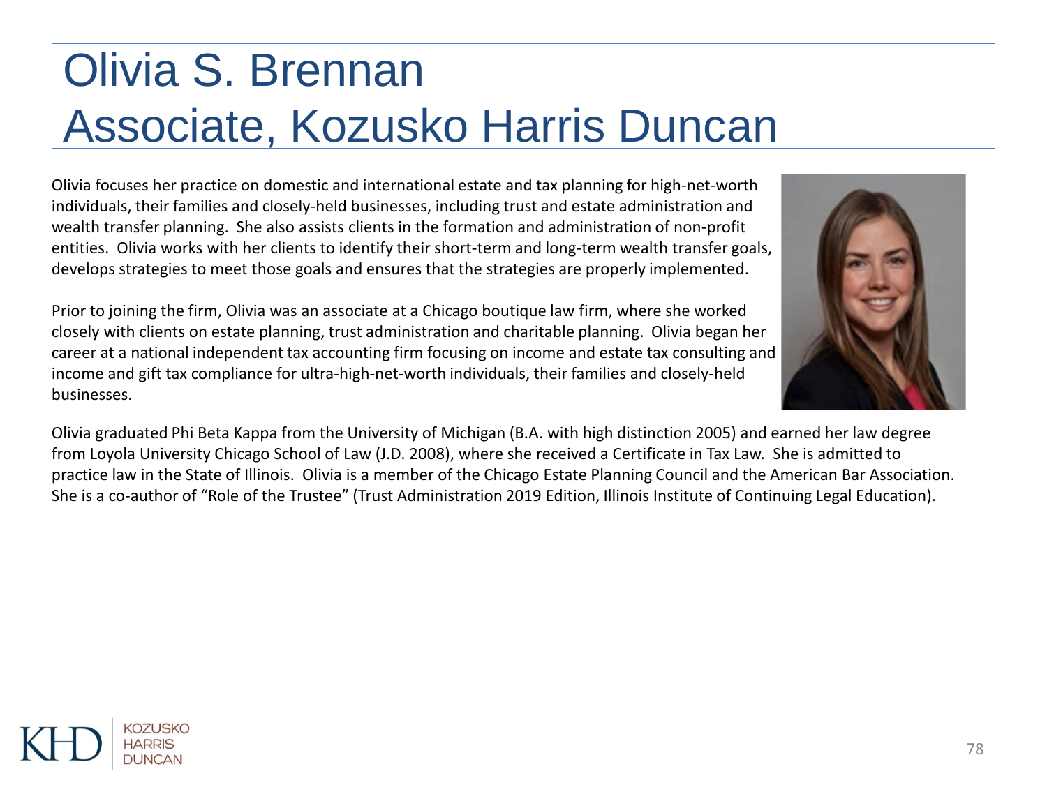# Olivia S. Brennan
# Associate, Kozusko Harris Duncan

Olivia focuses her practice on domestic and international estate and tax planning for high-net-worth individuals, their families and closely-held businesses, including trust and estate administration and wealth transfer planning. She also assists clients in the formation and administration of non-profit entities. Olivia works with her clients to identify their short-term and long-term wealth transfer goals, develops strategies to meet those goals and ensures that the strategies are properly implemented.

Prior to joining the firm, Olivia was an associate at a Chicago boutique law firm, where she worked closely with clients on estate planning, trust administration and charitable planning. Olivia began her career at a national independent tax accounting firm focusing on income and estate tax consulting and income and gift tax compliance for ultra-high-net-worth individuals, their families and closely-held businesses.

Olivia graduated Phi Beta Kappa from the University of Michigan (B.A. with high distinction 2005) and earned her law degree from Loyola University Chicago School of Law (J.D. 2008), where she received a Certificate in Tax Law. She is admitted to practice law in the State of Illinois. Olivia is a member of the Chicago Estate Planning Council and the American Bar Association. She is a co-author of "Role of the Trustee" (Trust Administration 2019 Edition, Illinois Institute of Continuing Legal Education).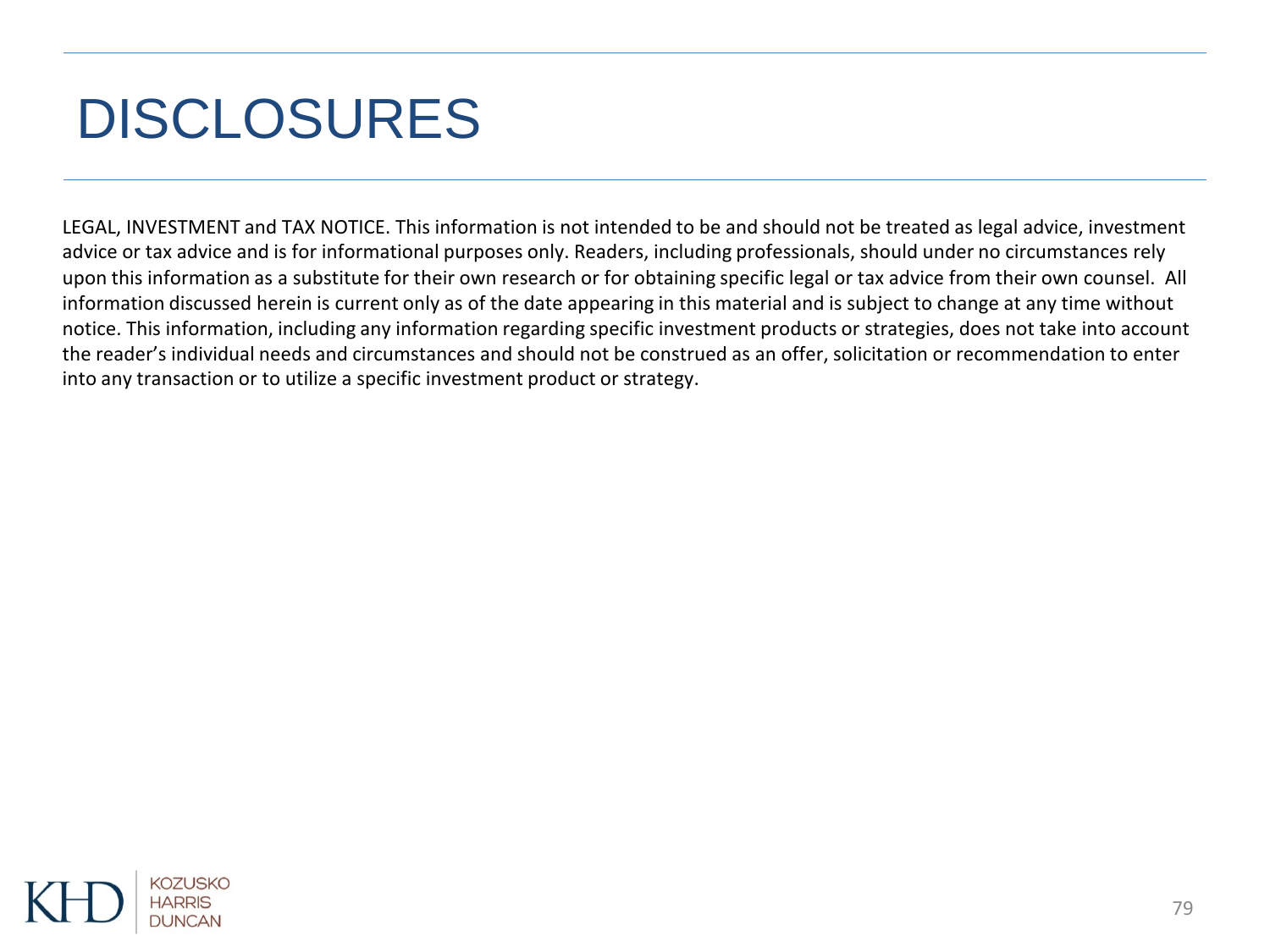# DISCLOSURES

LEGAL, INVESTMENT and TAX NOTICE. This information is not intended to be and should not be treated as legal advice, investment advice or tax advice and is for informational purposes only. Readers, including professionals, should under no circumstances rely upon this information as a substitute for their own research or for obtaining specific legal or tax advice from their own counsel. All information discussed herein is current only as of the date appearing in this material and is subject to change at any time without notice. This information, including any information regarding specific investment products or strategies, does not take into account the reader's individual needs and circumstances and should not be construed as an offer, solicitation or recommendation to enter into any transaction or to utilize a specific investment product or strategy.